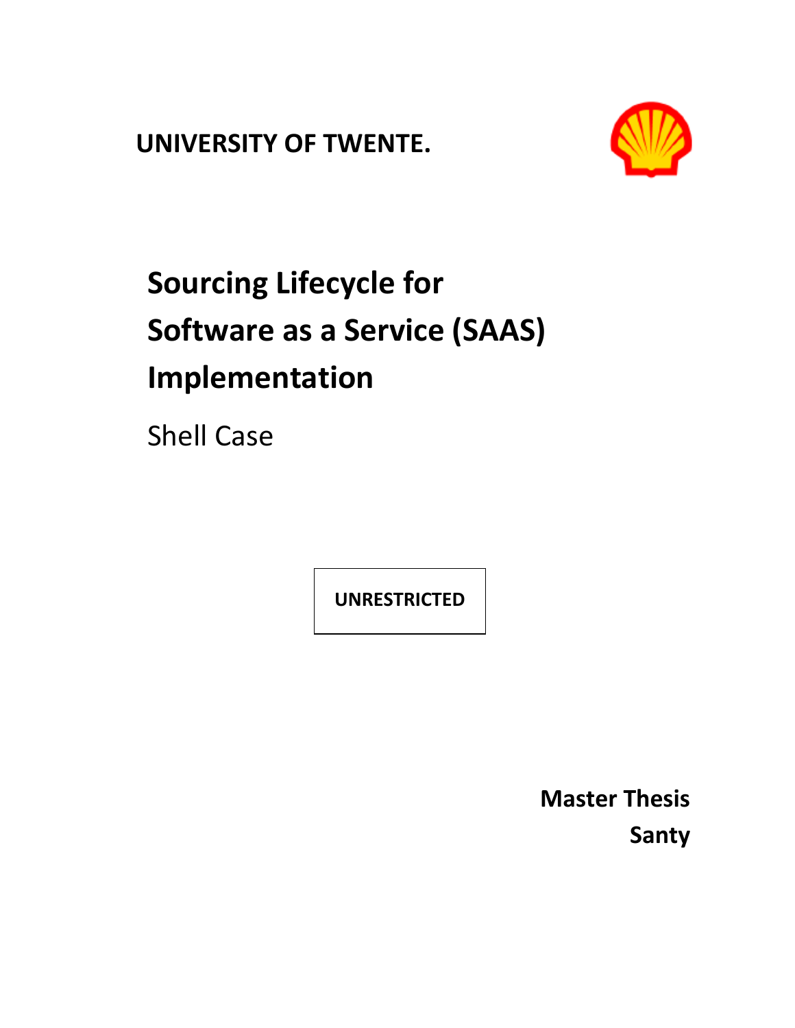**UNIVERSITY OF TWENTE.**

# Sourcing Lifecycle for Software as a Service (SAAS) Implementation

Shell Case

**UNRESTRICTED**

**Master Thesis**

**Santy**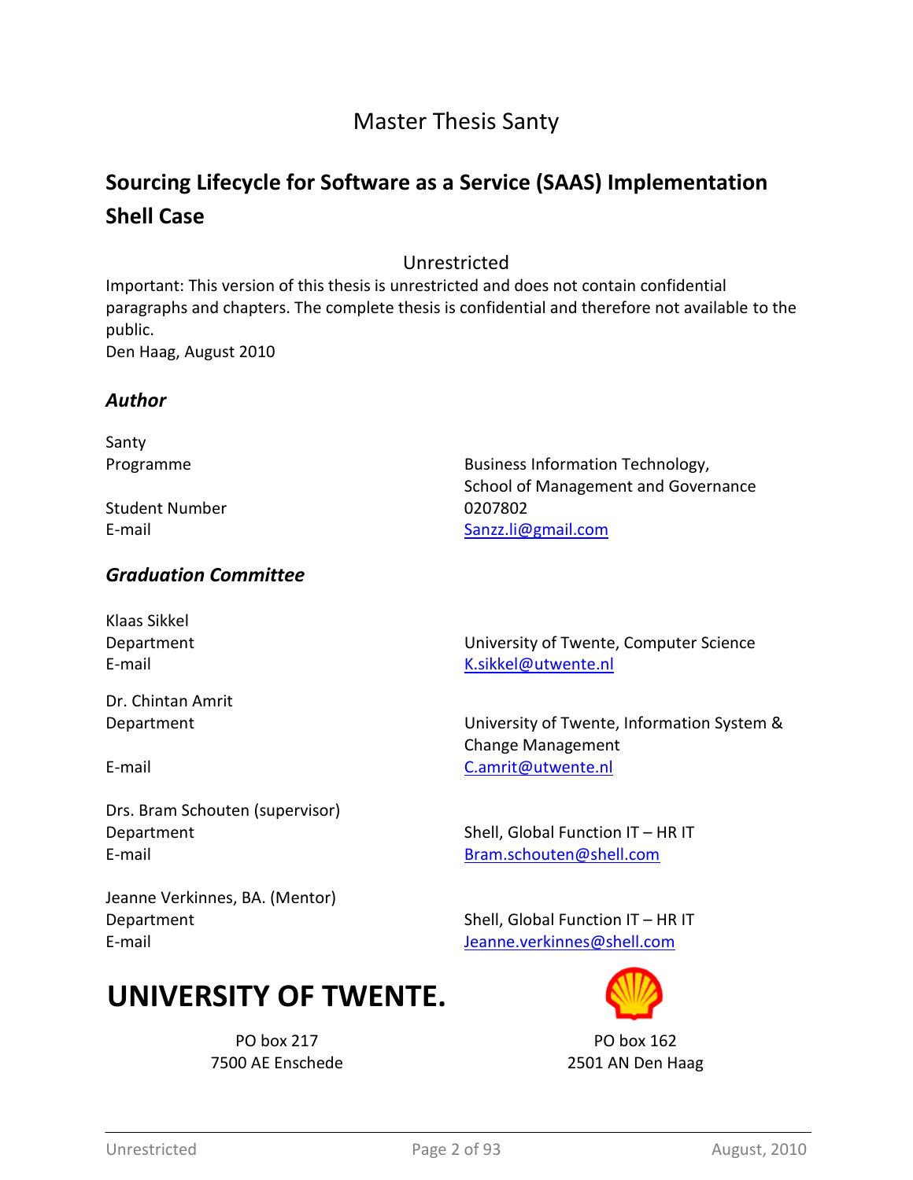Master Thesis Santy

## Sourcing Lifecycle for Software as a Service (SAAS) Implementation Shell Case

Unrestricted

Important: This version of this thesis is unrestricted and does not contain confidential paragraphs and chapters. The complete thesis is confidential and therefore not available to the public.

Den Haag, August 2010

### *Author*

Santy

| | |
|---|---|
| Programme | Business Information Technology, School of Management and Governance |
| Student Number | 0207802 |
| E-mail | Sanzz.li@gmail.com |

### *Graduation Committee*

Klaas Sikkel

| | |
|---|---|
| Department | University of Twente, Computer Science |
| E-mail | K.sikkel@utwente.nl |

Dr. Chintan Amrit

| | |
|---|---|
| Department | University of Twente, Information System & Change Management |
| E-mail | C.amrit@utwente.nl |

Drs. Bram Schouten (supervisor)

| | |
|---|---|
| Department | Shell, Global Function IT – HR IT |
| E-mail | Bram.schouten@shell.com |

Jeanne Verkinnes, BA. (Mentor)

| | |
|---|---|
| Department | Shell, Global Function IT – HR IT |
| E-mail | Jeanne.verkinnes@shell.com |

**UNIVERSITY OF TWENTE.**

PO box 217
7500 AE Enschede

PO box 162
2501 AN Den Haag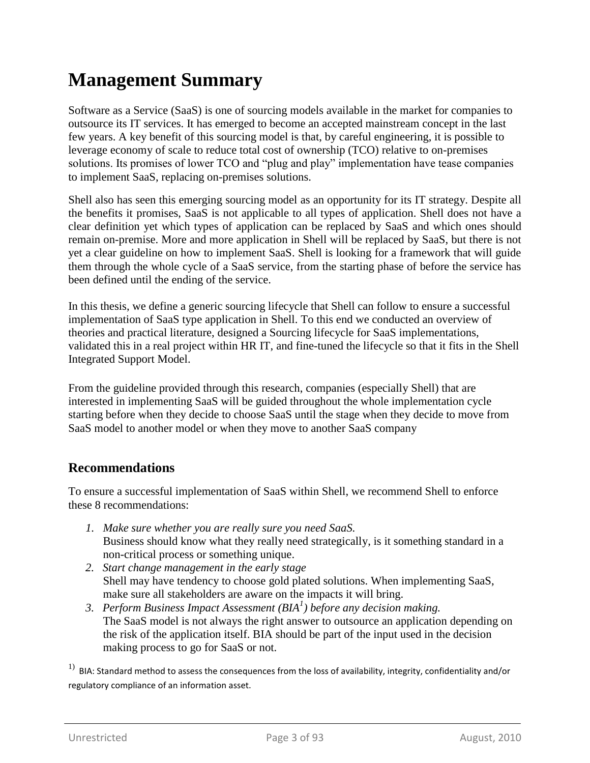# Management Summary

Software as a Service (SaaS) is one of sourcing models available in the market for companies to outsource its IT services. It has emerged to become an accepted mainstream concept in the last few years. A key benefit of this sourcing model is that, by careful engineering, it is possible to leverage economy of scale to reduce total cost of ownership (TCO) relative to on-premises solutions. Its promises of lower TCO and "plug and play" implementation have tease companies to implement SaaS, replacing on-premises solutions.

Shell also has seen this emerging sourcing model as an opportunity for its IT strategy. Despite all the benefits it promises, SaaS is not applicable to all types of application. Shell does not have a clear definition yet which types of application can be replaced by SaaS and which ones should remain on-premise. More and more application in Shell will be replaced by SaaS, but there is not yet a clear guideline on how to implement SaaS. Shell is looking for a framework that will guide them through the whole cycle of a SaaS service, from the starting phase of before the service has been defined until the ending of the service.

In this thesis, we define a generic sourcing lifecycle that Shell can follow to ensure a successful implementation of SaaS type application in Shell. To this end we conducted an overview of theories and practical literature, designed a Sourcing lifecycle for SaaS implementations, validated this in a real project within HR IT, and fine-tuned the lifecycle so that it fits in the Shell Integrated Support Model.

From the guideline provided through this research, companies (especially Shell) that are interested in implementing SaaS will be guided throughout the whole implementation cycle starting before when they decide to choose SaaS until the stage when they decide to move from SaaS model to another model or when they move to another SaaS company

## Recommendations

To ensure a successful implementation of SaaS within Shell, we recommend Shell to enforce these 8 recommendations:

1. *Make sure whether you are really sure you need SaaS.*
   Business should know what they really need strategically, is it something standard in a non-critical process or something unique.
2. *Start change management in the early stage*
   Shell may have tendency to choose gold plated solutions. When implementing SaaS, make sure all stakeholders are aware on the impacts it will bring.
3. *Perform Business Impact Assessment (BIA[1]) before any decision making.*
   The SaaS model is not always the right answer to outsource an application depending on the risk of the application itself. BIA should be part of the input used in the decision making process to go for SaaS or not.

[1] BIA: Standard method to assess the consequences from the loss of availability, integrity, confidentiality and/or regulatory compliance of an information asset.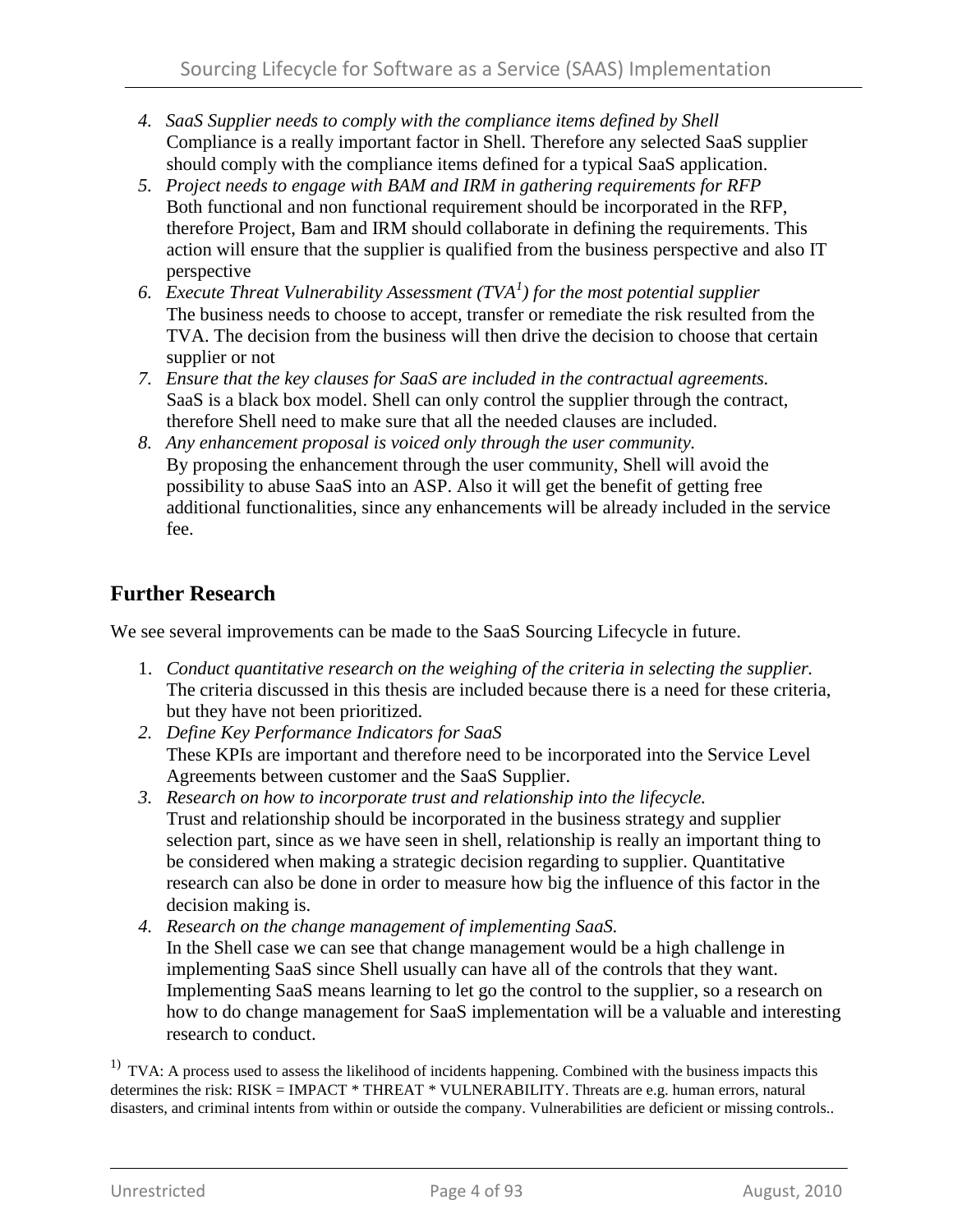4. *SaaS Supplier needs to comply with the compliance items defined by Shell*
   Compliance is a really important factor in Shell. Therefore any selected SaaS supplier should comply with the compliance items defined for a typical SaaS application.
5. *Project needs to engage with BAM and IRM in gathering requirements for RFP*
   Both functional and non functional requirement should be incorporated in the RFP, therefore Project, Bam and IRM should collaborate in defining the requirements. This action will ensure that the supplier is qualified from the business perspective and also IT perspective
6. *Execute Threat Vulnerability Assessment (TVA[1]) for the most potential supplier*
   The business needs to choose to accept, transfer or remediate the risk resulted from the TVA. The decision from the business will then drive the decision to choose that certain supplier or not
7. *Ensure that the key clauses for SaaS are included in the contractual agreements.*
   SaaS is a black box model. Shell can only control the supplier through the contract, therefore Shell need to make sure that all the needed clauses are included.
8. *Any enhancement proposal is voiced only through the user community.*
   By proposing the enhancement through the user community, Shell will avoid the possibility to abuse SaaS into an ASP. Also it will get the benefit of getting free additional functionalities, since any enhancements will be already included in the service fee.

## Further Research

We see several improvements can be made to the SaaS Sourcing Lifecycle in future.

1. *Conduct quantitative research on the weighing of the criteria in selecting the supplier.*
   The criteria discussed in this thesis are included because there is a need for these criteria, but they have not been prioritized.
2. *Define Key Performance Indicators for SaaS*
   These KPIs are important and therefore need to be incorporated into the Service Level Agreements between customer and the SaaS Supplier.
3. *Research on how to incorporate trust and relationship into the lifecycle.*
   Trust and relationship should be incorporated in the business strategy and supplier selection part, since as we have seen in shell, relationship is really an important thing to be considered when making a strategic decision regarding to supplier. Quantitative research can also be done in order to measure how big the influence of this factor in the decision making is.
4. *Research on the change management of implementing SaaS.*
   In the Shell case we can see that change management would be a high challenge in implementing SaaS since Shell usually can have all of the controls that they want. Implementing SaaS means learning to let go the control to the supplier, so a research on how to do change management for SaaS implementation will be a valuable and interesting research to conduct.

[1]) TVA: A process used to assess the likelihood of incidents happening. Combined with the business impacts this determines the risk: RISK = IMPACT * THREAT * VULNERABILITY. Threats are e.g. human errors, natural disasters, and criminal intents from within or outside the company. Vulnerabilities are deficient or missing controls..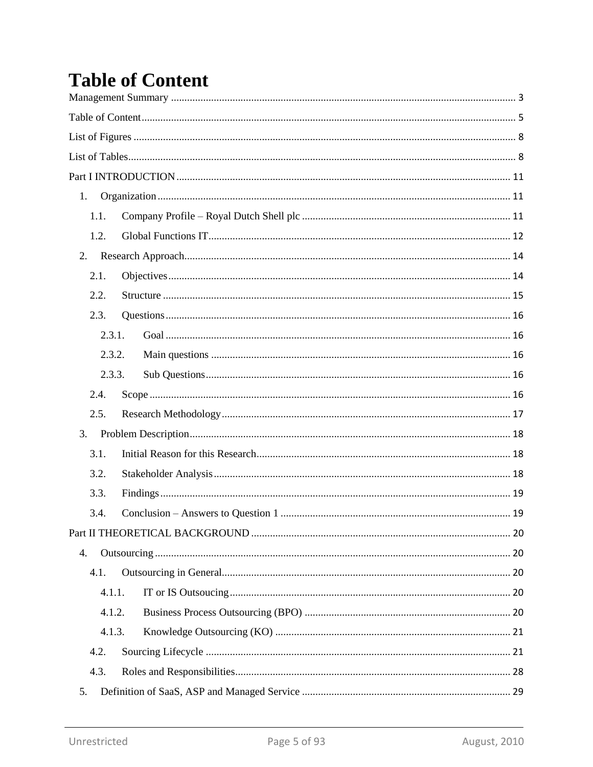# Table of Content

Management Summary ........................................................................................................................ 3

Table of Content ................................................................................................................................ 5

List of Figures .................................................................................................................................... 8

List of Tables ...................................................................................................................................... 8

Part I INTRODUCTION ..................................................................................................................... 11

1. Organization ................................................................................................................................ 11

   1.1. Company Profile – Royal Dutch Shell plc ............................................................................ 11

   1.2. Global Functions IT ............................................................................................................... 12

2. Research Approach ....................................................................................................................... 14

   2.1. Objectives ............................................................................................................................. 14

   2.2. Structure ............................................................................................................................... 15

   2.3. Questions .............................................................................................................................. 16

      2.3.1. Goal .................................................................................................................................. 16

      2.3.2. Main questions ................................................................................................................. 16

      2.3.3. Sub Questions .................................................................................................................. 16

   2.4. Scope .................................................................................................................................... 16

   2.5. Research Methodology ......................................................................................................... 17

3. Problem Description ..................................................................................................................... 18

   3.1. Initial Reason for this Research ............................................................................................ 18

   3.2. Stakeholder Analysis ............................................................................................................ 18

   3.3. Findings ................................................................................................................................ 19

   3.4. Conclusion – Answers to Question 1 .................................................................................... 19

Part II THEORETICAL BACKGROUND ............................................................................................. 20

4. Outsourcing .................................................................................................................................. 20

   4.1. Outsourcing in General ......................................................................................................... 20

      4.1.1. IT or IS Outsoucing .......................................................................................................... 20

      4.1.2. Business Process Outsourcing (BPO) ............................................................................... 20

      4.1.3. Knowledge Outsourcing (KO) .......................................................................................... 21

   4.2. Sourcing Lifecycle ................................................................................................................. 21

   4.3. Roles and Responsibilities ..................................................................................................... 28

5. Definition of SaaS, ASP and Managed Service ............................................................................... 29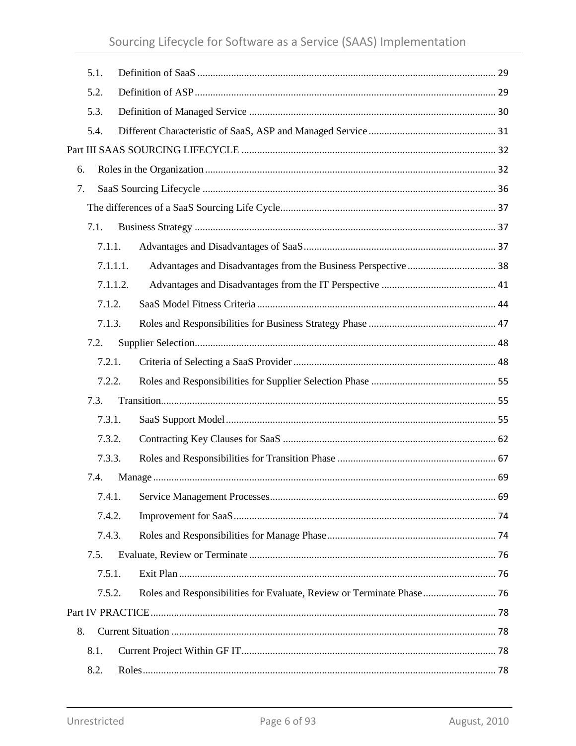5.1. Definition of SaaS ........................................................................................................ 29

5.2. Definition of ASP ......................................................................................................... 29

5.3. Definition of Managed Service ..................................................................................... 30

5.4. Different Characteristic of SaaS, ASP and Managed Service ........................................ 31

Part III SAAS SOURCING LIFECYCLE ........................................................................................ 32

6. Roles in the Organization ..................................................................................................... 32

7. SaaS Sourcing Lifecycle ....................................................................................................... 36

The differences of a SaaS Sourcing Life Cycle ........................................................................ 37

7.1. Business Strategy ......................................................................................................... 37

7.1.1. Advantages and Disadvantages of SaaS ................................................................ 37

7.1.1.1. Advantages and Disadvantages from the Business Perspective ........................ 38

7.1.1.2. Advantages and Disadvantages from the IT Perspective .................................. 41

7.1.2. SaaS Model Fitness Criteria .................................................................................. 44

7.1.3. Roles and Responsibilities for Business Strategy Phase ....................................... 47

7.2. Supplier Selection ......................................................................................................... 48

7.2.1. Criteria of Selecting a SaaS Provider .................................................................... 48

7.2.2. Roles and Responsibilities for Supplier Selection Phase ...................................... 55

7.3. Transition ...................................................................................................................... 55

7.3.1. SaaS Support Model .............................................................................................. 55

7.3.2. Contracting Key Clauses for SaaS ........................................................................ 62

7.3.3. Roles and Responsibilities for Transition Phase ................................................... 67

7.4. Manage ......................................................................................................................... 69

7.4.1. Service Management Processes ............................................................................. 69

7.4.2. Improvement for SaaS ........................................................................................... 74

7.4.3. Roles and Responsibilities for Manage Phase ....................................................... 74

7.5. Evaluate, Review or Terminate ..................................................................................... 76

7.5.1. Exit Plan ................................................................................................................ 76

7.5.2. Roles and Responsibilities for Evaluate, Review or Terminate Phase ................... 76

Part IV PRACTICE ........................................................................................................................ 78

8. Current Situation .................................................................................................................. 78

8.1. Current Project Within GF IT ........................................................................................ 78

8.2. Roles .............................................................................................................................. 78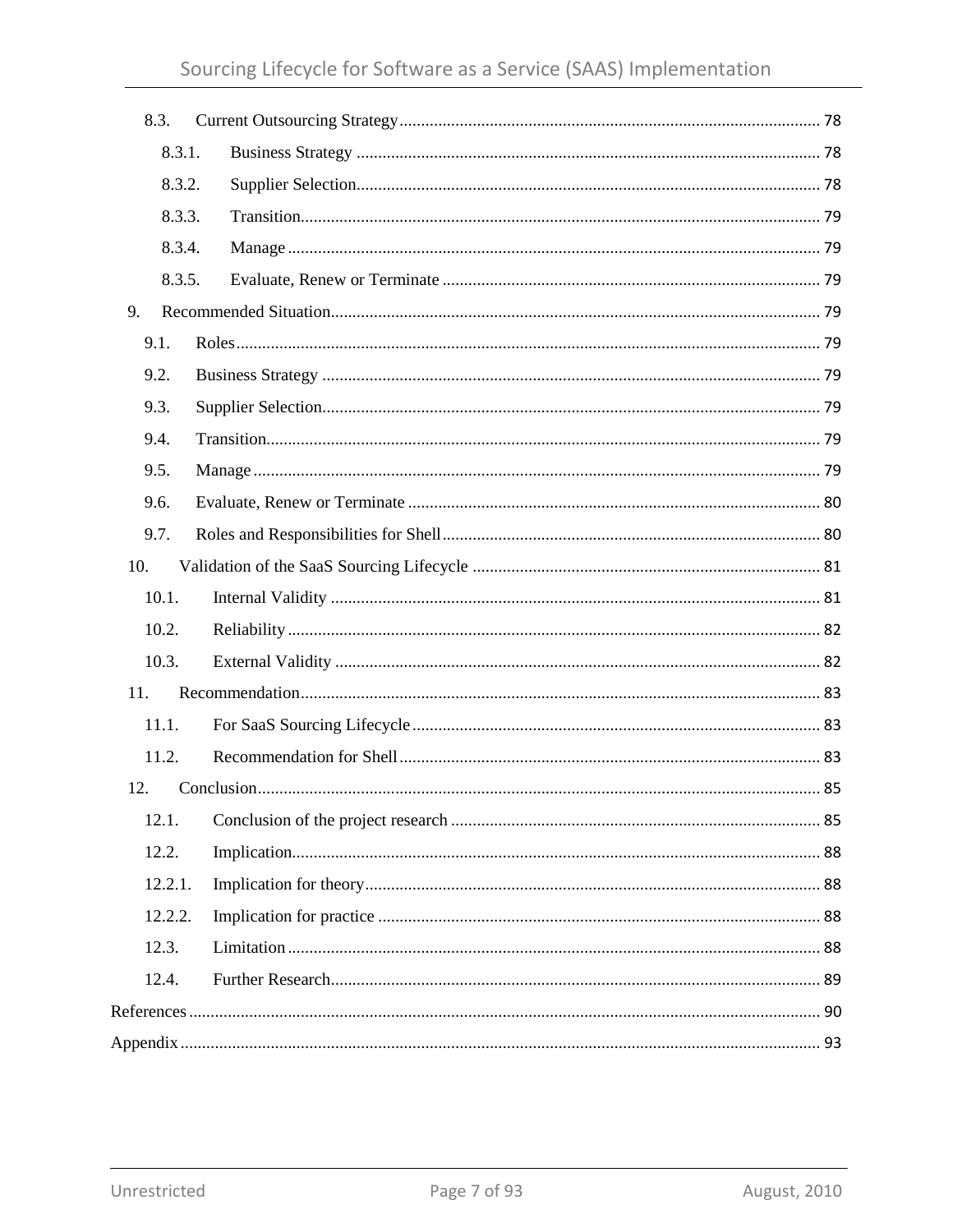- 8.3. Current Outsourcing Strategy ........ 78
  - 8.3.1. Business Strategy ........ 78
  - 8.3.2. Supplier Selection ........ 78
  - 8.3.3. Transition ........ 79
  - 8.3.4. Manage ........ 79
  - 8.3.5. Evaluate, Renew or Terminate ........ 79
- 9. Recommended Situation ........ 79
  - 9.1. Roles ........ 79
  - 9.2. Business Strategy ........ 79
  - 9.3. Supplier Selection ........ 79
  - 9.4. Transition ........ 79
  - 9.5. Manage ........ 79
  - 9.6. Evaluate, Renew or Terminate ........ 80
  - 9.7. Roles and Responsibilities for Shell ........ 80
- 10. Validation of the SaaS Sourcing Lifecycle ........ 81
  - 10.1. Internal Validity ........ 81
  - 10.2. Reliability ........ 82
  - 10.3. External Validity ........ 82
- 11. Recommendation ........ 83
  - 11.1. For SaaS Sourcing Lifecycle ........ 83
  - 11.2. Recommendation for Shell ........ 83
- 12. Conclusion ........ 85
  - 12.1. Conclusion of the project research ........ 85
  - 12.2. Implication ........ 88
  - 12.2.1. Implication for theory ........ 88
  - 12.2.2. Implication for practice ........ 88
  - 12.3. Limitation ........ 88
  - 12.4. Further Research ........ 89

References ........ 90

Appendix ........ 93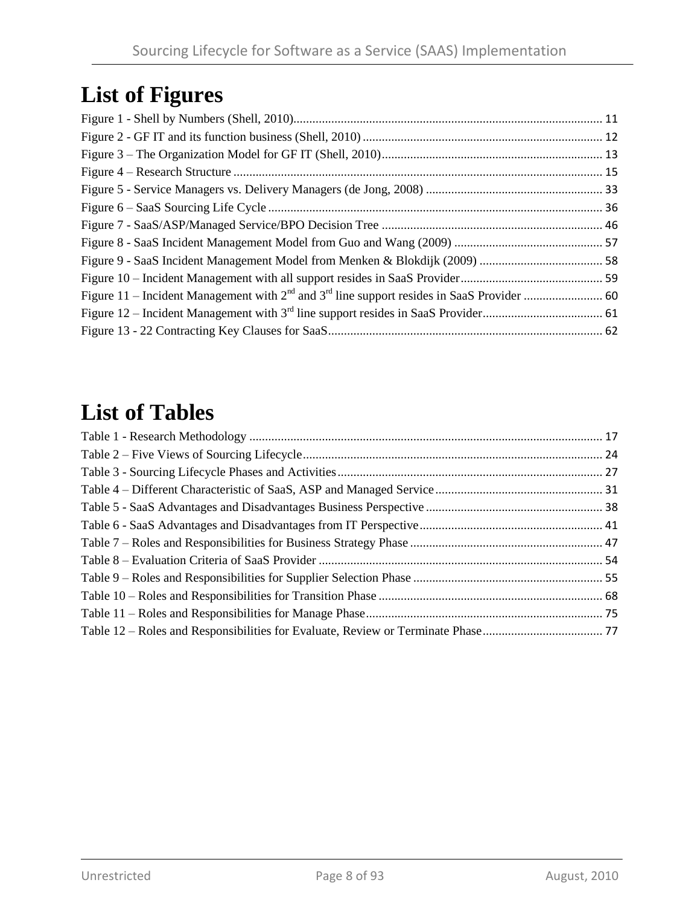# List of Figures

Figure 1 - Shell by Numbers (Shell, 2010)................................................................................................ 11
Figure 2 - GF IT and its function business (Shell, 2010) ........................................................................... 12
Figure 3 – The Organization Model for GF IT (Shell, 2010)..................................................................... 13
Figure 4 – Research Structure .................................................................................................................... 15
Figure 5 - Service Managers vs. Delivery Managers (de Jong, 2008) ........................................................ 33
Figure 6 – SaaS Sourcing Life Cycle ......................................................................................................... 36
Figure 7 - SaaS/ASP/Managed Service/BPO Decision Tree ..................................................................... 46
Figure 8 - SaaS Incident Management Model from Guo and Wang (2009) ............................................... 57
Figure 9 - SaaS Incident Management Model from Menken & Blokdijk (2009) ....................................... 58
Figure 10 – Incident Management with all support resides in SaaS Provider............................................ 59
Figure 11 – Incident Management with 2nd and 3rd line support resides in SaaS Provider ......................... 60
Figure 12 – Incident Management with 3rd line support resides in SaaS Provider...................................... 61
Figure 13 - 22 Contracting Key Clauses for SaaS...................................................................................... 62

# List of Tables

Table 1 - Research Methodology ............................................................................................................... 17
Table 2 – Five Views of Sourcing Lifecycle.............................................................................................. 24
Table 3 - Sourcing Lifecycle Phases and Activities................................................................................... 27
Table 4 – Different Characteristic of SaaS, ASP and Managed Service.................................................... 31
Table 5 - SaaS Advantages and Disadvantages Business Perspective ........................................................ 38
Table 6 - SaaS Advantages and Disadvantages from IT Perspective.......................................................... 41
Table 7 – Roles and Responsibilities for Business Strategy Phase ............................................................ 47
Table 8 – Evaluation Criteria of SaaS Provider .......................................................................................... 54
Table 9 – Roles and Responsibilities for Supplier Selection Phase ........................................................... 55
Table 10 – Roles and Responsibilities for Transition Phase ...................................................................... 68
Table 11 – Roles and Responsibilities for Manage Phase.......................................................................... 75
Table 12 – Roles and Responsibilities for Evaluate, Review or Terminate Phase...................................... 77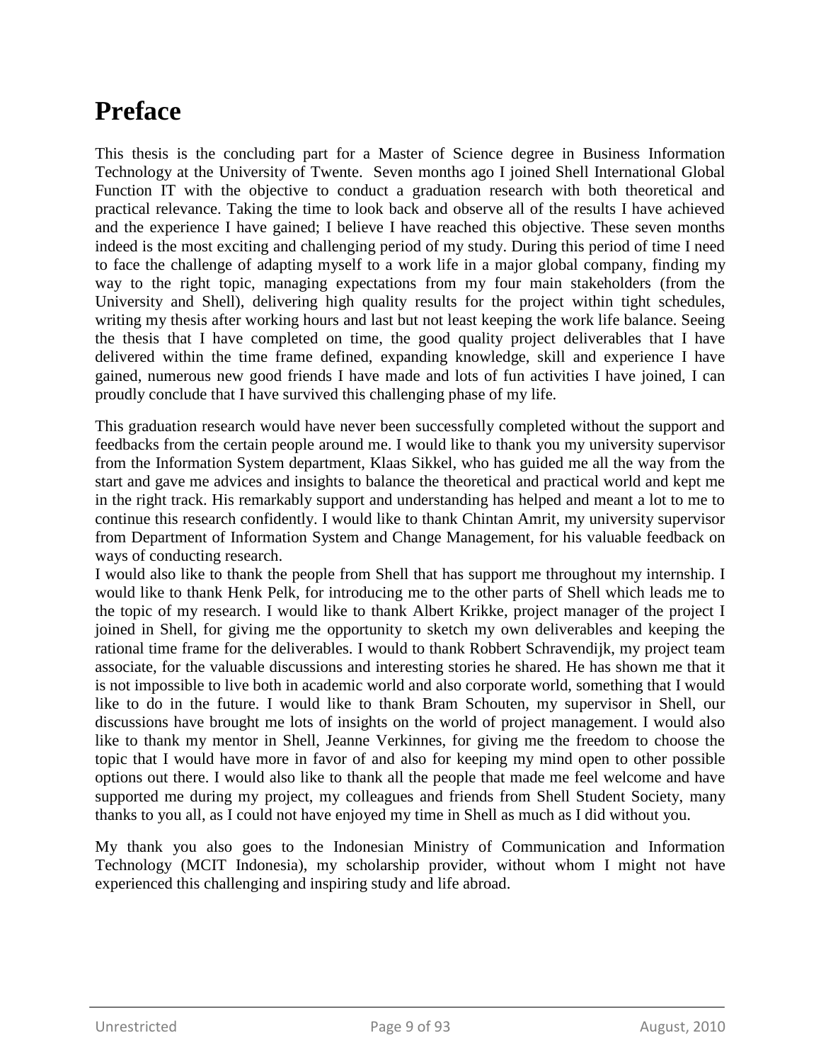# Preface

This thesis is the concluding part for a Master of Science degree in Business Information Technology at the University of Twente. Seven months ago I joined Shell International Global Function IT with the objective to conduct a graduation research with both theoretical and practical relevance. Taking the time to look back and observe all of the results I have achieved and the experience I have gained; I believe I have reached this objective. These seven months indeed is the most exciting and challenging period of my study. During this period of time I need to face the challenge of adapting myself to a work life in a major global company, finding my way to the right topic, managing expectations from my four main stakeholders (from the University and Shell), delivering high quality results for the project within tight schedules, writing my thesis after working hours and last but not least keeping the work life balance. Seeing the thesis that I have completed on time, the good quality project deliverables that I have delivered within the time frame defined, expanding knowledge, skill and experience I have gained, numerous new good friends I have made and lots of fun activities I have joined, I can proudly conclude that I have survived this challenging phase of my life.

This graduation research would have never been successfully completed without the support and feedbacks from the certain people around me. I would like to thank you my university supervisor from the Information System department, Klaas Sikkel, who has guided me all the way from the start and gave me advices and insights to balance the theoretical and practical world and kept me in the right track. His remarkably support and understanding has helped and meant a lot to me to continue this research confidently. I would like to thank Chintan Amrit, my university supervisor from Department of Information System and Change Management, for his valuable feedback on ways of conducting research.

I would also like to thank the people from Shell that has support me throughout my internship. I would like to thank Henk Pelk, for introducing me to the other parts of Shell which leads me to the topic of my research. I would like to thank Albert Krikke, project manager of the project I joined in Shell, for giving me the opportunity to sketch my own deliverables and keeping the rational time frame for the deliverables. I would to thank Robbert Schravendijk, my project team associate, for the valuable discussions and interesting stories he shared. He has shown me that it is not impossible to live both in academic world and also corporate world, something that I would like to do in the future. I would like to thank Bram Schouten, my supervisor in Shell, our discussions have brought me lots of insights on the world of project management. I would also like to thank my mentor in Shell, Jeanne Verkinnes, for giving me the freedom to choose the topic that I would have more in favor of and also for keeping my mind open to other possible options out there. I would also like to thank all the people that made me feel welcome and have supported me during my project, my colleagues and friends from Shell Student Society, many thanks to you all, as I could not have enjoyed my time in Shell as much as I did without you.

My thank you also goes to the Indonesian Ministry of Communication and Information Technology (MCIT Indonesia), my scholarship provider, without whom I might not have experienced this challenging and inspiring study and life abroad.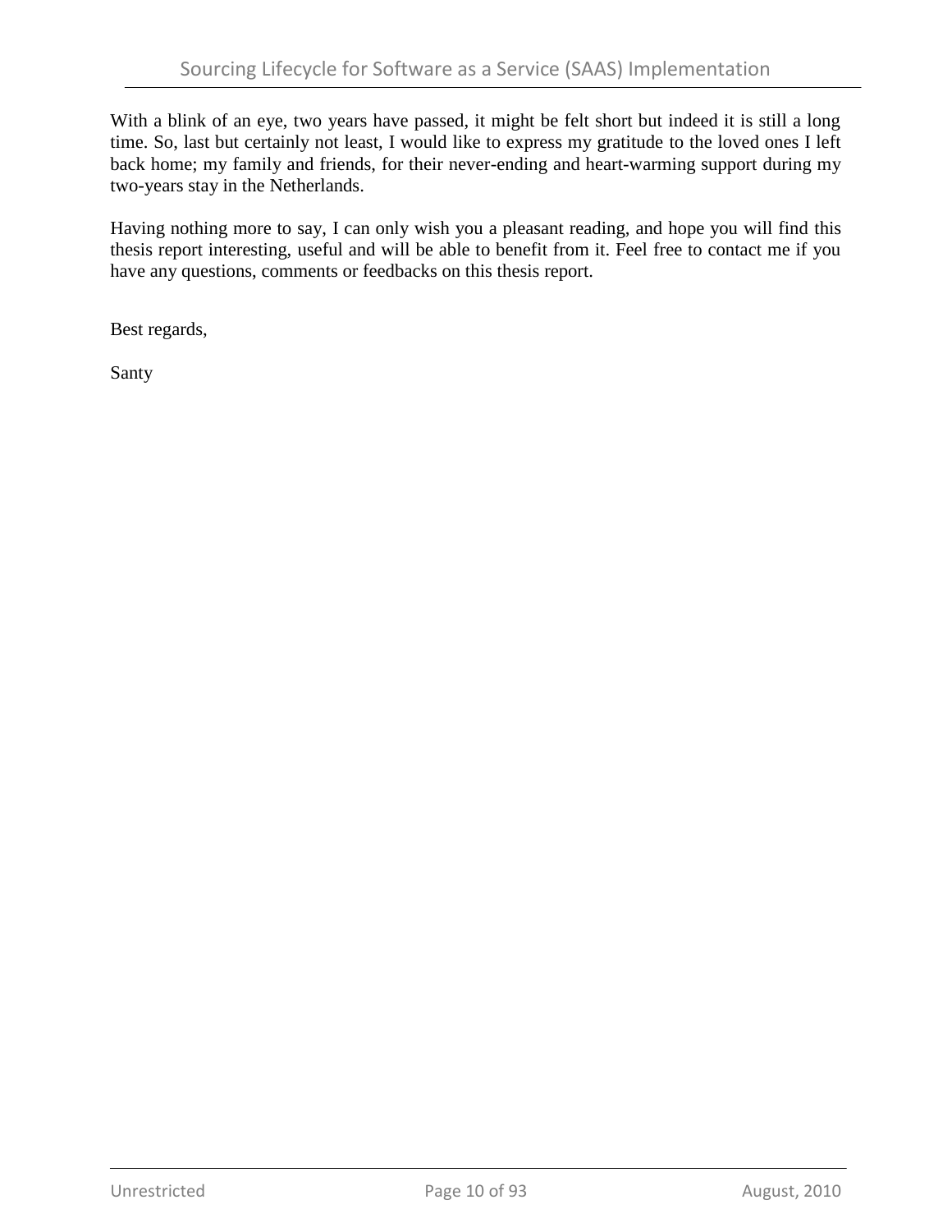With a blink of an eye, two years have passed, it might be felt short but indeed it is still a long time. So, last but certainly not least, I would like to express my gratitude to the loved ones I left back home; my family and friends, for their never-ending and heart-warming support during my two-years stay in the Netherlands.

Having nothing more to say, I can only wish you a pleasant reading, and hope you will find this thesis report interesting, useful and will be able to benefit from it. Feel free to contact me if you have any questions, comments or feedbacks on this thesis report.

Best regards,

Santy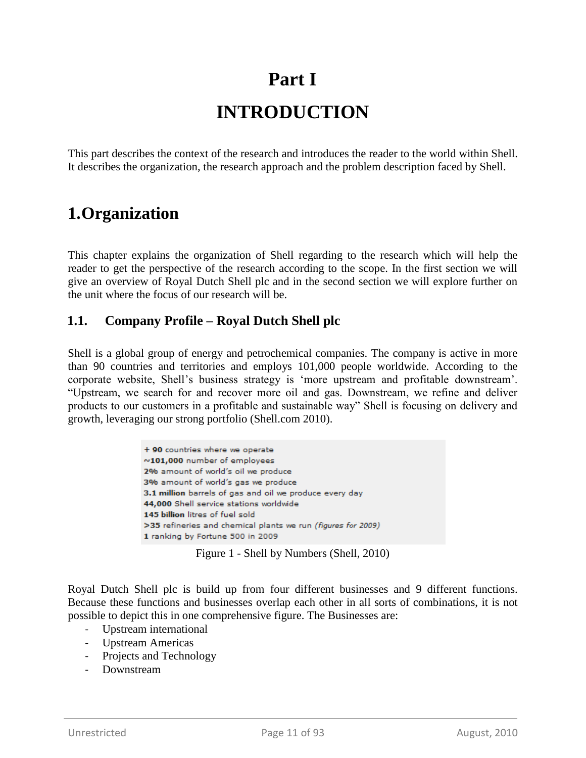# Part I

# INTRODUCTION

This part describes the context of the research and introduces the reader to the world within Shell. It describes the organization, the research approach and the problem description faced by Shell.

## 1. Organization

This chapter explains the organization of Shell regarding to the research which will help the reader to get the perspective of the research according to the scope. In the first section we will give an overview of Royal Dutch Shell plc and in the second section we will explore further on the unit where the focus of our research will be.

### 1.1. Company Profile – Royal Dutch Shell plc

Shell is a global group of energy and petrochemical companies. The company is active in more than 90 countries and territories and employs 101,000 people worldwide. According to the corporate website, Shell's business strategy is 'more upstream and profitable downstream'. "Upstream, we search for and recover more oil and gas. Downstream, we refine and deliver products to our customers in a profitable and sustainable way" Shell is focusing on delivery and growth, leveraging our strong portfolio (Shell.com 2010).

**+ 90** countries where we operate
**~101,000** number of employees
**2%** amount of world's oil we produce
**3%** amount of world's gas we produce
**3.1 million** barrels of gas and oil we produce every day
**44,000** Shell service stations worldwide
**145 billion** litres of fuel sold
**>35** refineries and chemical plants we run *(figures for 2009)*
**1** ranking by Fortune 500 in 2009

Figure 1 - Shell by Numbers (Shell, 2010)

Royal Dutch Shell plc is build up from four different businesses and 9 different functions. Because these functions and businesses overlap each other in all sorts of combinations, it is not possible to depict this in one comprehensive figure. The Businesses are:

- Upstream international
- Upstream Americas
- Projects and Technology
- Downstream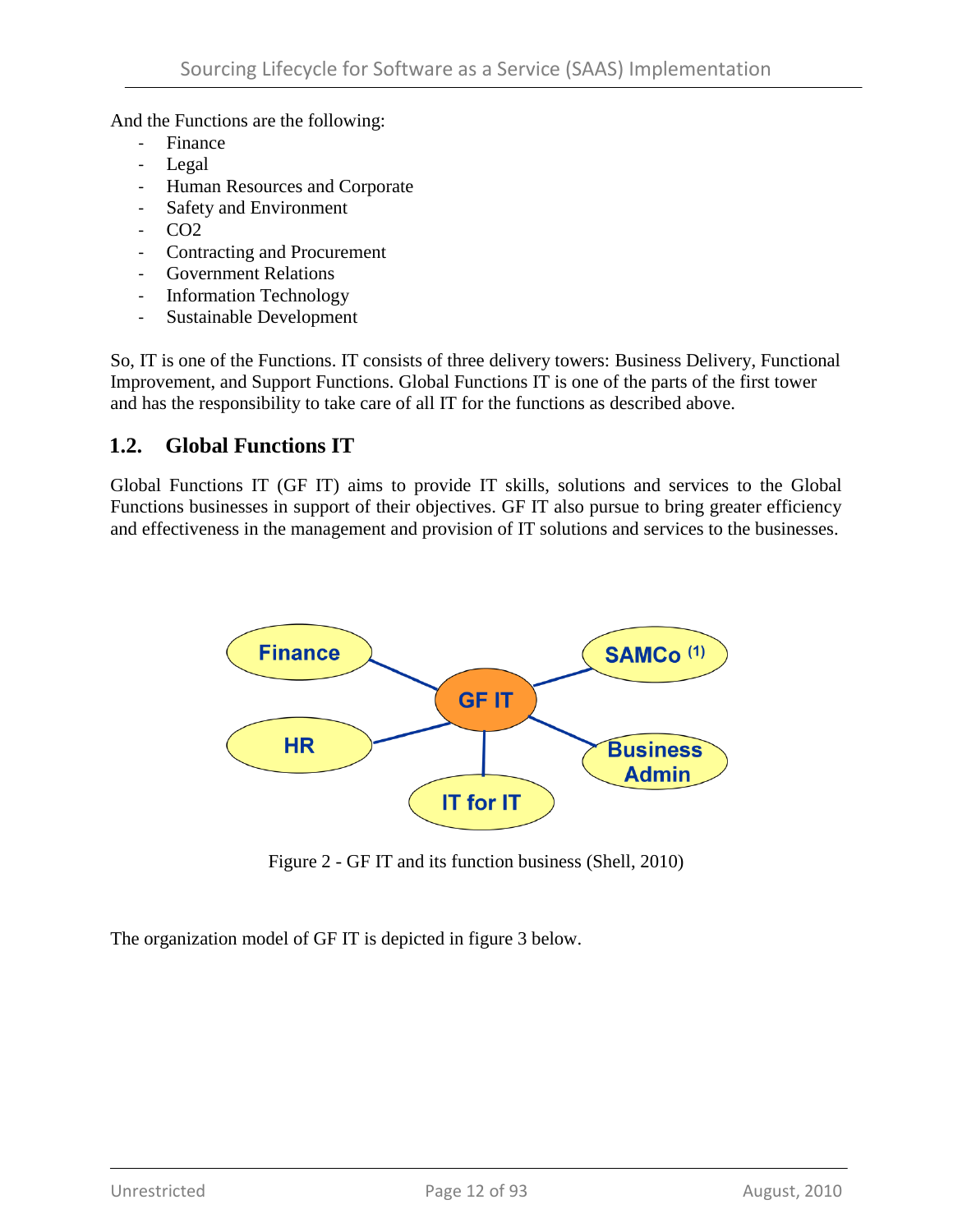And the Functions are the following:

- Finance
- Legal
- Human Resources and Corporate
- Safety and Environment
- CO2
- Contracting and Procurement
- Government Relations
- Information Technology
- Sustainable Development

So, IT is one of the Functions. IT consists of three delivery towers: Business Delivery, Functional Improvement, and Support Functions. Global Functions IT is one of the parts of the first tower and has the responsibility to take care of all IT for the functions as described above.

## 1.2. Global Functions IT

Global Functions IT (GF IT) aims to provide IT skills, solutions and services to the Global Functions businesses in support of their objectives. GF IT also pursue to bring greater efficiency and effectiveness in the management and provision of IT solutions and services to the businesses.

Finance

SAMCo [1]

GF IT

HR

Business Admin

IT for IT

Figure 2 - GF IT and its function business (Shell, 2010)

The organization model of GF IT is depicted in figure 3 below.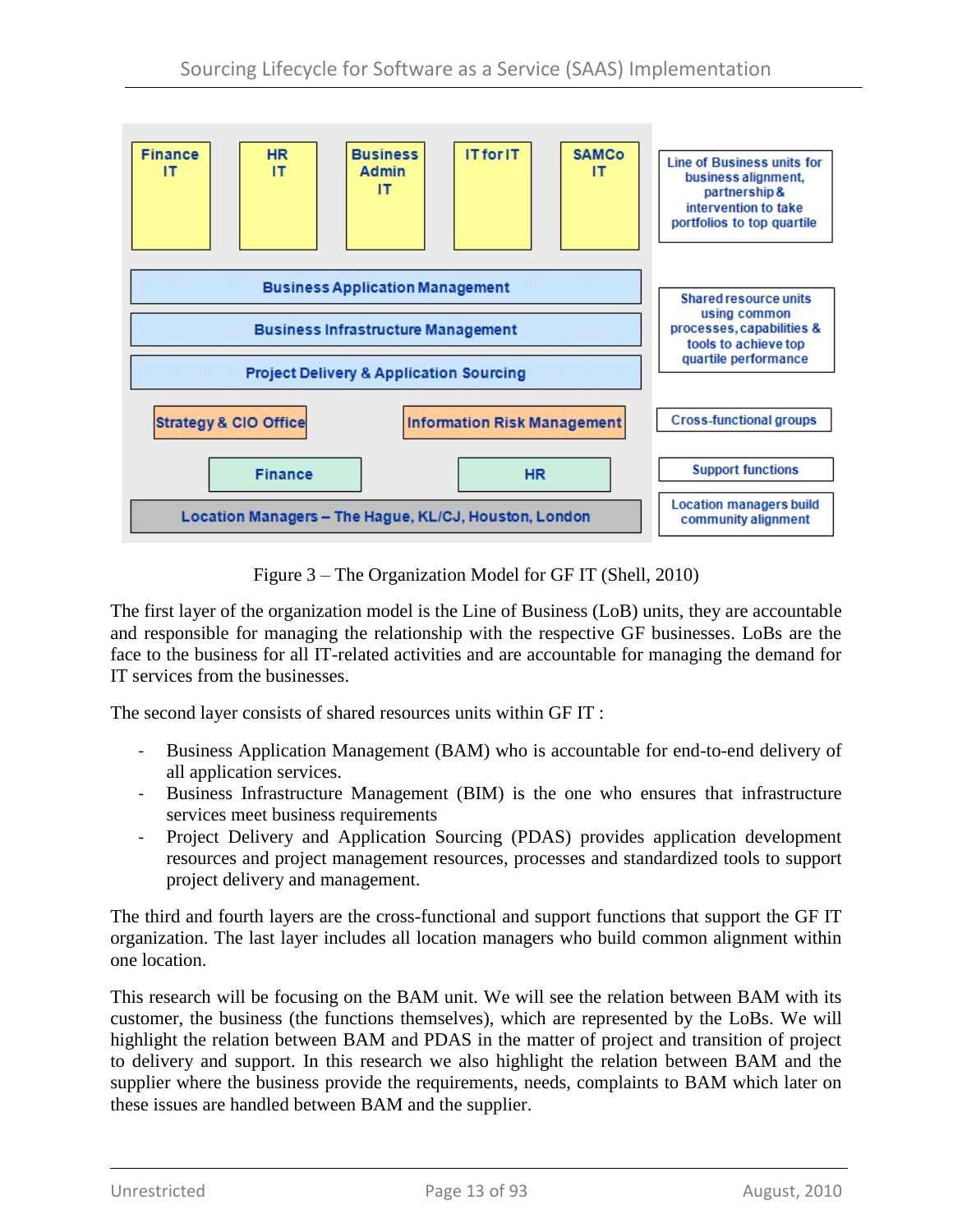| Organization layer | Description |
| --- | --- |
| Finance IT / HR IT / Business Admin IT / IT for IT / SAMCo IT | Line of Business units for business alignment, partnership & intervention to take portfolios to top quartile |
| Business Application Management / Business Infrastructure Management / Project Delivery & Application Sourcing | Shared resource units using common processes, capabilities & tools to achieve top quartile performance |
| Strategy & CIO Office / Information Risk Management | Cross-functional groups |
| Finance / HR | Support functions |
| Location Managers – The Hague, KL/CJ, Houston, London | Location managers build community alignment |

Figure 3 – The Organization Model for GF IT (Shell, 2010)

The first layer of the organization model is the Line of Business (LoB) units, they are accountable and responsible for managing the relationship with the respective GF businesses. LoBs are the face to the business for all IT-related activities and are accountable for managing the demand for IT services from the businesses.

The second layer consists of shared resources units within GF IT :

- Business Application Management (BAM) who is accountable for end-to-end delivery of all application services.
- Business Infrastructure Management (BIM) is the one who ensures that infrastructure services meet business requirements
- Project Delivery and Application Sourcing (PDAS) provides application development resources and project management resources, processes and standardized tools to support project delivery and management.

The third and fourth layers are the cross-functional and support functions that support the GF IT organization. The last layer includes all location managers who build common alignment within one location.

This research will be focusing on the BAM unit. We will see the relation between BAM with its customer, the business (the functions themselves), which are represented by the LoBs. We will highlight the relation between BAM and PDAS in the matter of project and transition of project to delivery and support. In this research we also highlight the relation between BAM and the supplier where the business provide the requirements, needs, complaints to BAM which later on these issues are handled between BAM and the supplier.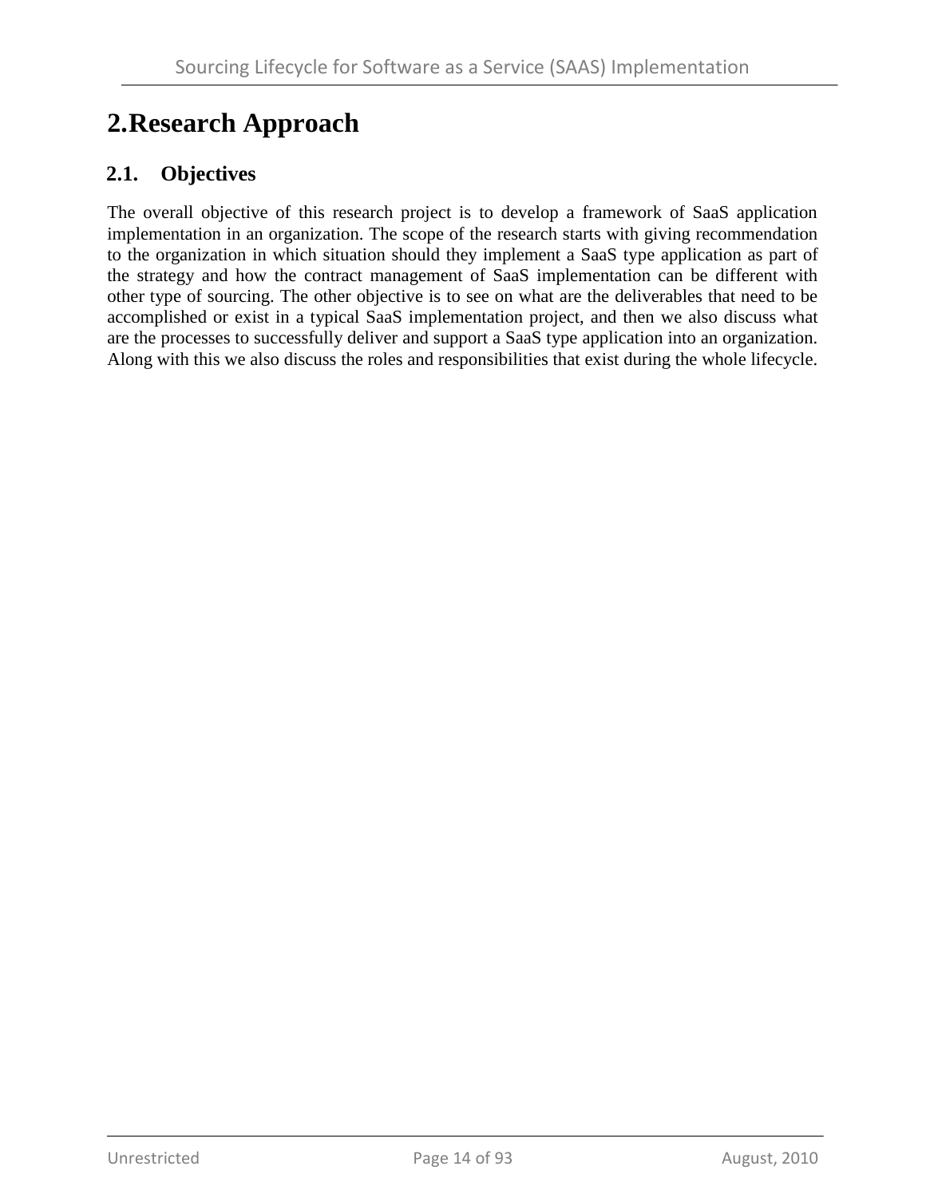# 2.Research Approach

## 2.1. Objectives

The overall objective of this research project is to develop a framework of SaaS application implementation in an organization. The scope of the research starts with giving recommendation to the organization in which situation should they implement a SaaS type application as part of the strategy and how the contract management of SaaS implementation can be different with other type of sourcing. The other objective is to see on what are the deliverables that need to be accomplished or exist in a typical SaaS implementation project, and then we also discuss what are the processes to successfully deliver and support a SaaS type application into an organization. Along with this we also discuss the roles and responsibilities that exist during the whole lifecycle.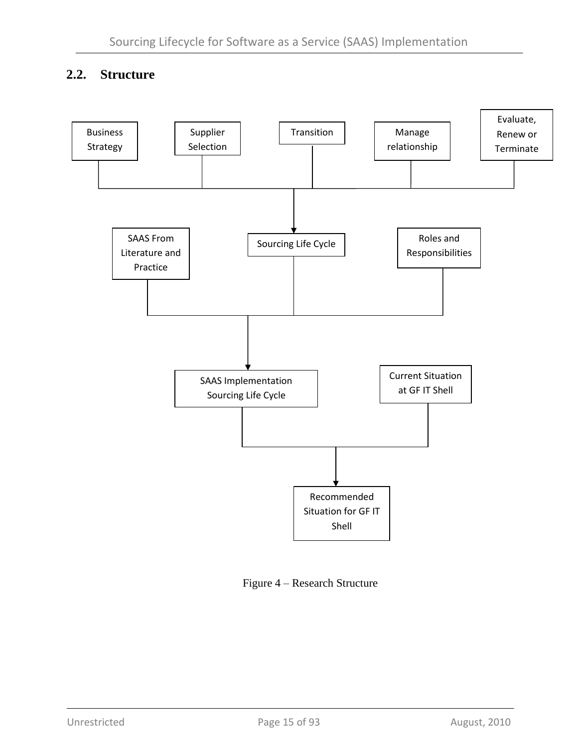## 2.2. Structure

Business Strategy

Supplier Selection

Transition

Manage relationship

Evaluate, Renew or Terminate

Sourcing Life Cycle

SAAS From Literature and Practice

Roles and Responsibilities

SAAS Implementation Sourcing Life Cycle

Current Situation at GF IT Shell

Recommended Situation for GF IT Shell

Figure 4 – Research Structure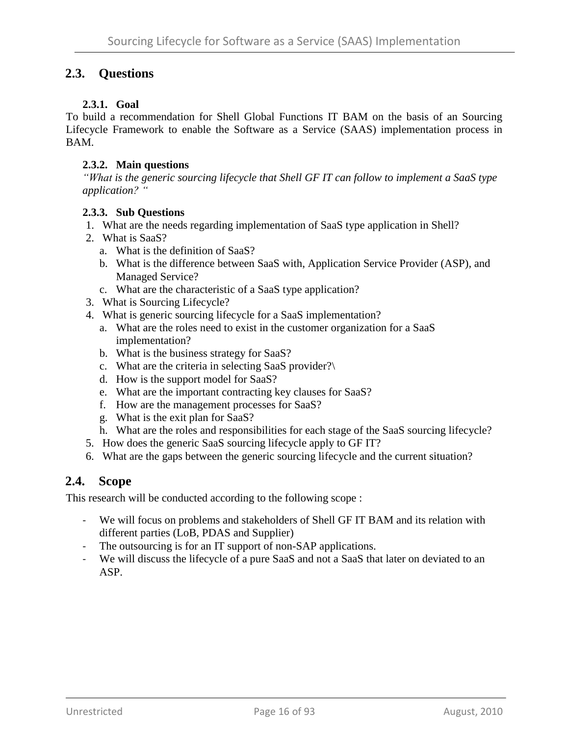## 2.3. Questions

### 2.3.1. Goal

To build a recommendation for Shell Global Functions IT BAM on the basis of an Sourcing Lifecycle Framework to enable the Software as a Service (SAAS) implementation process in BAM.

### 2.3.2. Main questions

*"What is the generic sourcing lifecycle that Shell GF IT can follow to implement a SaaS type application? "*

### 2.3.3. Sub Questions

1. What are the needs regarding implementation of SaaS type application in Shell?
2. What is SaaS?
   a. What is the definition of SaaS?
   b. What is the difference between SaaS with, Application Service Provider (ASP), and Managed Service?
   c. What are the characteristic of a SaaS type application?
3. What is Sourcing Lifecycle?
4. What is generic sourcing lifecycle for a SaaS implementation?
   a. What are the roles need to exist in the customer organization for a SaaS implementation?
   b. What is the business strategy for SaaS?
   c. What are the criteria in selecting SaaS provider?\
   d. How is the support model for SaaS?
   e. What are the important contracting key clauses for SaaS?
   f. How are the management processes for SaaS?
   g. What is the exit plan for SaaS?
   h. What are the roles and responsibilities for each stage of the SaaS sourcing lifecycle?
5. How does the generic SaaS sourcing lifecycle apply to GF IT?
6. What are the gaps between the generic sourcing lifecycle and the current situation?

## 2.4. Scope

This research will be conducted according to the following scope :

- We will focus on problems and stakeholders of Shell GF IT BAM and its relation with different parties (LoB, PDAS and Supplier)
- The outsourcing is for an IT support of non-SAP applications.
- We will discuss the lifecycle of a pure SaaS and not a SaaS that later on deviated to an ASP.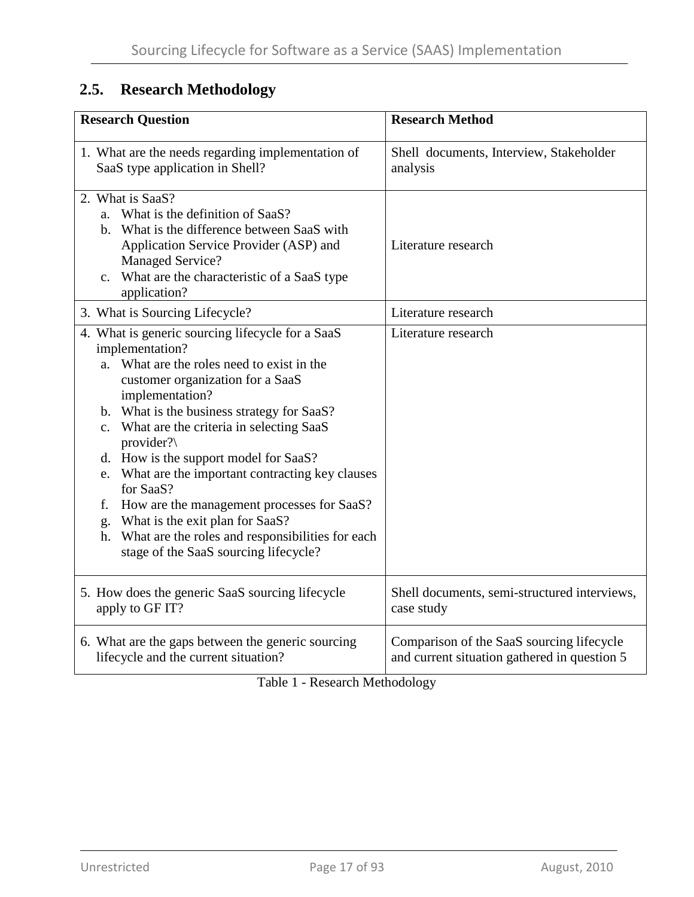## 2.5. Research Methodology

| Research Question | Research Method |
| --- | --- |
| 1. What are the needs regarding implementation of SaaS type application in Shell? | Shell documents, Interview, Stakeholder analysis |
| 2. What is SaaS?<br>a. What is the definition of SaaS?<br>b. What is the difference between SaaS with Application Service Provider (ASP) and Managed Service?<br>c. What are the characteristic of a SaaS type application? | Literature research |
| 3. What is Sourcing Lifecycle? | Literature research |
| 4. What is generic sourcing lifecycle for a SaaS implementation?<br>a. What are the roles need to exist in the customer organization for a SaaS implementation?<br>b. What is the business strategy for SaaS?<br>c. What are the criteria in selecting SaaS provider?\<br>d. How is the support model for SaaS?<br>e. What are the important contracting key clauses for SaaS?<br>f. How are the management processes for SaaS?<br>g. What is the exit plan for SaaS?<br>h. What are the roles and responsibilities for each stage of the SaaS sourcing lifecycle? | Literature research |
| 5. How does the generic SaaS sourcing lifecycle apply to GF IT? | Shell documents, semi-structured interviews, case study |
| 6. What are the gaps between the generic sourcing lifecycle and the current situation? | Comparison of the SaaS sourcing lifecycle and current situation gathered in question 5 |

Table 1 - Research Methodology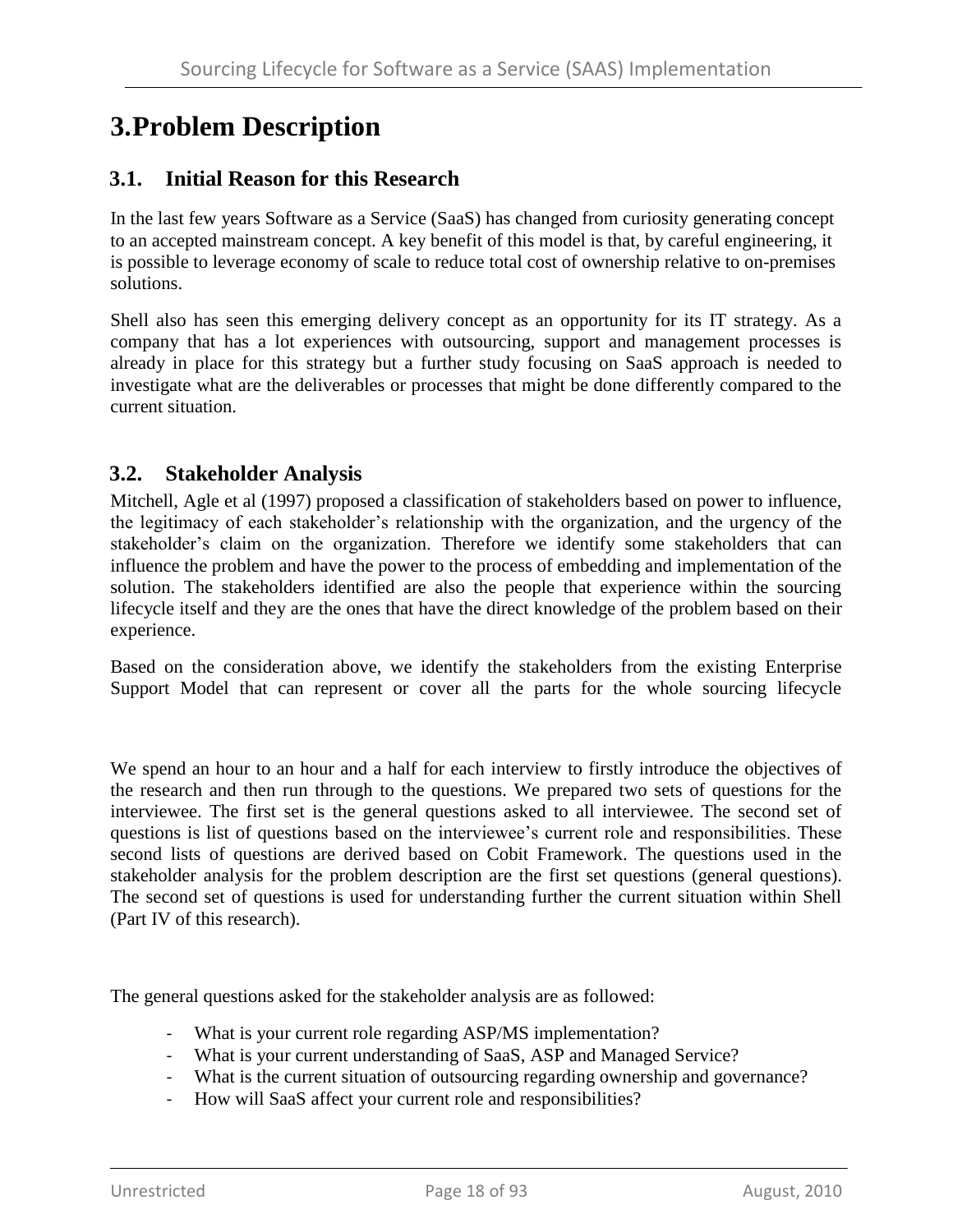# 3. Problem Description

## 3.1. Initial Reason for this Research

In the last few years Software as a Service (SaaS) has changed from curiosity generating concept to an accepted mainstream concept. A key benefit of this model is that, by careful engineering, it is possible to leverage economy of scale to reduce total cost of ownership relative to on-premises solutions.

Shell also has seen this emerging delivery concept as an opportunity for its IT strategy. As a company that has a lot experiences with outsourcing, support and management processes is already in place for this strategy but a further study focusing on SaaS approach is needed to investigate what are the deliverables or processes that might be done differently compared to the current situation.

## 3.2. Stakeholder Analysis

Mitchell, Agle et al (1997) proposed a classification of stakeholders based on power to influence, the legitimacy of each stakeholder's relationship with the organization, and the urgency of the stakeholder's claim on the organization. Therefore we identify some stakeholders that can influence the problem and have the power to the process of embedding and implementation of the solution. The stakeholders identified are also the people that experience within the sourcing lifecycle itself and they are the ones that have the direct knowledge of the problem based on their experience.

Based on the consideration above, we identify the stakeholders from the existing Enterprise Support Model that can represent or cover all the parts for the whole sourcing lifecycle

We spend an hour to an hour and a half for each interview to firstly introduce the objectives of the research and then run through to the questions. We prepared two sets of questions for the interviewee. The first set is the general questions asked to all interviewee. The second set of questions is list of questions based on the interviewee's current role and responsibilities. These second lists of questions are derived based on Cobit Framework. The questions used in the stakeholder analysis for the problem description are the first set questions (general questions). The second set of questions is used for understanding further the current situation within Shell (Part IV of this research).

The general questions asked for the stakeholder analysis are as followed:

- What is your current role regarding ASP/MS implementation?
- What is your current understanding of SaaS, ASP and Managed Service?
- What is the current situation of outsourcing regarding ownership and governance?
- How will SaaS affect your current role and responsibilities?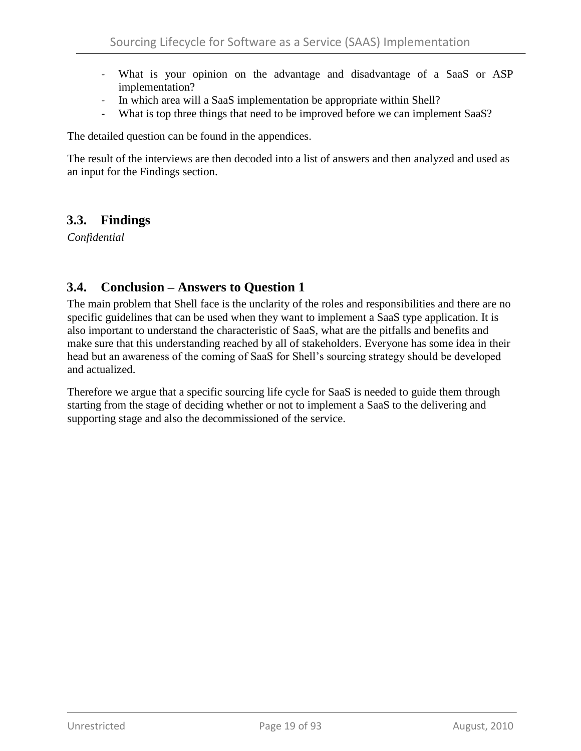- What is your opinion on the advantage and disadvantage of a SaaS or ASP implementation?
- In which area will a SaaS implementation be appropriate within Shell?
- What is top three things that need to be improved before we can implement SaaS?

The detailed question can be found in the appendices.

The result of the interviews are then decoded into a list of answers and then analyzed and used as an input for the Findings section.

## 3.3. Findings

*Confidential*

## 3.4. Conclusion – Answers to Question 1

The main problem that Shell face is the unclarity of the roles and responsibilities and there are no specific guidelines that can be used when they want to implement a SaaS type application. It is also important to understand the characteristic of SaaS, what are the pitfalls and benefits and make sure that this understanding reached by all of stakeholders. Everyone has some idea in their head but an awareness of the coming of SaaS for Shell's sourcing strategy should be developed and actualized.

Therefore we argue that a specific sourcing life cycle for SaaS is needed to guide them through starting from the stage of deciding whether or not to implement a SaaS to the delivering and supporting stage and also the decommissioned of the service.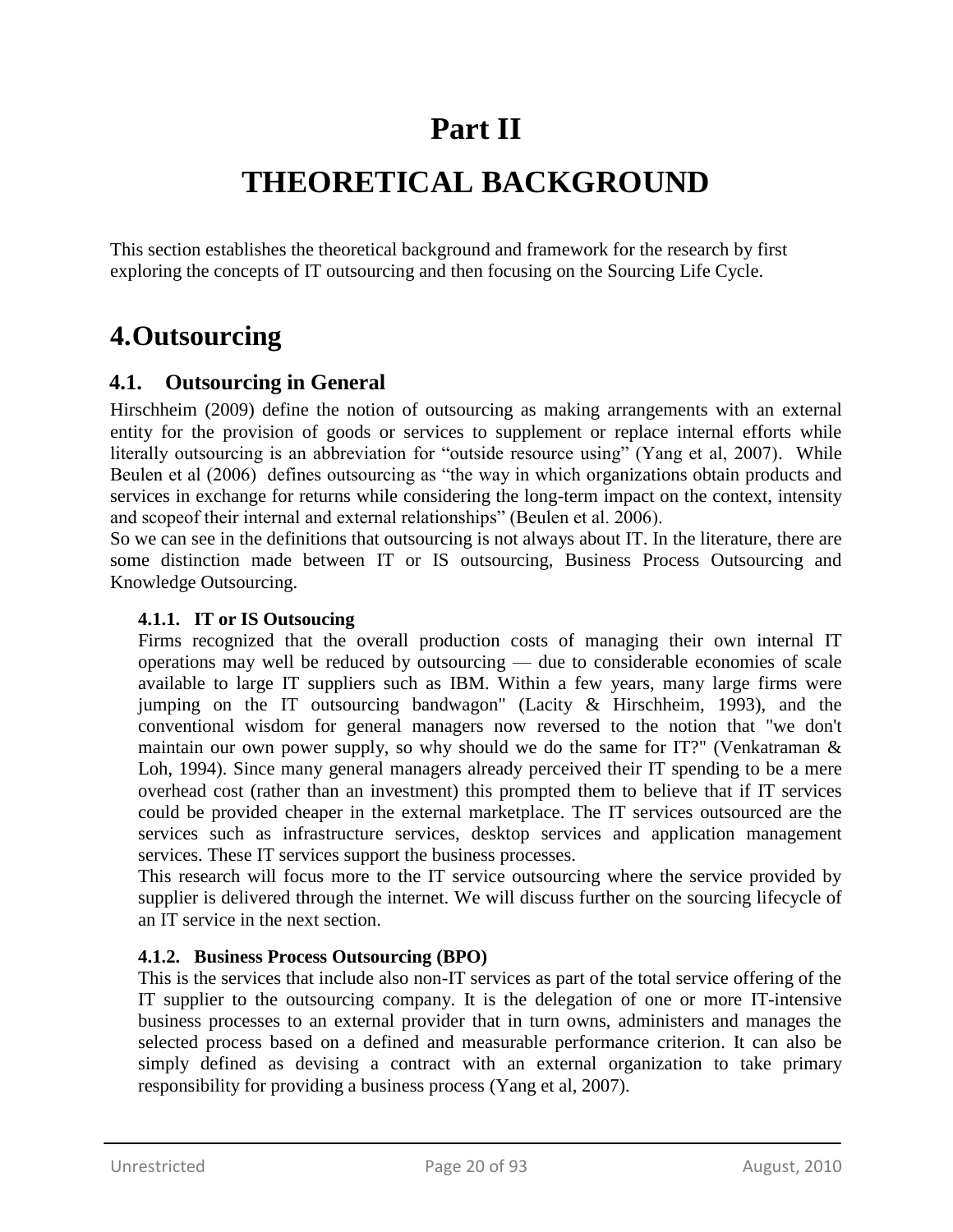# Part II

# THEORETICAL BACKGROUND

This section establishes the theoretical background and framework for the research by first exploring the concepts of IT outsourcing and then focusing on the Sourcing Life Cycle.

## 4. Outsourcing

### 4.1. Outsourcing in General

Hirschheim (2009) define the notion of outsourcing as making arrangements with an external entity for the provision of goods or services to supplement or replace internal efforts while literally outsourcing is an abbreviation for "outside resource using" (Yang et al, 2007). While Beulen et al (2006) defines outsourcing as "the way in which organizations obtain products and services in exchange for returns while considering the long-term impact on the context, intensity and scopeof their internal and external relationships" (Beulen et al. 2006).

So we can see in the definitions that outsourcing is not always about IT. In the literature, there are some distinction made between IT or IS outsourcing, Business Process Outsourcing and Knowledge Outsourcing.

#### 4.1.1. IT or IS Outsoucing

Firms recognized that the overall production costs of managing their own internal IT operations may well be reduced by outsourcing — due to considerable economies of scale available to large IT suppliers such as IBM. Within a few years, many large firms were jumping on the IT outsourcing bandwagon" (Lacity & Hirschheim, 1993), and the conventional wisdom for general managers now reversed to the notion that "we don't maintain our own power supply, so why should we do the same for IT?" (Venkatraman & Loh, 1994). Since many general managers already perceived their IT spending to be a mere overhead cost (rather than an investment) this prompted them to believe that if IT services could be provided cheaper in the external marketplace. The IT services outsourced are the services such as infrastructure services, desktop services and application management services. These IT services support the business processes.

This research will focus more to the IT service outsourcing where the service provided by supplier is delivered through the internet. We will discuss further on the sourcing lifecycle of an IT service in the next section.

#### 4.1.2. Business Process Outsourcing (BPO)

This is the services that include also non-IT services as part of the total service offering of the IT supplier to the outsourcing company. It is the delegation of one or more IT-intensive business processes to an external provider that in turn owns, administers and manages the selected process based on a defined and measurable performance criterion. It can also be simply defined as devising a contract with an external organization to take primary responsibility for providing a business process (Yang et al, 2007).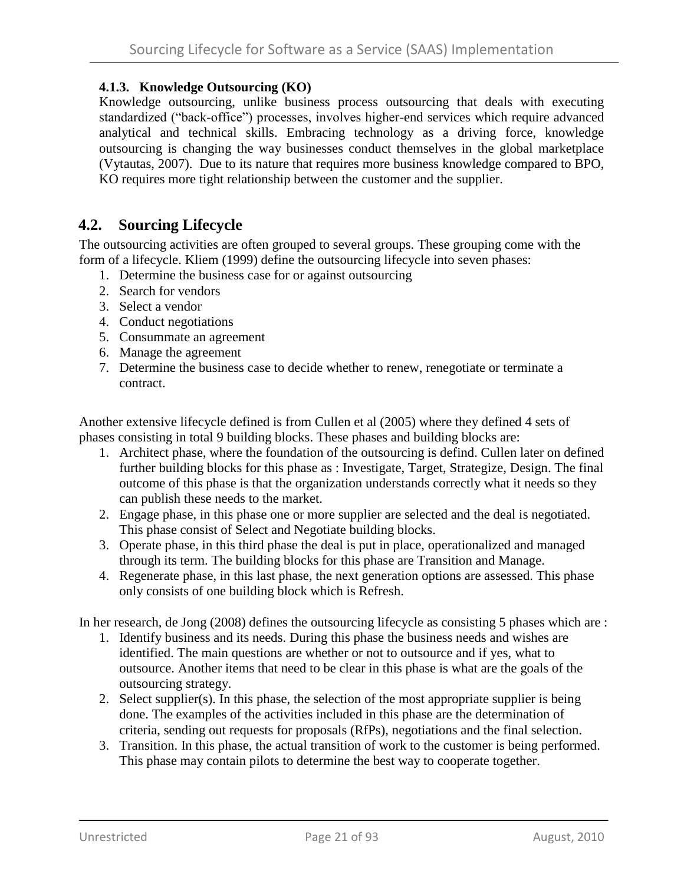#### 4.1.3. Knowledge Outsourcing (KO)

Knowledge outsourcing, unlike business process outsourcing that deals with executing standardized ("back-office") processes, involves higher-end services which require advanced analytical and technical skills. Embracing technology as a driving force, knowledge outsourcing is changing the way businesses conduct themselves in the global marketplace (Vytautas, 2007). Due to its nature that requires more business knowledge compared to BPO, KO requires more tight relationship between the customer and the supplier.

## 4.2. Sourcing Lifecycle

The outsourcing activities are often grouped to several groups. These grouping come with the form of a lifecycle. Kliem (1999) define the outsourcing lifecycle into seven phases:

1. Determine the business case for or against outsourcing
2. Search for vendors
3. Select a vendor
4. Conduct negotiations
5. Consummate an agreement
6. Manage the agreement
7. Determine the business case to decide whether to renew, renegotiate or terminate a contract.

Another extensive lifecycle defined is from Cullen et al (2005) where they defined 4 sets of phases consisting in total 9 building blocks. These phases and building blocks are:

1. Architect phase, where the foundation of the outsourcing is defind. Cullen later on defined further building blocks for this phase as : Investigate, Target, Strategize, Design. The final outcome of this phase is that the organization understands correctly what it needs so they can publish these needs to the market.
2. Engage phase, in this phase one or more supplier are selected and the deal is negotiated. This phase consist of Select and Negotiate building blocks.
3. Operate phase, in this third phase the deal is put in place, operationalized and managed through its term. The building blocks for this phase are Transition and Manage.
4. Regenerate phase, in this last phase, the next generation options are assessed. This phase only consists of one building block which is Refresh.

In her research, de Jong (2008) defines the outsourcing lifecycle as consisting 5 phases which are :

1. Identify business and its needs. During this phase the business needs and wishes are identified. The main questions are whether or not to outsource and if yes, what to outsource. Another items that need to be clear in this phase is what are the goals of the outsourcing strategy.
2. Select supplier(s). In this phase, the selection of the most appropriate supplier is being done. The examples of the activities included in this phase are the determination of criteria, sending out requests for proposals (RfPs), negotiations and the final selection.
3. Transition. In this phase, the actual transition of work to the customer is being performed. This phase may contain pilots to determine the best way to cooperate together.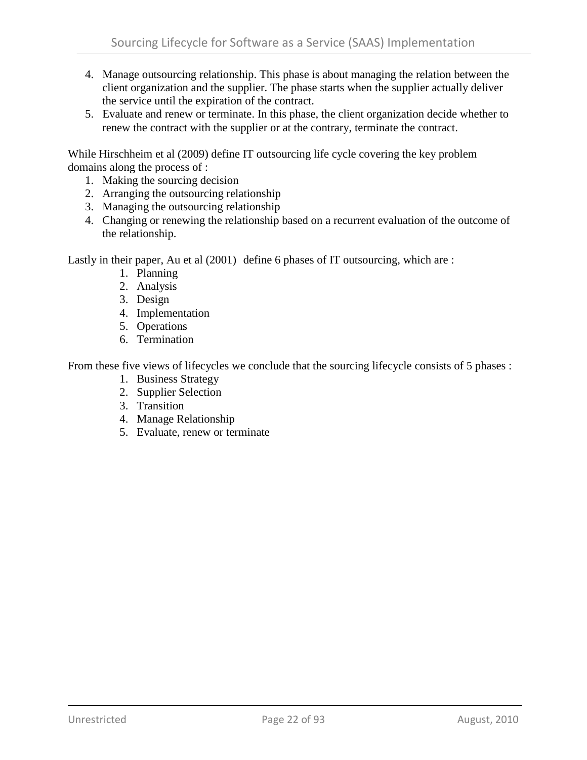4. Manage outsourcing relationship. This phase is about managing the relation between the client organization and the supplier. The phase starts when the supplier actually deliver the service until the expiration of the contract.
5. Evaluate and renew or terminate. In this phase, the client organization decide whether to renew the contract with the supplier or at the contrary, terminate the contract.

While Hirschheim et al (2009) define IT outsourcing life cycle covering the key problem domains along the process of :

1. Making the sourcing decision
2. Arranging the outsourcing relationship
3. Managing the outsourcing relationship
4. Changing or renewing the relationship based on a recurrent evaluation of the outcome of the relationship.

Lastly in their paper, Au et al (2001) define 6 phases of IT outsourcing, which are :

1. Planning
2. Analysis
3. Design
4. Implementation
5. Operations
6. Termination

From these five views of lifecycles we conclude that the sourcing lifecycle consists of 5 phases :

1. Business Strategy
2. Supplier Selection
3. Transition
4. Manage Relationship
5. Evaluate, renew or terminate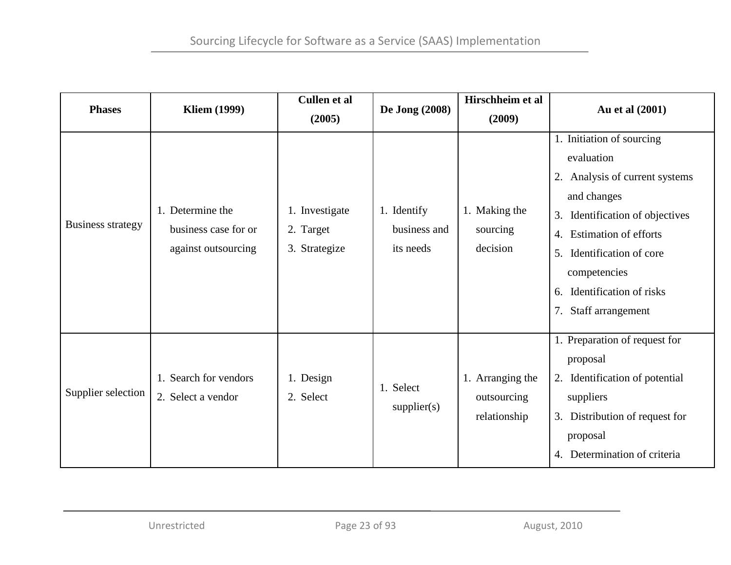| Phases | Kliem (1999) | Cullen et al (2005) | De Jong (2008) | Hirschheim et al (2009) | Au et al (2001) |
|---|---|---|---|---|---|
| Business strategy | 1. Determine the business case for or against outsourcing | 1. Investigate<br>2. Target<br>3. Strategize | 1. Identify business and its needs | 1. Making the sourcing decision | 1. Initiation of sourcing evaluation<br>2. Analysis of current systems and changes<br>3. Identification of objectives<br>4. Estimation of efforts<br>5. Identification of core competencies<br>6. Identification of risks<br>7. Staff arrangement |
| Supplier selection | 1. Search for vendors<br>2. Select a vendor | 1. Design<br>2. Select | 1. Select supplier(s) | 1. Arranging the outsourcing relationship | 1. Preparation of request for proposal<br>2. Identification of potential suppliers<br>3. Distribution of request for proposal<br>4. Determination of criteria |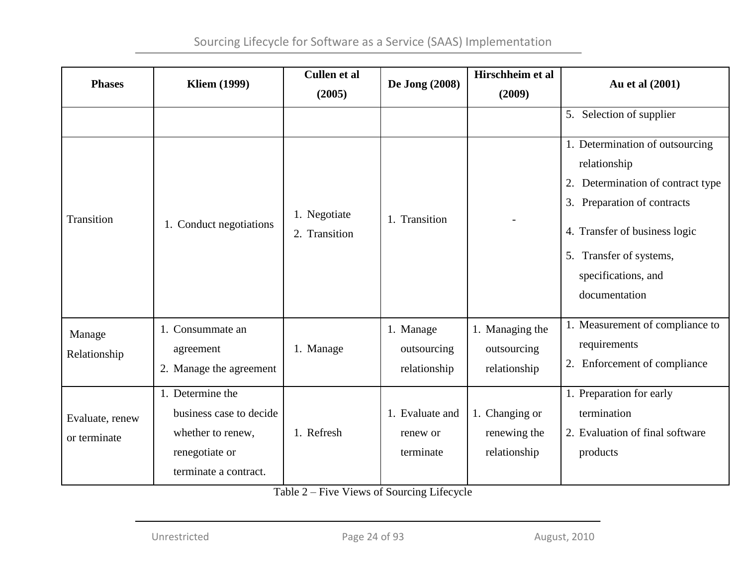| Phases | Kliem (1999) | Cullen et al (2005) | De Jong (2008) | Hirschheim et al (2009) | Au et al (2001) |
|---|---|---|---|---|---|
| | | | | | 5. Selection of supplier |
| Transition | 1. Conduct negotiations | 1. Negotiate<br>2. Transition | 1. Transition | - | 1. Determination of outsourcing relationship<br>2. Determination of contract type<br>3. Preparation of contracts<br>4. Transfer of business logic<br>5. Transfer of systems, specifications, and documentation |
| Manage Relationship | 1. Consummate an agreement<br>2. Manage the agreement | 1. Manage | 1. Manage outsourcing relationship | 1. Managing the outsourcing relationship | 1. Measurement of compliance to requirements<br>2. Enforcement of compliance |
| Evaluate, renew or terminate | 1. Determine the business case to decide whether to renew, renegotiate or terminate a contract. | 1. Refresh | 1. Evaluate and renew or terminate | 1. Changing or renewing the relationship | 1. Preparation for early termination<br>2. Evaluation of final software products |

Table 2 – Five Views of Sourcing Lifecycle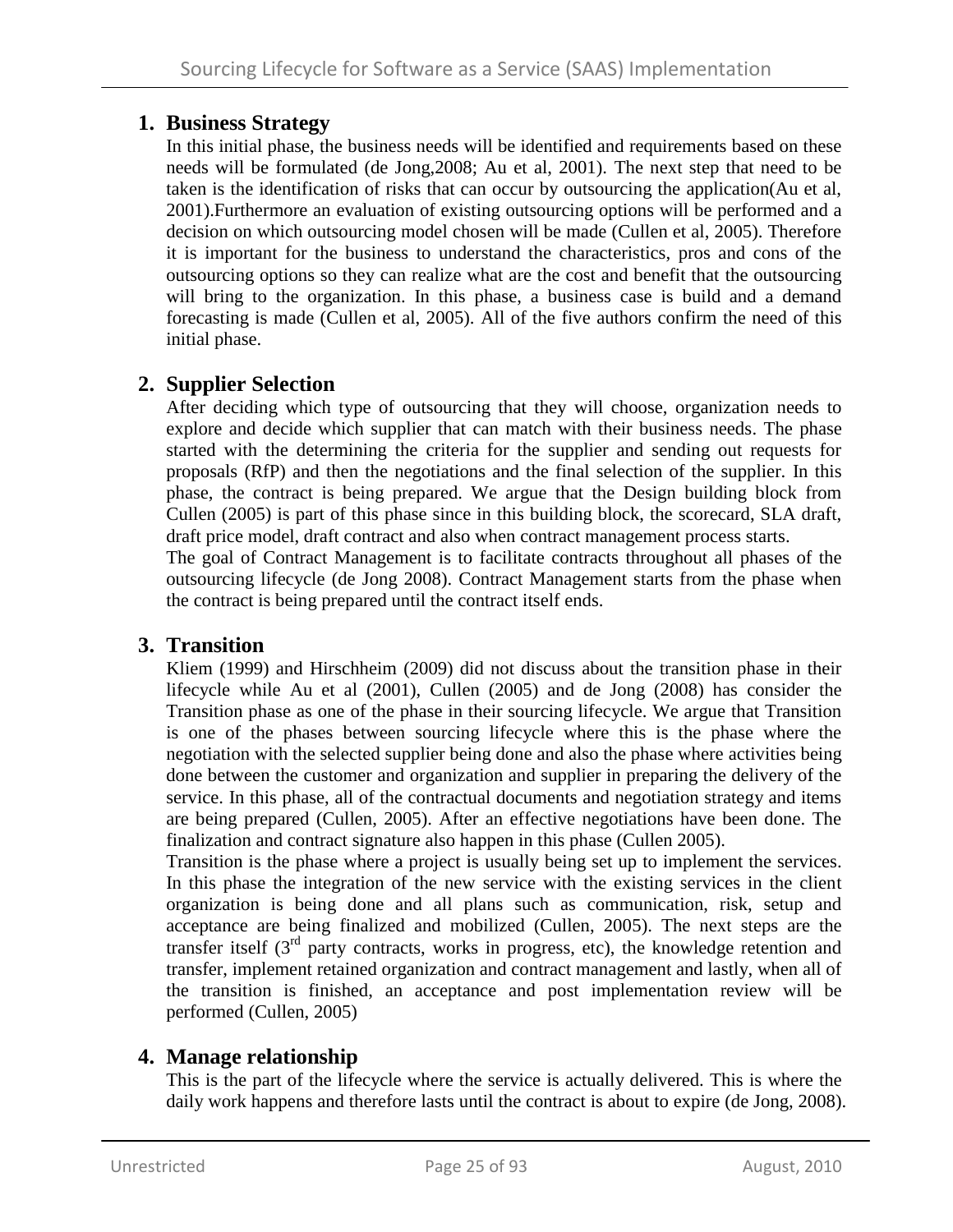## 1. Business Strategy

In this initial phase, the business needs will be identified and requirements based on these needs will be formulated (de Jong,2008; Au et al, 2001). The next step that need to be taken is the identification of risks that can occur by outsourcing the application(Au et al, 2001).Furthermore an evaluation of existing outsourcing options will be performed and a decision on which outsourcing model chosen will be made (Cullen et al, 2005). Therefore it is important for the business to understand the characteristics, pros and cons of the outsourcing options so they can realize what are the cost and benefit that the outsourcing will bring to the organization. In this phase, a business case is build and a demand forecasting is made (Cullen et al, 2005). All of the five authors confirm the need of this initial phase.

## 2. Supplier Selection

After deciding which type of outsourcing that they will choose, organization needs to explore and decide which supplier that can match with their business needs. The phase started with the determining the criteria for the supplier and sending out requests for proposals (RfP) and then the negotiations and the final selection of the supplier. In this phase, the contract is being prepared. We argue that the Design building block from Cullen (2005) is part of this phase since in this building block, the scorecard, SLA draft, draft price model, draft contract and also when contract management process starts.

The goal of Contract Management is to facilitate contracts throughout all phases of the outsourcing lifecycle (de Jong 2008). Contract Management starts from the phase when the contract is being prepared until the contract itself ends.

## 3. Transition

Kliem (1999) and Hirschheim (2009) did not discuss about the transition phase in their lifecycle while Au et al (2001), Cullen (2005) and de Jong (2008) has consider the Transition phase as one of the phase in their sourcing lifecycle. We argue that Transition is one of the phases between sourcing lifecycle where this is the phase where the negotiation with the selected supplier being done and also the phase where activities being done between the customer and organization and supplier in preparing the delivery of the service. In this phase, all of the contractual documents and negotiation strategy and items are being prepared (Cullen, 2005). After an effective negotiations have been done. The finalization and contract signature also happen in this phase (Cullen 2005).

Transition is the phase where a project is usually being set up to implement the services. In this phase the integration of the new service with the existing services in the client organization is being done and all plans such as communication, risk, setup and acceptance are being finalized and mobilized (Cullen, 2005). The next steps are the transfer itself (3rd party contracts, works in progress, etc), the knowledge retention and transfer, implement retained organization and contract management and lastly, when all of the transition is finished, an acceptance and post implementation review will be performed (Cullen, 2005)

## 4. Manage relationship

This is the part of the lifecycle where the service is actually delivered. This is where the daily work happens and therefore lasts until the contract is about to expire (de Jong, 2008).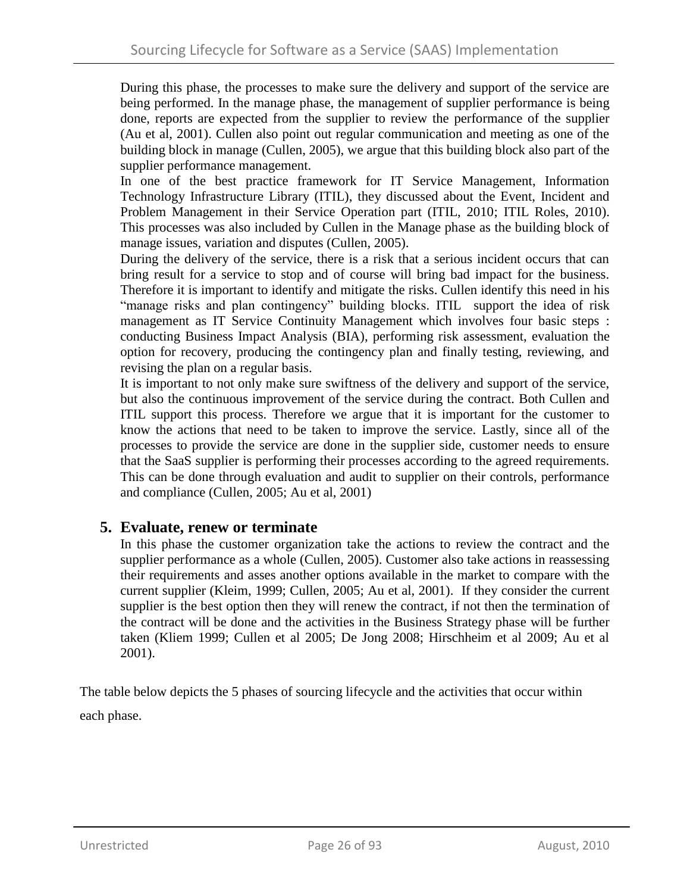During this phase, the processes to make sure the delivery and support of the service are being performed. In the manage phase, the management of supplier performance is being done, reports are expected from the supplier to review the performance of the supplier (Au et al, 2001). Cullen also point out regular communication and meeting as one of the building block in manage (Cullen, 2005), we argue that this building block also part of the supplier performance management.

In one of the best practice framework for IT Service Management, Information Technology Infrastructure Library (ITIL), they discussed about the Event, Incident and Problem Management in their Service Operation part (ITIL, 2010; ITIL Roles, 2010). This processes was also included by Cullen in the Manage phase as the building block of manage issues, variation and disputes (Cullen, 2005).

During the delivery of the service, there is a risk that a serious incident occurs that can bring result for a service to stop and of course will bring bad impact for the business. Therefore it is important to identify and mitigate the risks. Cullen identify this need in his "manage risks and plan contingency" building blocks. ITIL support the idea of risk management as IT Service Continuity Management which involves four basic steps : conducting Business Impact Analysis (BIA), performing risk assessment, evaluation the option for recovery, producing the contingency plan and finally testing, reviewing, and revising the plan on a regular basis.

It is important to not only make sure swiftness of the delivery and support of the service, but also the continuous improvement of the service during the contract. Both Cullen and ITIL support this process. Therefore we argue that it is important for the customer to know the actions that need to be taken to improve the service. Lastly, since all of the processes to provide the service are done in the supplier side, customer needs to ensure that the SaaS supplier is performing their processes according to the agreed requirements. This can be done through evaluation and audit to supplier on their controls, performance and compliance (Cullen, 2005; Au et al, 2001)

## 5. Evaluate, renew or terminate

In this phase the customer organization take the actions to review the contract and the supplier performance as a whole (Cullen, 2005). Customer also take actions in reassessing their requirements and asses another options available in the market to compare with the current supplier (Kleim, 1999; Cullen, 2005; Au et al, 2001). If they consider the current supplier is the best option then they will renew the contract, if not then the termination of the contract will be done and the activities in the Business Strategy phase will be further taken (Kliem 1999; Cullen et al 2005; De Jong 2008; Hirschheim et al 2009; Au et al 2001).

The table below depicts the 5 phases of sourcing lifecycle and the activities that occur within each phase.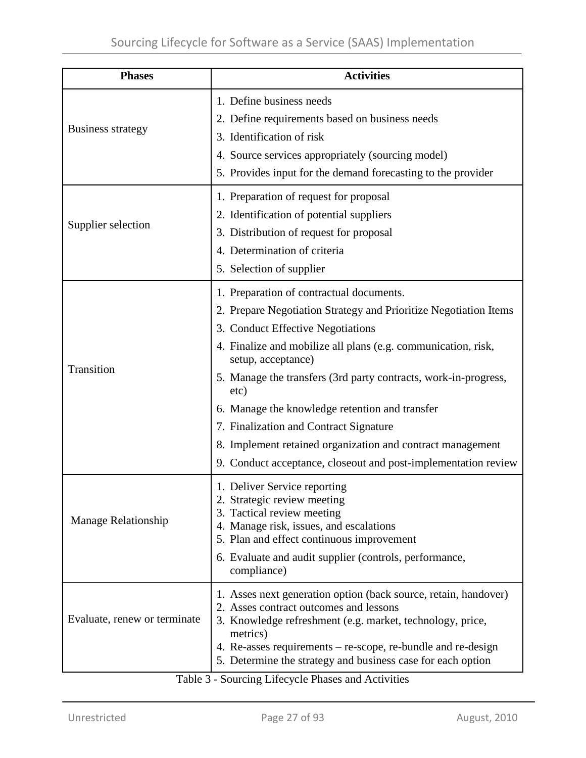| Phases | Activities |
|---|---|
| Business strategy | 1. Define business needs<br>2. Define requirements based on business needs<br>3. Identification of risk<br>4. Source services appropriately (sourcing model)<br>5. Provides input for the demand forecasting to the provider |
| Supplier selection | 1. Preparation of request for proposal<br>2. Identification of potential suppliers<br>3. Distribution of request for proposal<br>4. Determination of criteria<br>5. Selection of supplier |
| Transition | 1. Preparation of contractual documents.<br>2. Prepare Negotiation Strategy and Prioritize Negotiation Items<br>3. Conduct Effective Negotiations<br>4. Finalize and mobilize all plans (e.g. communication, risk, setup, acceptance)<br>5. Manage the transfers (3rd party contracts, work-in-progress, etc)<br>6. Manage the knowledge retention and transfer<br>7. Finalization and Contract Signature<br>8. Implement retained organization and contract management<br>9. Conduct acceptance, closeout and post-implementation review |
| Manage Relationship | 1. Deliver Service reporting<br>2. Strategic review meeting<br>3. Tactical review meeting<br>4. Manage risk, issues, and escalations<br>5. Plan and effect continuous improvement<br>6. Evaluate and audit supplier (controls, performance, compliance) |
| Evaluate, renew or terminate | 1. Asses next generation option (back source, retain, handover)<br>2. Asses contract outcomes and lessons<br>3. Knowledge refreshment (e.g. market, technology, price, metrics)<br>4. Re-asses requirements – re-scope, re-bundle and re-design<br>5. Determine the strategy and business case for each option |

Table 3 - Sourcing Lifecycle Phases and Activities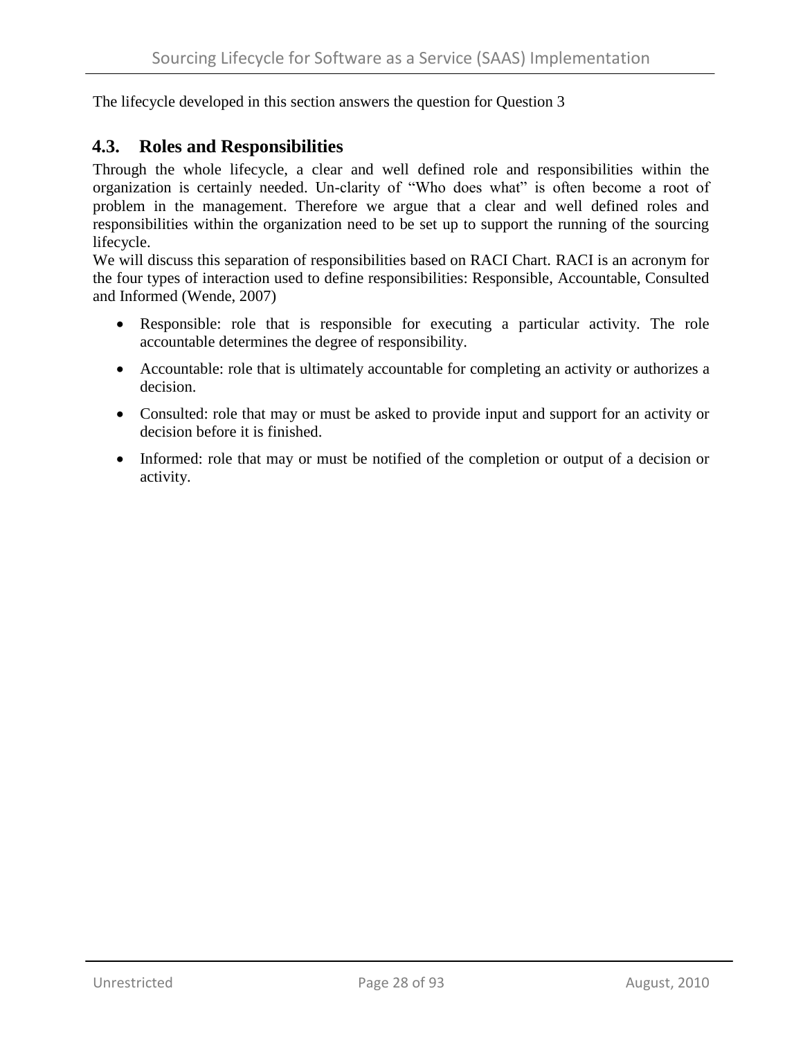The lifecycle developed in this section answers the question for Question 3

## 4.3. Roles and Responsibilities

Through the whole lifecycle, a clear and well defined role and responsibilities within the organization is certainly needed. Un-clarity of "Who does what" is often become a root of problem in the management. Therefore we argue that a clear and well defined roles and responsibilities within the organization need to be set up to support the running of the sourcing lifecycle.

We will discuss this separation of responsibilities based on RACI Chart. RACI is an acronym for the four types of interaction used to define responsibilities: Responsible, Accountable, Consulted and Informed (Wende, 2007)

- Responsible: role that is responsible for executing a particular activity. The role accountable determines the degree of responsibility.
- Accountable: role that is ultimately accountable for completing an activity or authorizes a decision.
- Consulted: role that may or must be asked to provide input and support for an activity or decision before it is finished.
- Informed: role that may or must be notified of the completion or output of a decision or activity.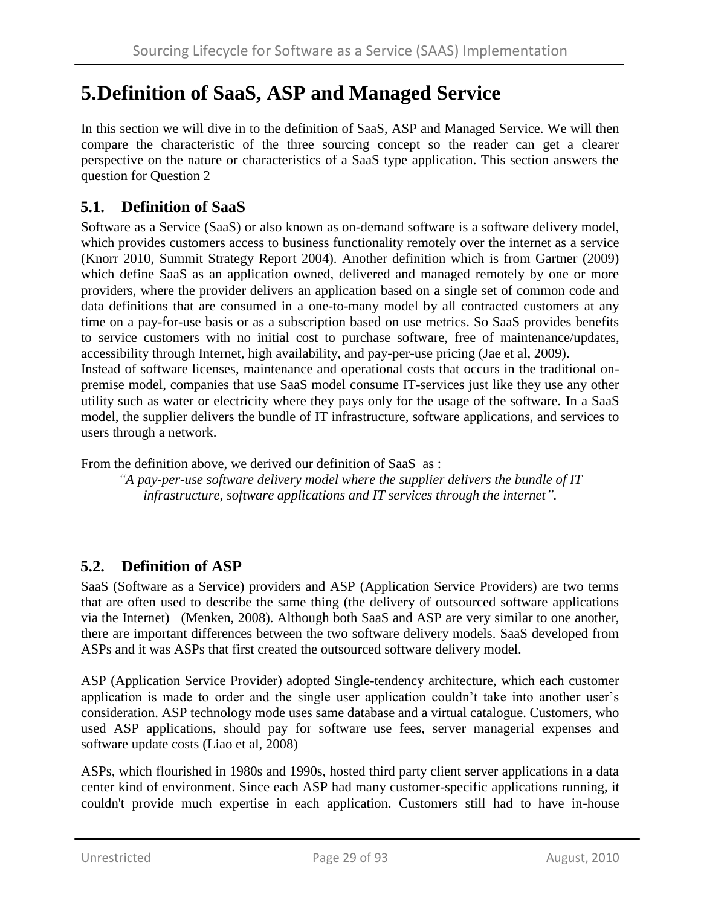# 5.Definition of SaaS, ASP and Managed Service

In this section we will dive in to the definition of SaaS, ASP and Managed Service. We will then compare the characteristic of the three sourcing concept so the reader can get a clearer perspective on the nature or characteristics of a SaaS type application. This section answers the question for Question 2

## 5.1. Definition of SaaS

Software as a Service (SaaS) or also known as on-demand software is a software delivery model, which provides customers access to business functionality remotely over the internet as a service (Knorr 2010, Summit Strategy Report 2004). Another definition which is from Gartner (2009) which define SaaS as an application owned, delivered and managed remotely by one or more providers, where the provider delivers an application based on a single set of common code and data definitions that are consumed in a one-to-many model by all contracted customers at any time on a pay-for-use basis or as a subscription based on use metrics. So SaaS provides benefits to service customers with no initial cost to purchase software, free of maintenance/updates, accessibility through Internet, high availability, and pay-per-use pricing (Jae et al, 2009).
Instead of software licenses, maintenance and operational costs that occurs in the traditional on-premise model, companies that use SaaS model consume IT-services just like they use any other utility such as water or electricity where they pays only for the usage of the software. In a SaaS model, the supplier delivers the bundle of IT infrastructure, software applications, and services to users through a network.

From the definition above, we derived our definition of SaaS as :

> *"A pay-per-use software delivery model where the supplier delivers the bundle of IT infrastructure, software applications and IT services through the internet".*

## 5.2. Definition of ASP

SaaS (Software as a Service) providers and ASP (Application Service Providers) are two terms that are often used to describe the same thing (the delivery of outsourced software applications via the Internet) (Menken, 2008). Although both SaaS and ASP are very similar to one another, there are important differences between the two software delivery models. SaaS developed from ASPs and it was ASPs that first created the outsourced software delivery model.

ASP (Application Service Provider) adopted Single-tendency architecture, which each customer application is made to order and the single user application couldn't take into another user's consideration. ASP technology mode uses same database and a virtual catalogue. Customers, who used ASP applications, should pay for software use fees, server managerial expenses and software update costs (Liao et al, 2008)

ASPs, which flourished in 1980s and 1990s, hosted third party client server applications in a data center kind of environment. Since each ASP had many customer-specific applications running, it couldn't provide much expertise in each application. Customers still had to have in-house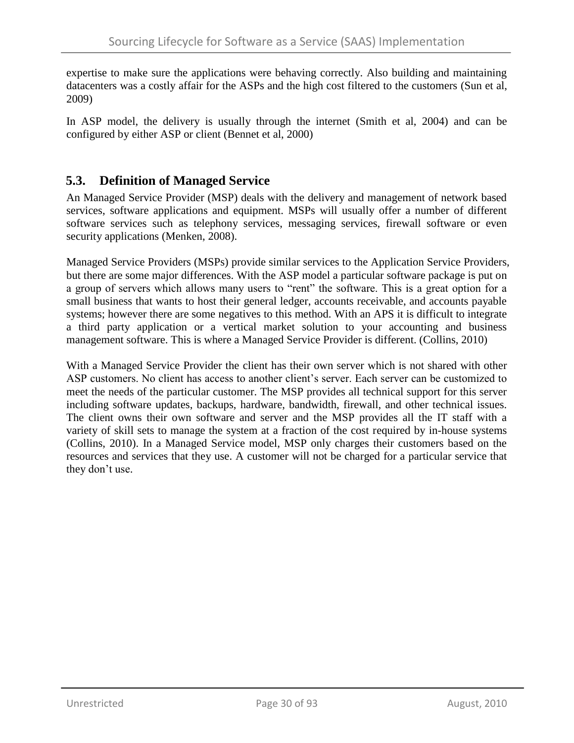expertise to make sure the applications were behaving correctly. Also building and maintaining datacenters was a costly affair for the ASPs and the high cost filtered to the customers (Sun et al, 2009)

In ASP model, the delivery is usually through the internet (Smith et al, 2004) and can be configured by either ASP or client (Bennet et al, 2000)

## 5.3. Definition of Managed Service

An Managed Service Provider (MSP) deals with the delivery and management of network based services, software applications and equipment. MSPs will usually offer a number of different software services such as telephony services, messaging services, firewall software or even security applications (Menken, 2008).

Managed Service Providers (MSPs) provide similar services to the Application Service Providers, but there are some major differences. With the ASP model a particular software package is put on a group of servers which allows many users to "rent" the software. This is a great option for a small business that wants to host their general ledger, accounts receivable, and accounts payable systems; however there are some negatives to this method. With an APS it is difficult to integrate a third party application or a vertical market solution to your accounting and business management software. This is where a Managed Service Provider is different. (Collins, 2010)

With a Managed Service Provider the client has their own server which is not shared with other ASP customers. No client has access to another client's server. Each server can be customized to meet the needs of the particular customer. The MSP provides all technical support for this server including software updates, backups, hardware, bandwidth, firewall, and other technical issues. The client owns their own software and server and the MSP provides all the IT staff with a variety of skill sets to manage the system at a fraction of the cost required by in-house systems (Collins, 2010). In a Managed Service model, MSP only charges their customers based on the resources and services that they use. A customer will not be charged for a particular service that they don't use.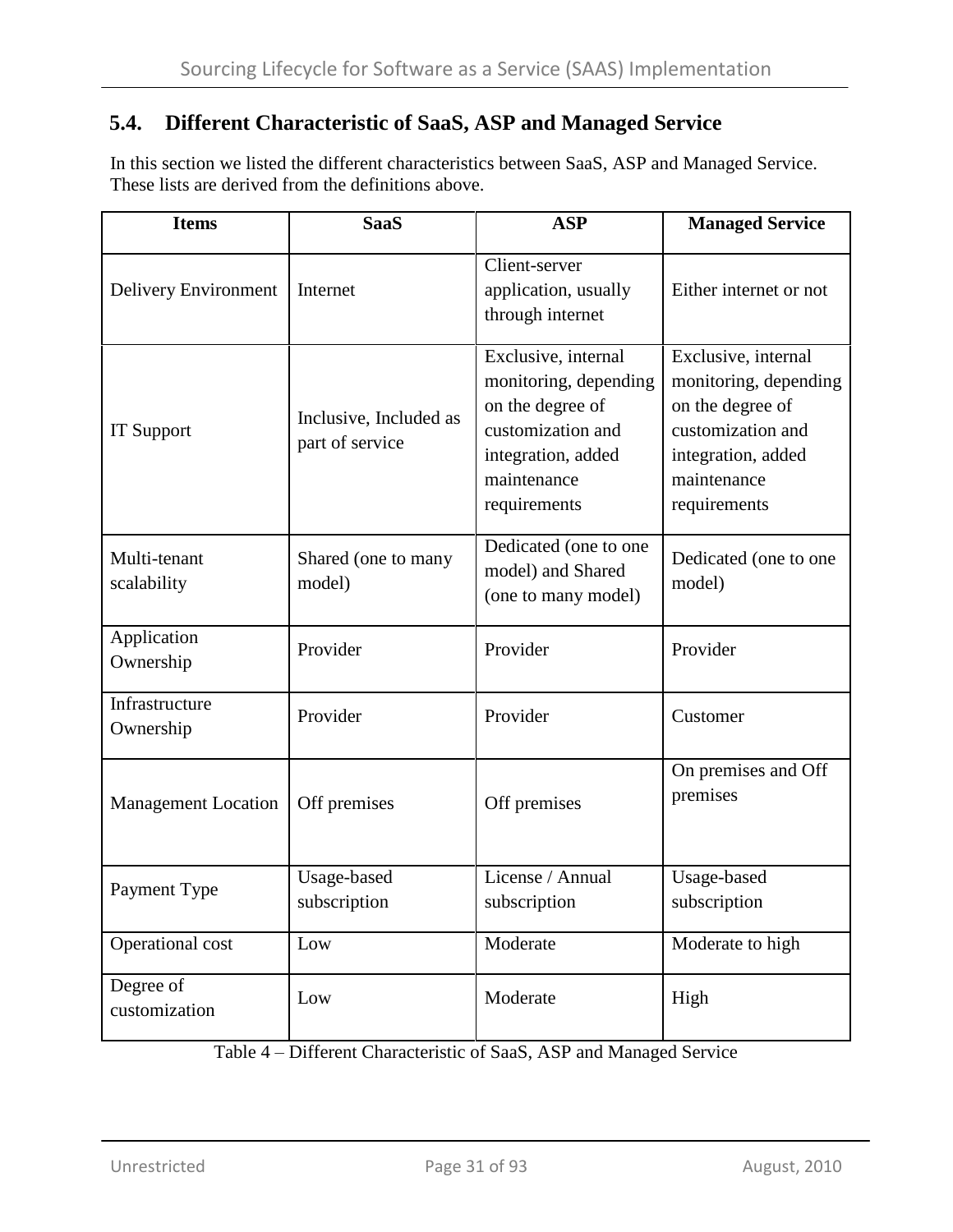## 5.4. Different Characteristic of SaaS, ASP and Managed Service

In this section we listed the different characteristics between SaaS, ASP and Managed Service. These lists are derived from the definitions above.

| Items | SaaS | ASP | Managed Service |
|---|---|---|---|
| Delivery Environment | Internet | Client-server application, usually through internet | Either internet or not |
| IT Support | Inclusive, Included as part of service | Exclusive, internal monitoring, depending on the degree of customization and integration, added maintenance requirements | Exclusive, internal monitoring, depending on the degree of customization and integration, added maintenance requirements |
| Multi-tenant scalability | Shared (one to many model) | Dedicated (one to one model) and Shared (one to many model) | Dedicated (one to one model) |
| Application Ownership | Provider | Provider | Provider |
| Infrastructure Ownership | Provider | Provider | Customer |
| Management Location | Off premises | Off premises | On premises and Off premises |
| Payment Type | Usage-based subscription | License / Annual subscription | Usage-based subscription |
| Operational cost | Low | Moderate | Moderate to high |
| Degree of customization | Low | Moderate | High |

Table 4 – Different Characteristic of SaaS, ASP and Managed Service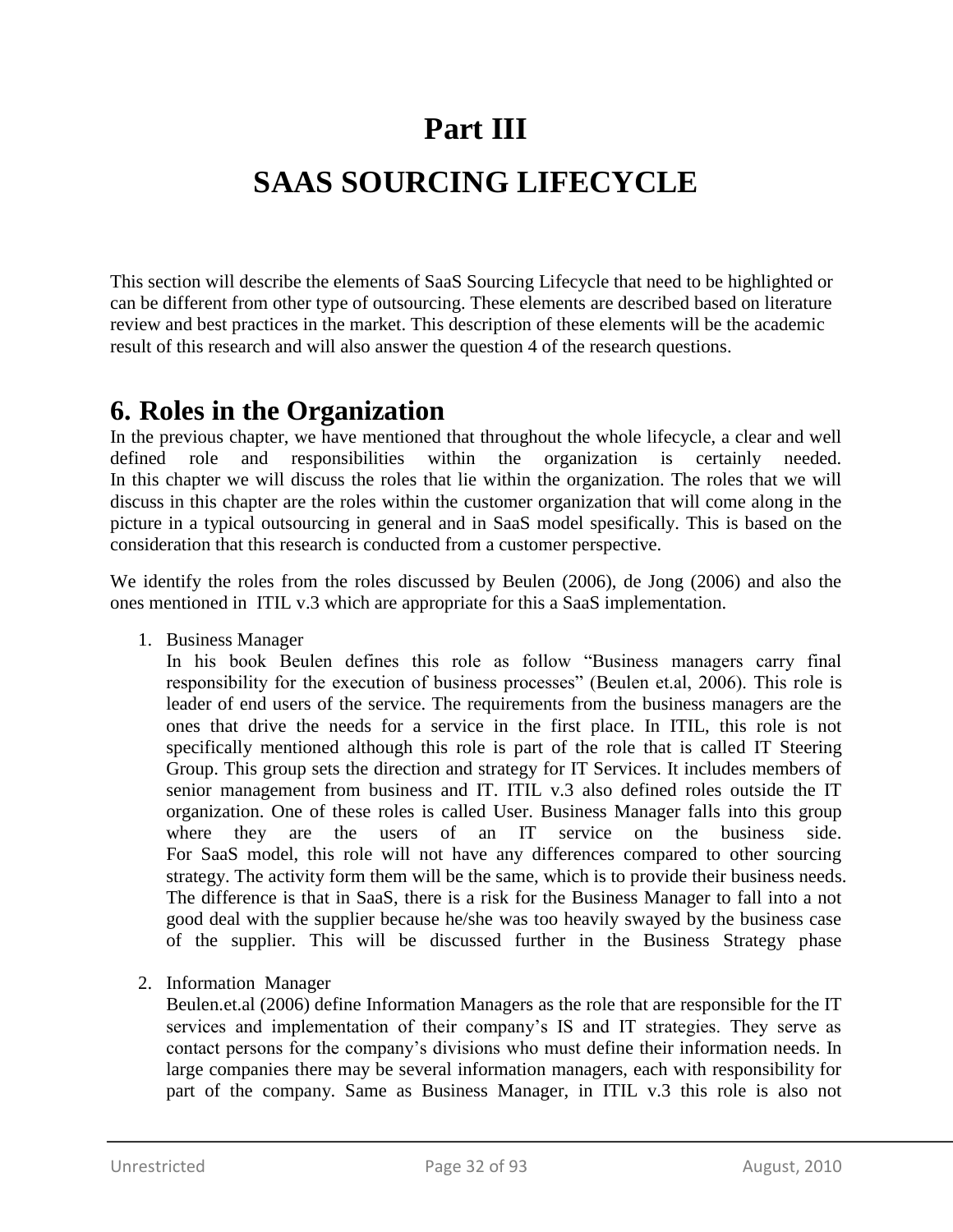# Part III

# SAAS SOURCING LIFECYCLE

This section will describe the elements of SaaS Sourcing Lifecycle that need to be highlighted or can be different from other type of outsourcing. These elements are described based on literature review and best practices in the market. This description of these elements will be the academic result of this research and will also answer the question 4 of the research questions.

## 6. Roles in the Organization

In the previous chapter, we have mentioned that throughout the whole lifecycle, a clear and well defined role and responsibilities within the organization is certainly needed. In this chapter we will discuss the roles that lie within the organization. The roles that we will discuss in this chapter are the roles within the customer organization that will come along in the picture in a typical outsourcing in general and in SaaS model spesifically. This is based on the consideration that this research is conducted from a customer perspective.

We identify the roles from the roles discussed by Beulen (2006), de Jong (2006) and also the ones mentioned in ITIL v.3 which are appropriate for this a SaaS implementation.

1. Business Manager
   In his book Beulen defines this role as follow "Business managers carry final responsibility for the execution of business processes" (Beulen et.al, 2006). This role is leader of end users of the service. The requirements from the business managers are the ones that drive the needs for a service in the first place. In ITIL, this role is not specifically mentioned although this role is part of the role that is called IT Steering Group. This group sets the direction and strategy for IT Services. It includes members of senior management from business and IT. ITIL v.3 also defined roles outside the IT organization. One of these roles is called User. Business Manager falls into this group where they are the users of an IT service on the business side.
   For SaaS model, this role will not have any differences compared to other sourcing strategy. The activity form them will be the same, which is to provide their business needs. The difference is that in SaaS, there is a risk for the Business Manager to fall into a not good deal with the supplier because he/she was too heavily swayed by the business case of the supplier. This will be discussed further in the Business Strategy phase

2. Information Manager
   Beulen.et.al (2006) define Information Managers as the role that are responsible for the IT services and implementation of their company's IS and IT strategies. They serve as contact persons for the company's divisions who must define their information needs. In large companies there may be several information managers, each with responsibility for part of the company. Same as Business Manager, in ITIL v.3 this role is also not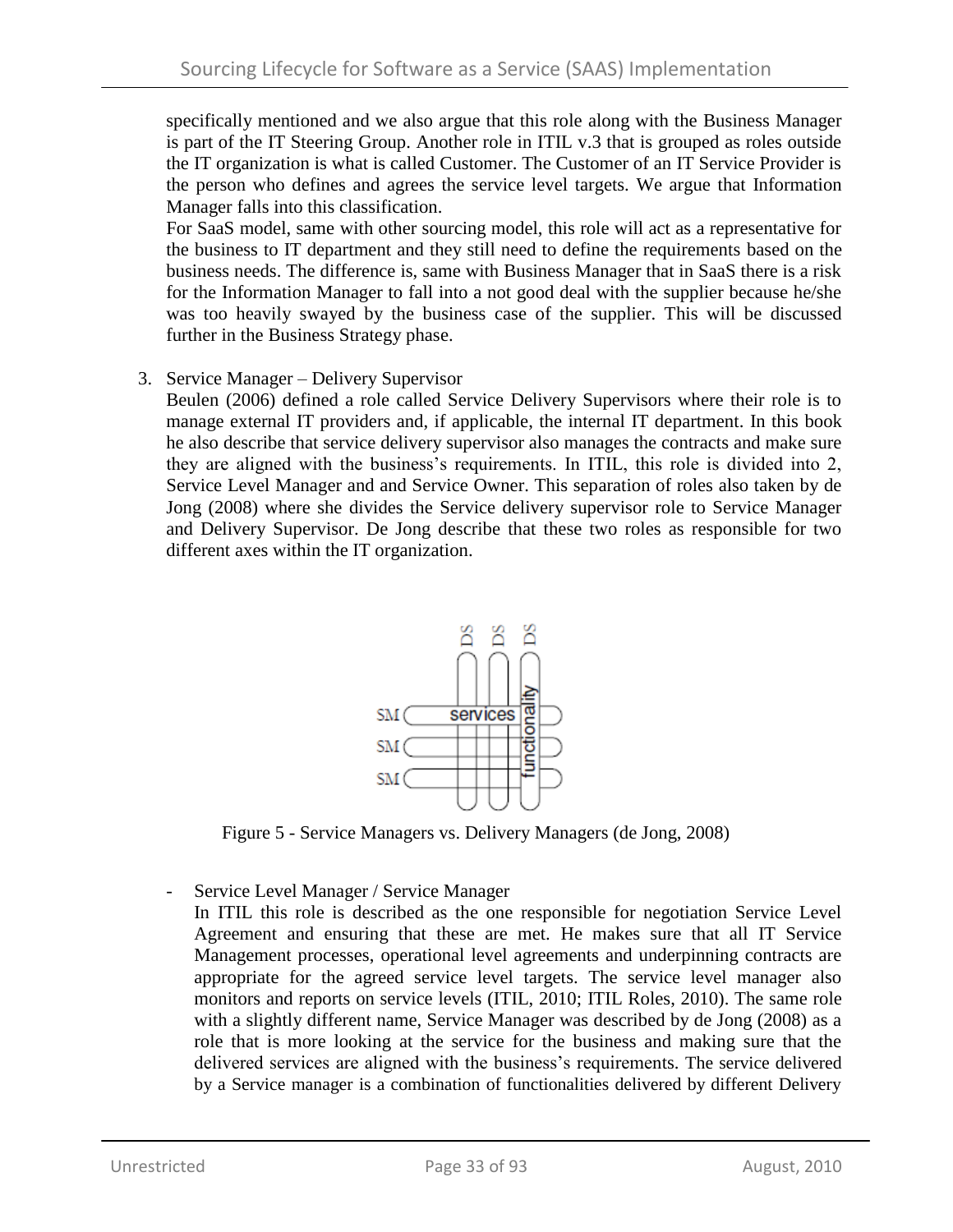specifically mentioned and we also argue that this role along with the Business Manager is part of the IT Steering Group. Another role in ITIL v.3 that is grouped as roles outside the IT organization is what is called Customer. The Customer of an IT Service Provider is the person who defines and agrees the service level targets. We argue that Information Manager falls into this classification.

For SaaS model, same with other sourcing model, this role will act as a representative for the business to IT department and they still need to define the requirements based on the business needs. The difference is, same with Business Manager that in SaaS there is a risk for the Information Manager to fall into a not good deal with the supplier because he/she was too heavily swayed by the business case of the supplier. This will be discussed further in the Business Strategy phase.

3. Service Manager – Delivery Supervisor

   Beulen (2006) defined a role called Service Delivery Supervisors where their role is to manage external IT providers and, if applicable, the internal IT department. In this book he also describe that service delivery supervisor also manages the contracts and make sure they are aligned with the business's requirements. In ITIL, this role is divided into 2, Service Level Manager and and Service Owner. This separation of roles also taken by de Jong (2008) where she divides the Service delivery supervisor role to Service Manager and Delivery Supervisor. De Jong describe that these two roles as responsible for two different axes within the IT organization.

Figure 5 - Service Managers vs. Delivery Managers (de Jong, 2008)

- Service Level Manager / Service Manager

  In ITIL this role is described as the one responsible for negotiation Service Level Agreement and ensuring that these are met. He makes sure that all IT Service Management processes, operational level agreements and underpinning contracts are appropriate for the agreed service level targets. The service level manager also monitors and reports on service levels (ITIL, 2010; ITIL Roles, 2010). The same role with a slightly different name, Service Manager was described by de Jong (2008) as a role that is more looking at the service for the business and making sure that the delivered services are aligned with the business's requirements. The service delivered by a Service manager is a combination of functionalities delivered by different Delivery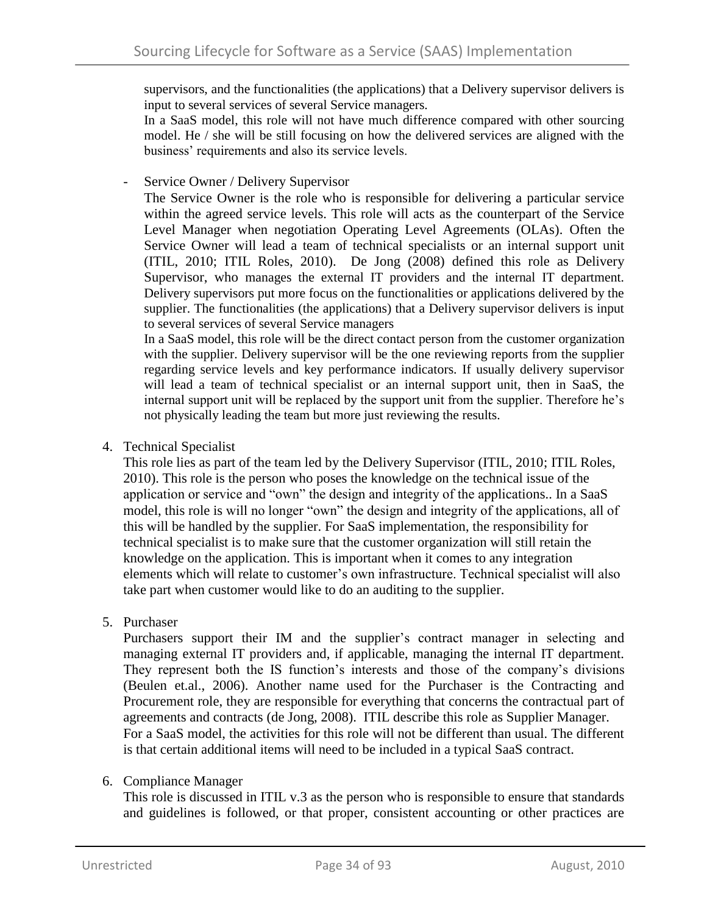supervisors, and the functionalities (the applications) that a Delivery supervisor delivers is input to several services of several Service managers.

In a SaaS model, this role will not have much difference compared with other sourcing model. He / she will be still focusing on how the delivered services are aligned with the business' requirements and also its service levels.

- Service Owner / Delivery Supervisor

  The Service Owner is the role who is responsible for delivering a particular service within the agreed service levels. This role will acts as the counterpart of the Service Level Manager when negotiation Operating Level Agreements (OLAs). Often the Service Owner will lead a team of technical specialists or an internal support unit (ITIL, 2010; ITIL Roles, 2010). De Jong (2008) defined this role as Delivery Supervisor, who manages the external IT providers and the internal IT department. Delivery supervisors put more focus on the functionalities or applications delivered by the supplier. The functionalities (the applications) that a Delivery supervisor delivers is input to several services of several Service managers

  In a SaaS model, this role will be the direct contact person from the customer organization with the supplier. Delivery supervisor will be the one reviewing reports from the supplier regarding service levels and key performance indicators. If usually delivery supervisor will lead a team of technical specialist or an internal support unit, then in SaaS, the internal support unit will be replaced by the support unit from the supplier. Therefore he's not physically leading the team but more just reviewing the results.

4. Technical Specialist

   This role lies as part of the team led by the Delivery Supervisor (ITIL, 2010; ITIL Roles, 2010). This role is the person who poses the knowledge on the technical issue of the application or service and "own" the design and integrity of the applications.. In a SaaS model, this role is will no longer "own" the design and integrity of the applications, all of this will be handled by the supplier. For SaaS implementation, the responsibility for technical specialist is to make sure that the customer organization will still retain the knowledge on the application. This is important when it comes to any integration elements which will relate to customer's own infrastructure. Technical specialist will also take part when customer would like to do an auditing to the supplier.

5. Purchaser

   Purchasers support their IM and the supplier's contract manager in selecting and managing external IT providers and, if applicable, managing the internal IT department. They represent both the IS function's interests and those of the company's divisions (Beulen et.al., 2006). Another name used for the Purchaser is the Contracting and Procurement role, they are responsible for everything that concerns the contractual part of agreements and contracts (de Jong, 2008). ITIL describe this role as Supplier Manager.

   For a SaaS model, the activities for this role will not be different than usual. The different is that certain additional items will need to be included in a typical SaaS contract.

6. Compliance Manager

   This role is discussed in ITIL v.3 as the person who is responsible to ensure that standards and guidelines is followed, or that proper, consistent accounting or other practices are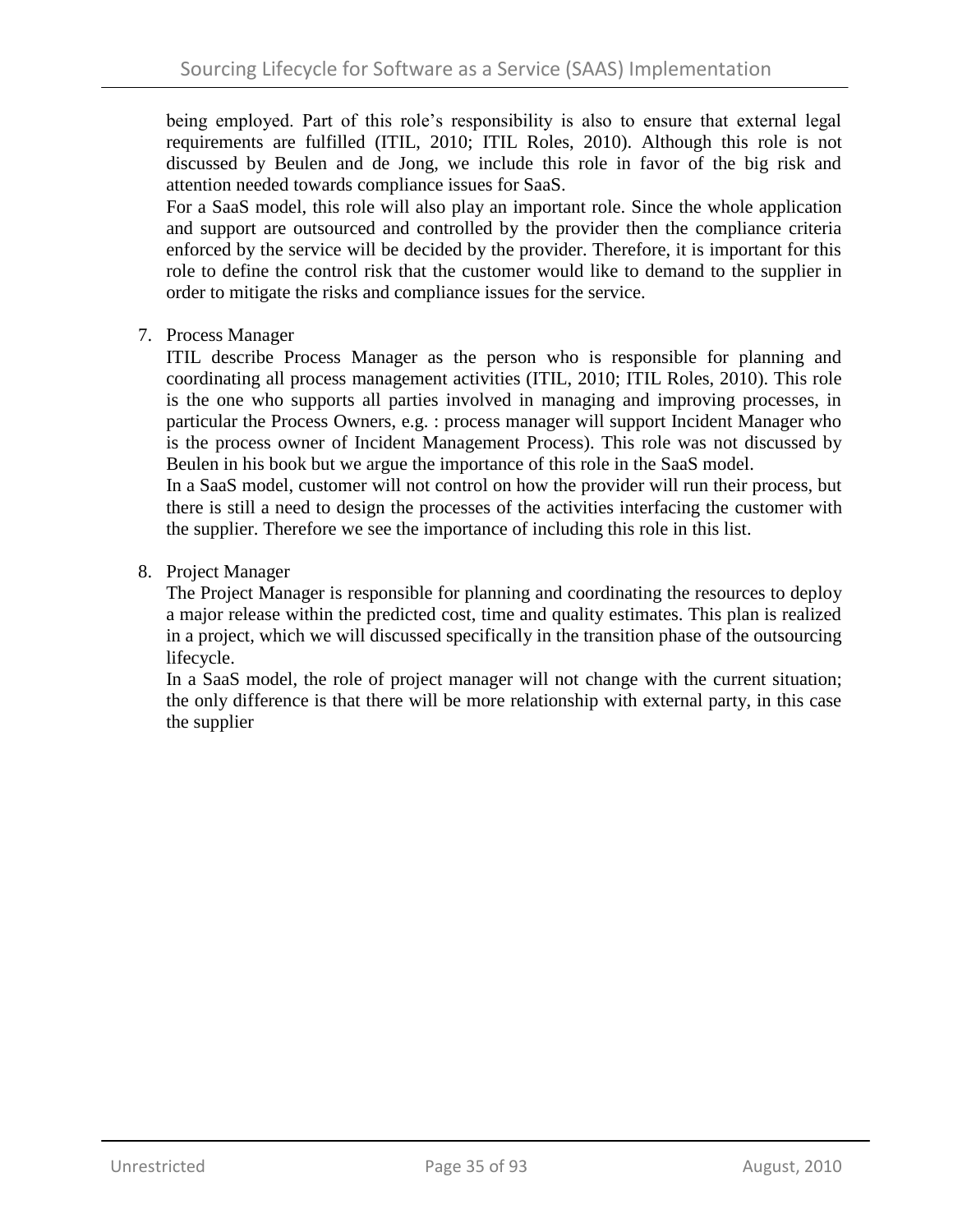being employed. Part of this role's responsibility is also to ensure that external legal requirements are fulfilled (ITIL, 2010; ITIL Roles, 2010). Although this role is not discussed by Beulen and de Jong, we include this role in favor of the big risk and attention needed towards compliance issues for SaaS.
For a SaaS model, this role will also play an important role. Since the whole application and support are outsourced and controlled by the provider then the compliance criteria enforced by the service will be decided by the provider. Therefore, it is important for this role to define the control risk that the customer would like to demand to the supplier in order to mitigate the risks and compliance issues for the service.

7. Process Manager
   ITIL describe Process Manager as the person who is responsible for planning and coordinating all process management activities (ITIL, 2010; ITIL Roles, 2010). This role is the one who supports all parties involved in managing and improving processes, in particular the Process Owners, e.g. : process manager will support Incident Manager who is the process owner of Incident Management Process). This role was not discussed by Beulen in his book but we argue the importance of this role in the SaaS model.
   In a SaaS model, customer will not control on how the provider will run their process, but there is still a need to design the processes of the activities interfacing the customer with the supplier. Therefore we see the importance of including this role in this list.

8. Project Manager
   The Project Manager is responsible for planning and coordinating the resources to deploy a major release within the predicted cost, time and quality estimates. This plan is realized in a project, which we will discussed specifically in the transition phase of the outsourcing lifecycle.
   In a SaaS model, the role of project manager will not change with the current situation; the only difference is that there will be more relationship with external party, in this case the supplier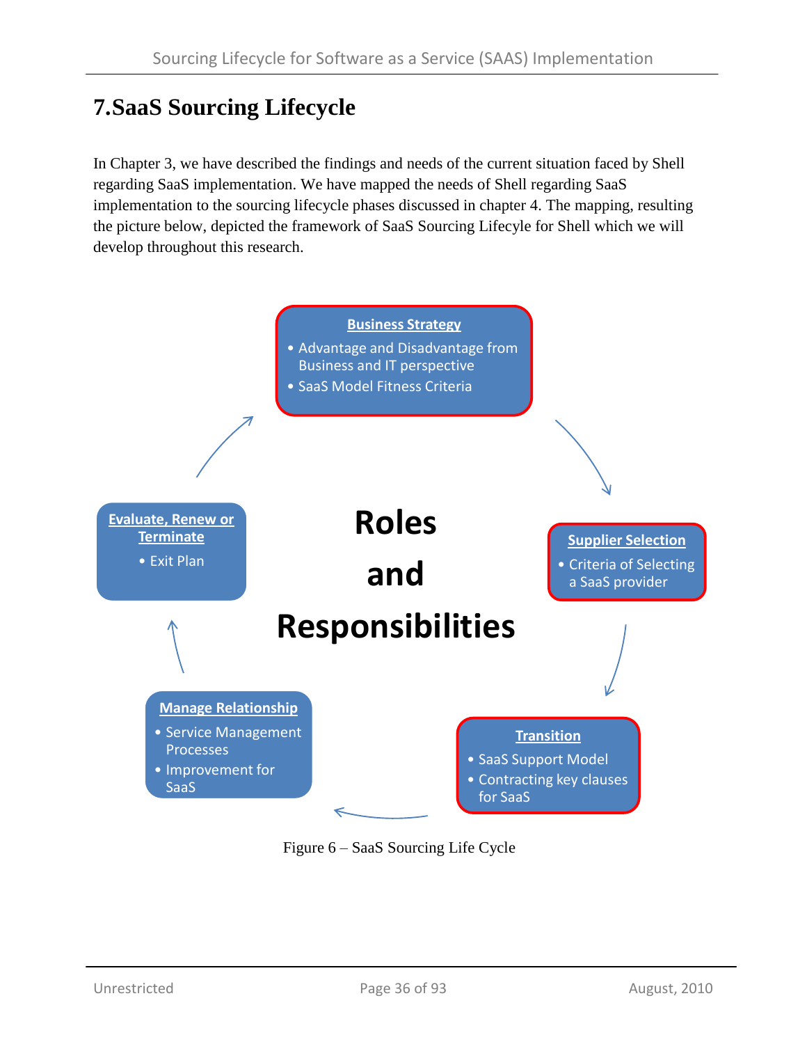# 7.SaaS Sourcing Lifecycle

In Chapter 3, we have described the findings and needs of the current situation faced by Shell regarding SaaS implementation. We have mapped the needs of Shell regarding SaaS implementation to the sourcing lifecycle phases discussed in chapter 4. The mapping, resulting the picture below, depicted the framework of SaaS Sourcing Lifecyle for Shell which we will develop throughout this research.

**Business Strategy**
- Advantage and Disadvantage from Business and IT perspective
- SaaS Model Fitness Criteria

**Supplier Selection**
- Criteria of Selecting a SaaS provider

**Transition**
- SaaS Support Model
- Contracting key clauses for SaaS

**Manage Relationship**
- Service Management Processes
- Improvement for SaaS

**Evaluate, Renew or Terminate**
- Exit Plan

**Roles and Responsibilities**

Figure 6 – SaaS Sourcing Life Cycle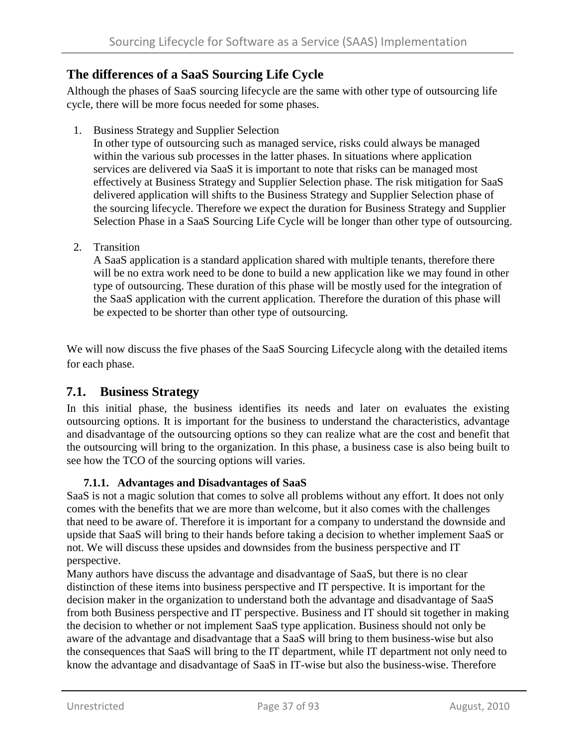## The differences of a SaaS Sourcing Life Cycle

Although the phases of SaaS sourcing lifecycle are the same with other type of outsourcing life cycle, there will be more focus needed for some phases.

1. Business Strategy and Supplier Selection
   In other type of outsourcing such as managed service, risks could always be managed within the various sub processes in the latter phases. In situations where application services are delivered via SaaS it is important to note that risks can be managed most effectively at Business Strategy and Supplier Selection phase. The risk mitigation for SaaS delivered application will shifts to the Business Strategy and Supplier Selection phase of the sourcing lifecycle. Therefore we expect the duration for Business Strategy and Supplier Selection Phase in a SaaS Sourcing Life Cycle will be longer than other type of outsourcing.

2. Transition
   A SaaS application is a standard application shared with multiple tenants, therefore there will be no extra work need to be done to build a new application like we may found in other type of outsourcing. These duration of this phase will be mostly used for the integration of the SaaS application with the current application. Therefore the duration of this phase will be expected to be shorter than other type of outsourcing.

We will now discuss the five phases of the SaaS Sourcing Lifecycle along with the detailed items for each phase.

## 7.1. Business Strategy

In this initial phase, the business identifies its needs and later on evaluates the existing outsourcing options. It is important for the business to understand the characteristics, advantage and disadvantage of the outsourcing options so they can realize what are the cost and benefit that the outsourcing will bring to the organization. In this phase, a business case is also being built to see how the TCO of the sourcing options will varies.

### 7.1.1. Advantages and Disadvantages of SaaS

SaaS is not a magic solution that comes to solve all problems without any effort. It does not only comes with the benefits that we are more than welcome, but it also comes with the challenges that need to be aware of. Therefore it is important for a company to understand the downside and upside that SaaS will bring to their hands before taking a decision to whether implement SaaS or not. We will discuss these upsides and downsides from the business perspective and IT perspective.

Many authors have discuss the advantage and disadvantage of SaaS, but there is no clear distinction of these items into business perspective and IT perspective. It is important for the decision maker in the organization to understand both the advantage and disadvantage of SaaS from both Business perspective and IT perspective. Business and IT should sit together in making the decision to whether or not implement SaaS type application. Business should not only be aware of the advantage and disadvantage that a SaaS will bring to them business-wise but also the consequences that SaaS will bring to the IT department, while IT department not only need to know the advantage and disadvantage of SaaS in IT-wise but also the business-wise. Therefore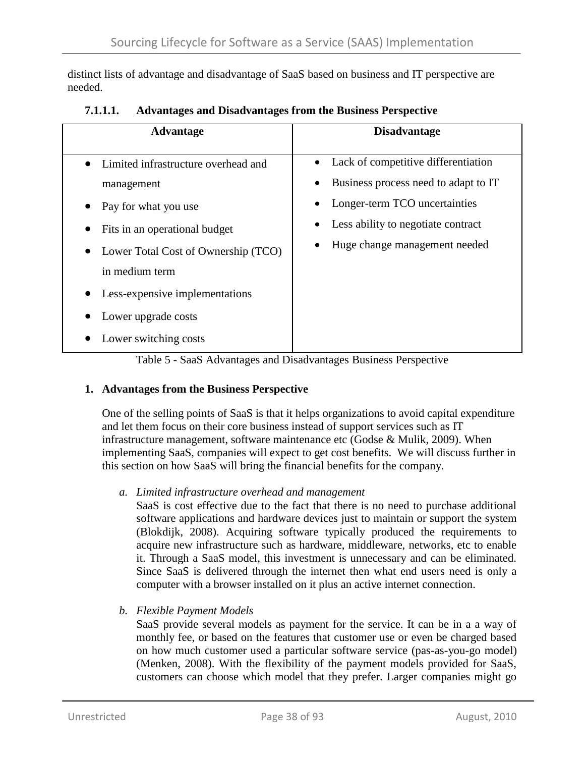distinct lists of advantage and disadvantage of SaaS based on business and IT perspective are needed.

#### 7.1.1.1. Advantages and Disadvantages from the Business Perspective

| Advantage | Disadvantage |
|---|---|
| • Limited infrastructure overhead and management<br>• Pay for what you use<br>• Fits in an operational budget<br>• Lower Total Cost of Ownership (TCO) in medium term<br>• Less-expensive implementations<br>• Lower upgrade costs<br>• Lower switching costs | • Lack of competitive differentiation<br>• Business process need to adapt to IT<br>• Longer-term TCO uncertainties<br>• Less ability to negotiate contract<br>• Huge change management needed |

Table 5 - SaaS Advantages and Disadvantages Business Perspective

**1. Advantages from the Business Perspective**

One of the selling points of SaaS is that it helps organizations to avoid capital expenditure and let them focus on their core business instead of support services such as IT infrastructure management, software maintenance etc (Godse & Mulik, 2009). When implementing SaaS, companies will expect to get cost benefits. We will discuss further in this section on how SaaS will bring the financial benefits for the company.

*a. Limited infrastructure overhead and management*

SaaS is cost effective due to the fact that there is no need to purchase additional software applications and hardware devices just to maintain or support the system (Blokdijk, 2008). Acquiring software typically produced the requirements to acquire new infrastructure such as hardware, middleware, networks, etc to enable it. Through a SaaS model, this investment is unnecessary and can be eliminated. Since SaaS is delivered through the internet then what end users need is only a computer with a browser installed on it plus an active internet connection.

*b. Flexible Payment Models*

SaaS provide several models as payment for the service. It can be in a a way of monthly fee, or based on the features that customer use or even be charged based on how much customer used a particular software service (pas-as-you-go model) (Menken, 2008). With the flexibility of the payment models provided for SaaS, customers can choose which model that they prefer. Larger companies might go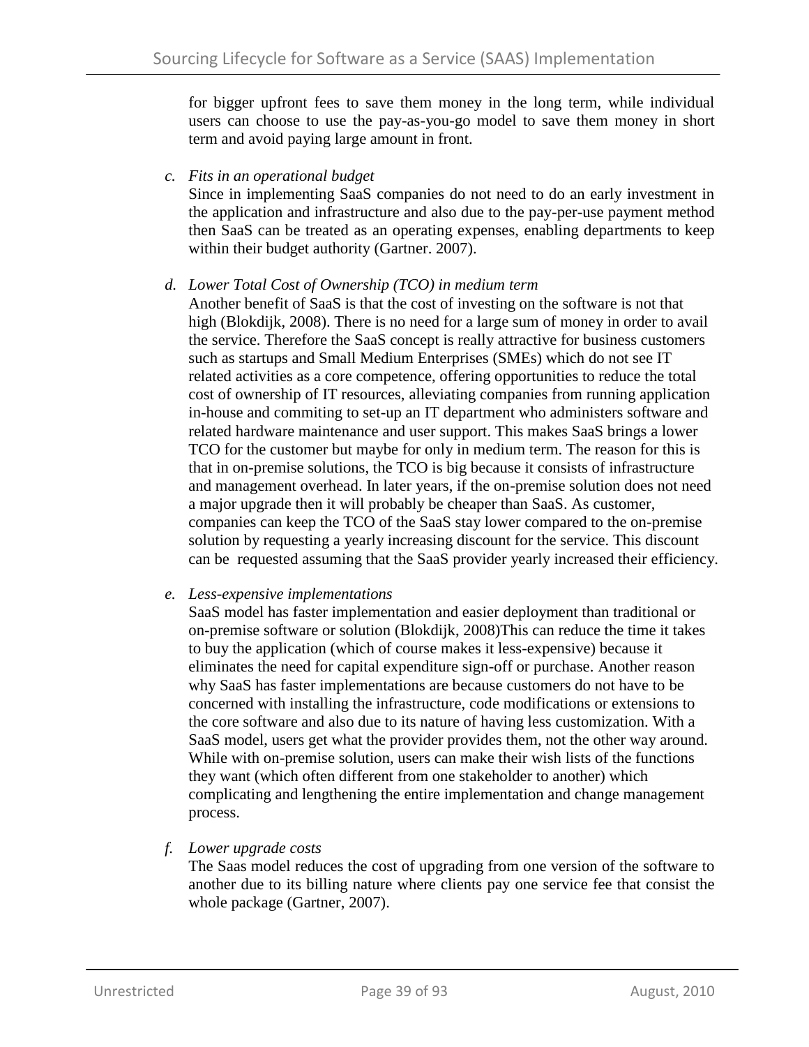for bigger upfront fees to save them money in the long term, while individual users can choose to use the pay-as-you-go model to save them money in short term and avoid paying large amount in front.

c. *Fits in an operational budget*

   Since in implementing SaaS companies do not need to do an early investment in the application and infrastructure and also due to the pay-per-use payment method then SaaS can be treated as an operating expenses, enabling departments to keep within their budget authority (Gartner. 2007).

d. *Lower Total Cost of Ownership (TCO) in medium term*

   Another benefit of SaaS is that the cost of investing on the software is not that high (Blokdijk, 2008). There is no need for a large sum of money in order to avail the service. Therefore the SaaS concept is really attractive for business customers such as startups and Small Medium Enterprises (SMEs) which do not see IT related activities as a core competence, offering opportunities to reduce the total cost of ownership of IT resources, alleviating companies from running application in-house and commiting to set-up an IT department who administers software and related hardware maintenance and user support. This makes SaaS brings a lower TCO for the customer but maybe for only in medium term. The reason for this is that in on-premise solutions, the TCO is big because it consists of infrastructure and management overhead. In later years, if the on-premise solution does not need a major upgrade then it will probably be cheaper than SaaS. As customer, companies can keep the TCO of the SaaS stay lower compared to the on-premise solution by requesting a yearly increasing discount for the service. This discount can be requested assuming that the SaaS provider yearly increased their efficiency.

e. *Less-expensive implementations*

   SaaS model has faster implementation and easier deployment than traditional or on-premise software or solution (Blokdijk, 2008)This can reduce the time it takes to buy the application (which of course makes it less-expensive) because it eliminates the need for capital expenditure sign-off or purchase. Another reason why SaaS has faster implementations are because customers do not have to be concerned with installing the infrastructure, code modifications or extensions to the core software and also due to its nature of having less customization. With a SaaS model, users get what the provider provides them, not the other way around. While with on-premise solution, users can make their wish lists of the functions they want (which often different from one stakeholder to another) which complicating and lengthening the entire implementation and change management process.

f. *Lower upgrade costs*

   The Saas model reduces the cost of upgrading from one version of the software to another due to its billing nature where clients pay one service fee that consist the whole package (Gartner, 2007).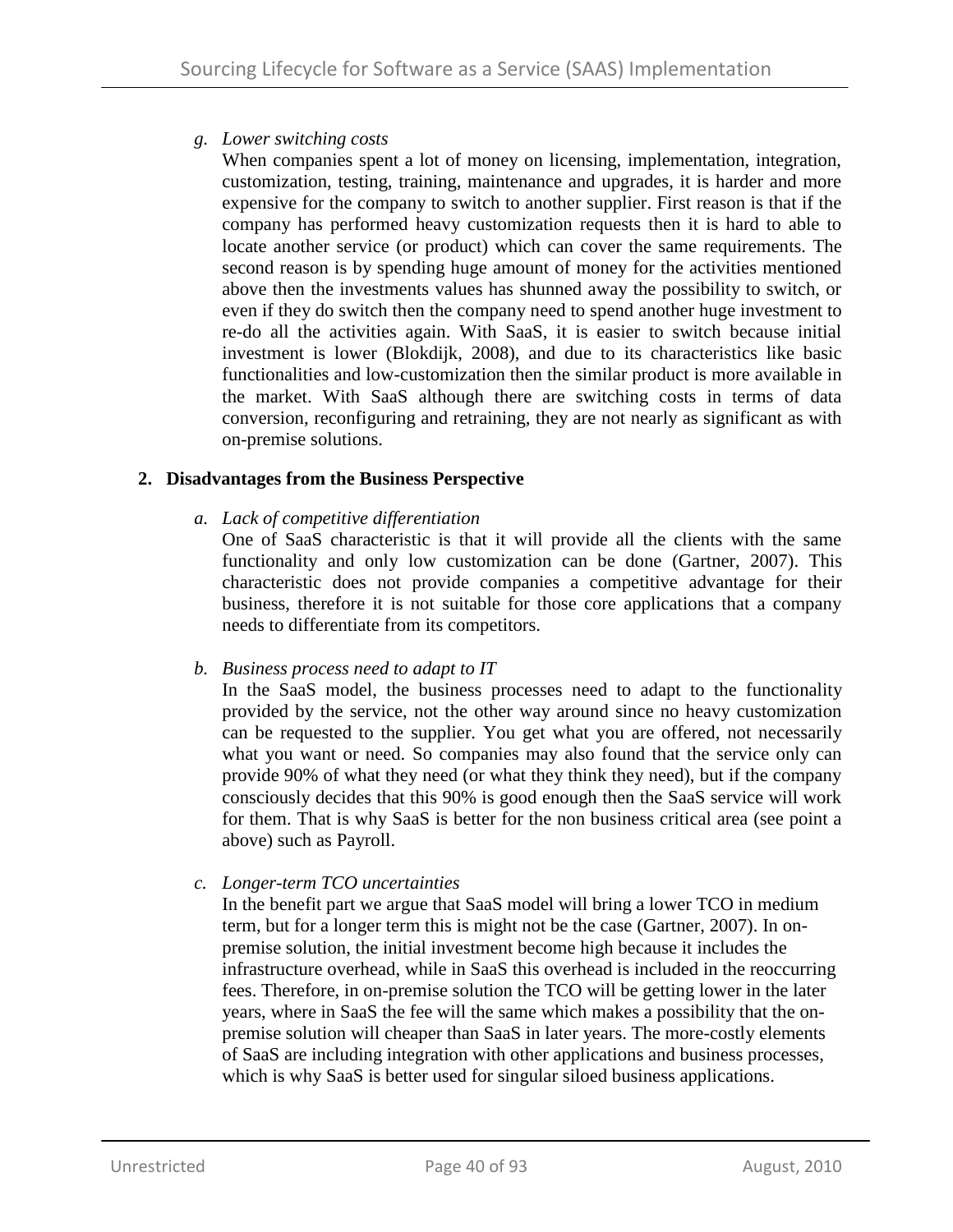*g. Lower switching costs*

When companies spent a lot of money on licensing, implementation, integration, customization, testing, training, maintenance and upgrades, it is harder and more expensive for the company to switch to another supplier. First reason is that if the company has performed heavy customization requests then it is hard to able to locate another service (or product) which can cover the same requirements. The second reason is by spending huge amount of money for the activities mentioned above then the investments values has shunned away the possibility to switch, or even if they do switch then the company need to spend another huge investment to re-do all the activities again. With SaaS, it is easier to switch because initial investment is lower (Blokdijk, 2008), and due to its characteristics like basic functionalities and low-customization then the similar product is more available in the market. With SaaS although there are switching costs in terms of data conversion, reconfiguring and retraining, they are not nearly as significant as with on-premise solutions.

**2. Disadvantages from the Business Perspective**

*a. Lack of competitive differentiation*

One of SaaS characteristic is that it will provide all the clients with the same functionality and only low customization can be done (Gartner, 2007). This characteristic does not provide companies a competitive advantage for their business, therefore it is not suitable for those core applications that a company needs to differentiate from its competitors.

*b. Business process need to adapt to IT*

In the SaaS model, the business processes need to adapt to the functionality provided by the service, not the other way around since no heavy customization can be requested to the supplier. You get what you are offered, not necessarily what you want or need. So companies may also found that the service only can provide 90% of what they need (or what they think they need), but if the company consciously decides that this 90% is good enough then the SaaS service will work for them. That is why SaaS is better for the non business critical area (see point a above) such as Payroll.

*c. Longer-term TCO uncertainties*

In the benefit part we argue that SaaS model will bring a lower TCO in medium term, but for a longer term this is might not be the case (Gartner, 2007). In on-premise solution, the initial investment become high because it includes the infrastructure overhead, while in SaaS this overhead is included in the reoccurring fees. Therefore, in on-premise solution the TCO will be getting lower in the later years, where in SaaS the fee will the same which makes a possibility that the on-premise solution will cheaper than SaaS in later years. The more-costly elements of SaaS are including integration with other applications and business processes, which is why SaaS is better used for singular siloed business applications.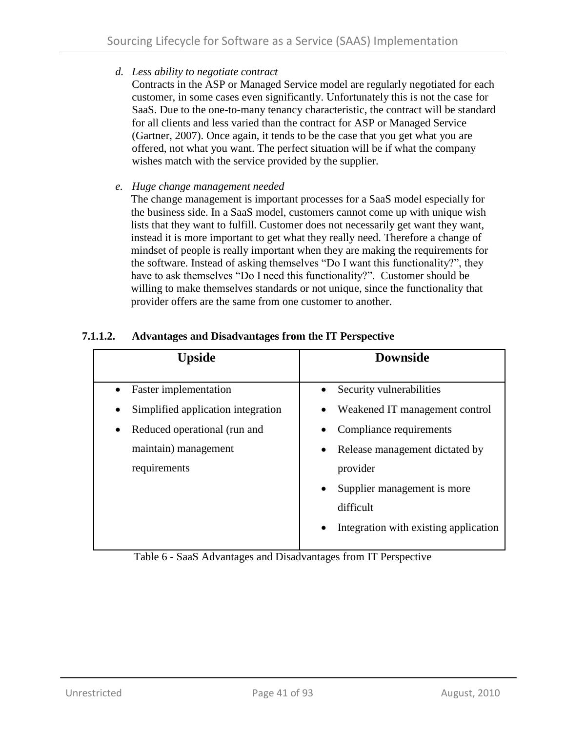*d. Less ability to negotiate contract*

Contracts in the ASP or Managed Service model are regularly negotiated for each customer, in some cases even significantly. Unfortunately this is not the case for SaaS. Due to the one-to-many tenancy characteristic, the contract will be standard for all clients and less varied than the contract for ASP or Managed Service (Gartner, 2007). Once again, it tends to be the case that you get what you are offered, not what you want. The perfect situation will be if what the company wishes match with the service provided by the supplier.

*e. Huge change management needed*

The change management is important processes for a SaaS model especially for the business side. In a SaaS model, customers cannot come up with unique wish lists that they want to fulfill. Customer does not necessarily get want they want, instead it is more important to get what they really need. Therefore a change of mindset of people is really important when they are making the requirements for the software. Instead of asking themselves "Do I want this functionality?", they have to ask themselves "Do I need this functionality?". Customer should be willing to make themselves standards or not unique, since the functionality that provider offers are the same from one customer to another.

#### 7.1.1.2. Advantages and Disadvantages from the IT Perspective

| Upside | Downside |
|---|---|
| • Faster implementation<br>• Simplified application integration<br>• Reduced operational (run and maintain) management requirements | • Security vulnerabilities<br>• Weakened IT management control<br>• Compliance requirements<br>• Release management dictated by provider<br>• Supplier management is more difficult<br>• Integration with existing application |

Table 6 - SaaS Advantages and Disadvantages from IT Perspective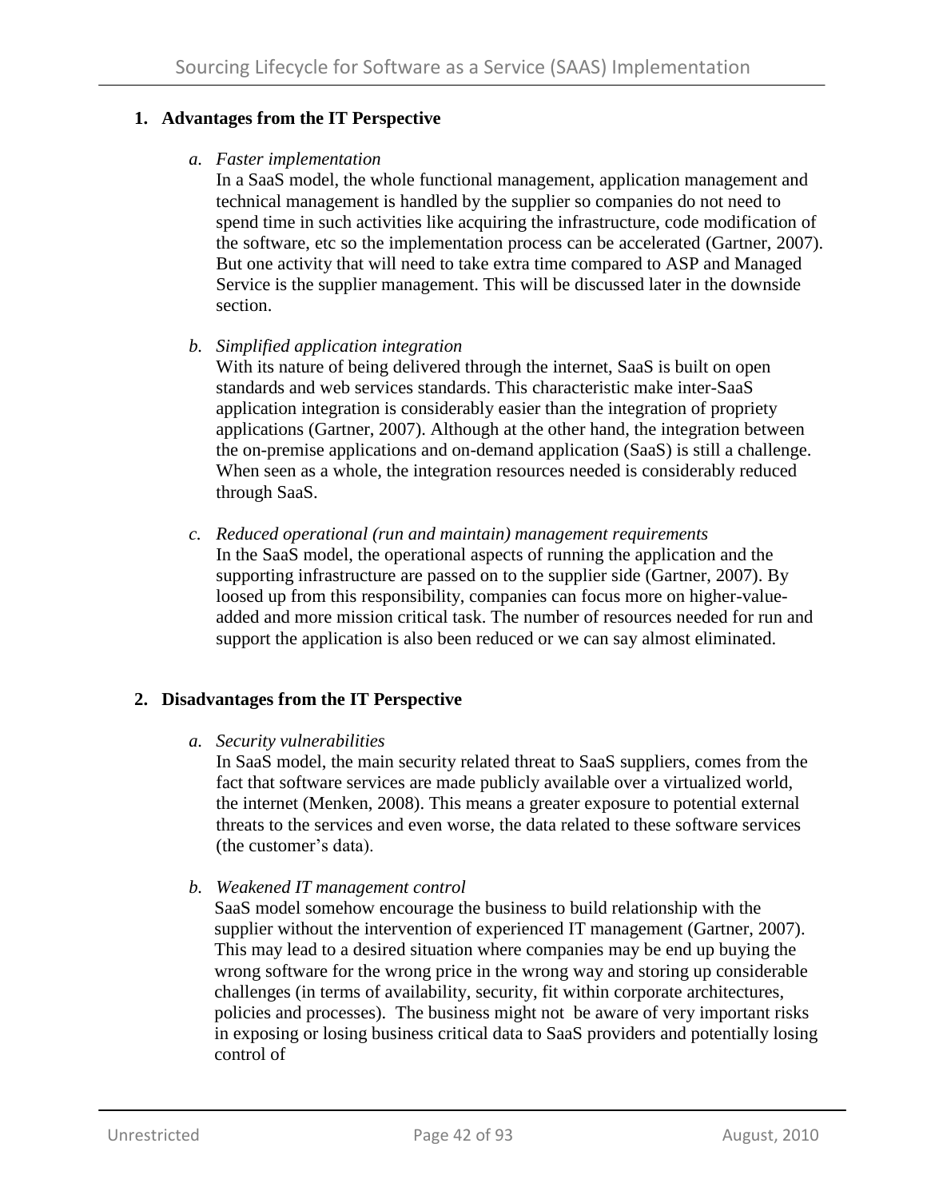## 1. Advantages from the IT Perspective

*a. Faster implementation*

In a SaaS model, the whole functional management, application management and technical management is handled by the supplier so companies do not need to spend time in such activities like acquiring the infrastructure, code modification of the software, etc so the implementation process can be accelerated (Gartner, 2007). But one activity that will need to take extra time compared to ASP and Managed Service is the supplier management. This will be discussed later in the downside section.

*b. Simplified application integration*

With its nature of being delivered through the internet, SaaS is built on open standards and web services standards. This characteristic make inter-SaaS application integration is considerably easier than the integration of propriety applications (Gartner, 2007). Although at the other hand, the integration between the on-premise applications and on-demand application (SaaS) is still a challenge. When seen as a whole, the integration resources needed is considerably reduced through SaaS.

*c. Reduced operational (run and maintain) management requirements*

In the SaaS model, the operational aspects of running the application and the supporting infrastructure are passed on to the supplier side (Gartner, 2007). By loosed up from this responsibility, companies can focus more on higher-value-added and more mission critical task. The number of resources needed for run and support the application is also been reduced or we can say almost eliminated.

## 2. Disadvantages from the IT Perspective

*a. Security vulnerabilities*

In SaaS model, the main security related threat to SaaS suppliers, comes from the fact that software services are made publicly available over a virtualized world, the internet (Menken, 2008). This means a greater exposure to potential external threats to the services and even worse, the data related to these software services (the customer's data).

*b. Weakened IT management control*

SaaS model somehow encourage the business to build relationship with the supplier without the intervention of experienced IT management (Gartner, 2007). This may lead to a desired situation where companies may be end up buying the wrong software for the wrong price in the wrong way and storing up considerable challenges (in terms of availability, security, fit within corporate architectures, policies and processes). The business might not be aware of very important risks in exposing or losing business critical data to SaaS providers and potentially losing control of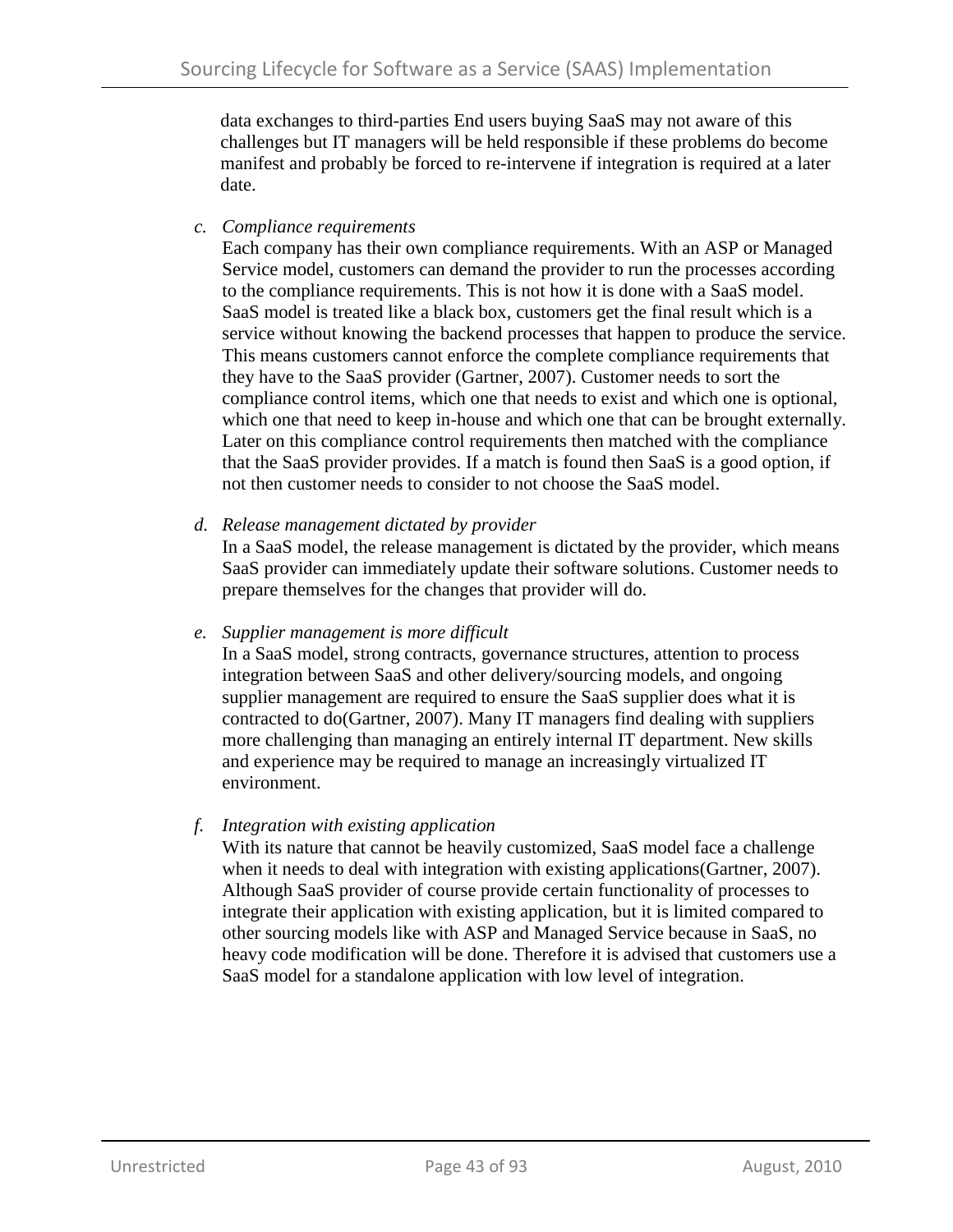data exchanges to third-parties End users buying SaaS may not aware of this challenges but IT managers will be held responsible if these problems do become manifest and probably be forced to re-intervene if integration is required at a later date.

c. *Compliance requirements*
   Each company has their own compliance requirements. With an ASP or Managed Service model, customers can demand the provider to run the processes according to the compliance requirements. This is not how it is done with a SaaS model. SaaS model is treated like a black box, customers get the final result which is a service without knowing the backend processes that happen to produce the service. This means customers cannot enforce the complete compliance requirements that they have to the SaaS provider (Gartner, 2007). Customer needs to sort the compliance control items, which one that needs to exist and which one is optional, which one that need to keep in-house and which one that can be brought externally. Later on this compliance control requirements then matched with the compliance that the SaaS provider provides. If a match is found then SaaS is a good option, if not then customer needs to consider to not choose the SaaS model.

d. *Release management dictated by provider*
   In a SaaS model, the release management is dictated by the provider, which means SaaS provider can immediately update their software solutions. Customer needs to prepare themselves for the changes that provider will do.

e. *Supplier management is more difficult*
   In a SaaS model, strong contracts, governance structures, attention to process integration between SaaS and other delivery/sourcing models, and ongoing supplier management are required to ensure the SaaS supplier does what it is contracted to do(Gartner, 2007). Many IT managers find dealing with suppliers more challenging than managing an entirely internal IT department. New skills and experience may be required to manage an increasingly virtualized IT environment.

f. *Integration with existing application*
   With its nature that cannot be heavily customized, SaaS model face a challenge when it needs to deal with integration with existing applications(Gartner, 2007). Although SaaS provider of course provide certain functionality of processes to integrate their application with existing application, but it is limited compared to other sourcing models like with ASP and Managed Service because in SaaS, no heavy code modification will be done. Therefore it is advised that customers use a SaaS model for a standalone application with low level of integration.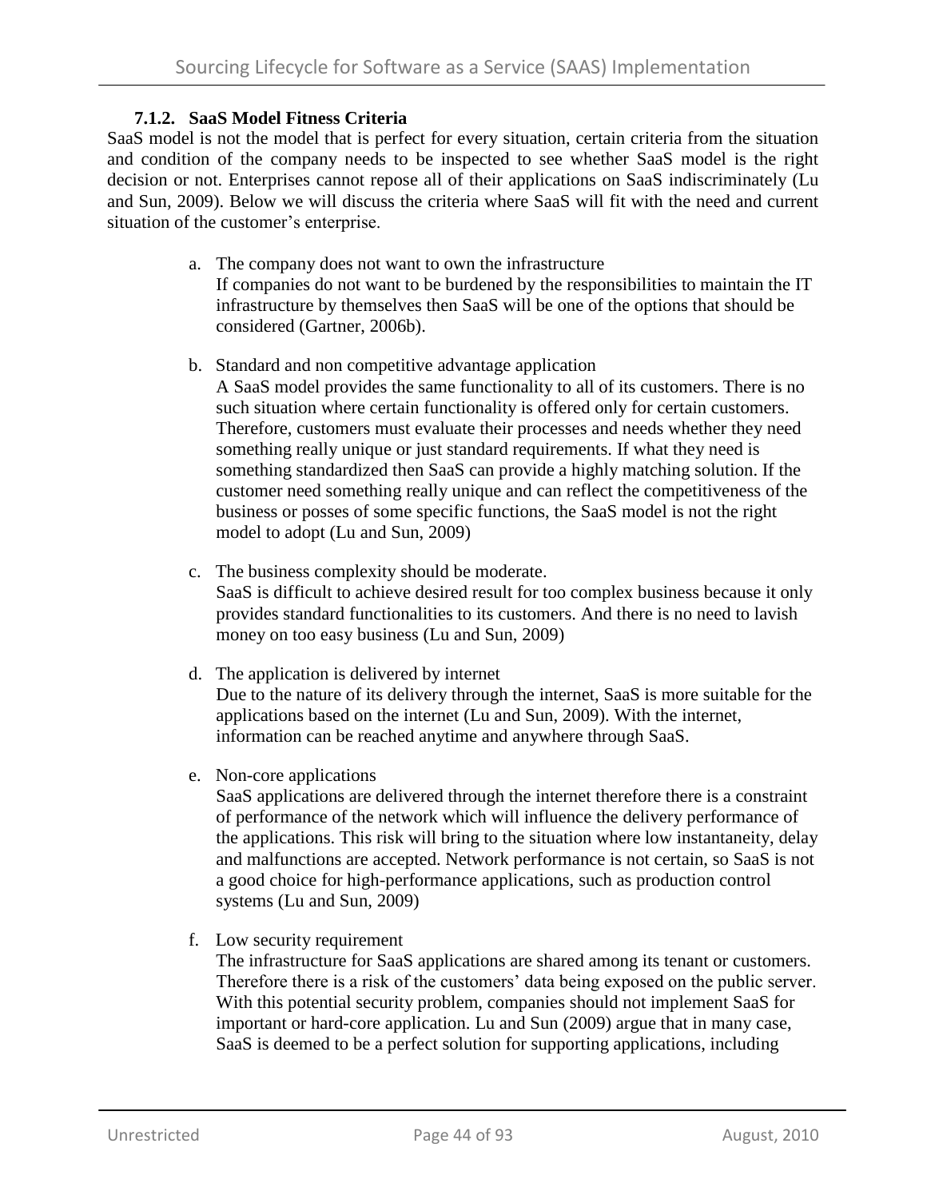#### 7.1.2. SaaS Model Fitness Criteria

SaaS model is not the model that is perfect for every situation, certain criteria from the situation and condition of the company needs to be inspected to see whether SaaS model is the right decision or not. Enterprises cannot repose all of their applications on SaaS indiscriminately (Lu and Sun, 2009). Below we will discuss the criteria where SaaS will fit with the need and current situation of the customer's enterprise.

a. The company does not want to own the infrastructure
   If companies do not want to be burdened by the responsibilities to maintain the IT infrastructure by themselves then SaaS will be one of the options that should be considered (Gartner, 2006b).

b. Standard and non competitive advantage application
   A SaaS model provides the same functionality to all of its customers. There is no such situation where certain functionality is offered only for certain customers. Therefore, customers must evaluate their processes and needs whether they need something really unique or just standard requirements. If what they need is something standardized then SaaS can provide a highly matching solution. If the customer need something really unique and can reflect the competitiveness of the business or posses of some specific functions, the SaaS model is not the right model to adopt (Lu and Sun, 2009)

c. The business complexity should be moderate.
   SaaS is difficult to achieve desired result for too complex business because it only provides standard functionalities to its customers. And there is no need to lavish money on too easy business (Lu and Sun, 2009)

d. The application is delivered by internet
   Due to the nature of its delivery through the internet, SaaS is more suitable for the applications based on the internet (Lu and Sun, 2009). With the internet, information can be reached anytime and anywhere through SaaS.

e. Non-core applications
   SaaS applications are delivered through the internet therefore there is a constraint of performance of the network which will influence the delivery performance of the applications. This risk will bring to the situation where low instantaneity, delay and malfunctions are accepted. Network performance is not certain, so SaaS is not a good choice for high-performance applications, such as production control systems (Lu and Sun, 2009)

f. Low security requirement
   The infrastructure for SaaS applications are shared among its tenant or customers. Therefore there is a risk of the customers' data being exposed on the public server. With this potential security problem, companies should not implement SaaS for important or hard-core application. Lu and Sun (2009) argue that in many case, SaaS is deemed to be a perfect solution for supporting applications, including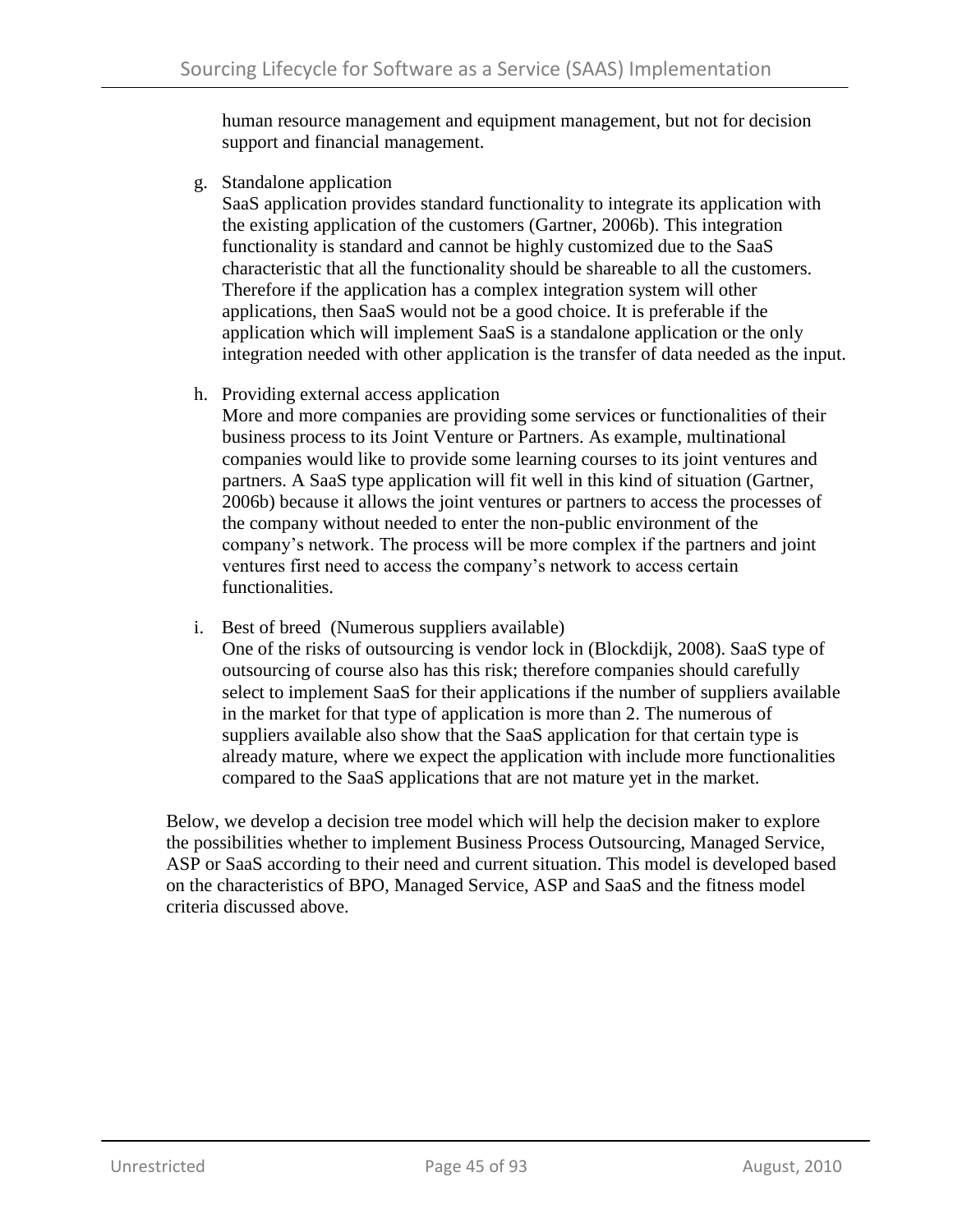human resource management and equipment management, but not for decision support and financial management.

g. Standalone application
   SaaS application provides standard functionality to integrate its application with the existing application of the customers (Gartner, 2006b). This integration functionality is standard and cannot be highly customized due to the SaaS characteristic that all the functionality should be shareable to all the customers. Therefore if the application has a complex integration system will other applications, then SaaS would not be a good choice. It is preferable if the application which will implement SaaS is a standalone application or the only integration needed with other application is the transfer of data needed as the input.

h. Providing external access application
   More and more companies are providing some services or functionalities of their business process to its Joint Venture or Partners. As example, multinational companies would like to provide some learning courses to its joint ventures and partners. A SaaS type application will fit well in this kind of situation (Gartner, 2006b) because it allows the joint ventures or partners to access the processes of the company without needed to enter the non-public environment of the company's network. The process will be more complex if the partners and joint ventures first need to access the company's network to access certain functionalities.

i. Best of breed (Numerous suppliers available)
   One of the risks of outsourcing is vendor lock in (Blockdijk, 2008). SaaS type of outsourcing of course also has this risk; therefore companies should carefully select to implement SaaS for their applications if the number of suppliers available in the market for that type of application is more than 2. The numerous of suppliers available also show that the SaaS application for that certain type is already mature, where we expect the application with include more functionalities compared to the SaaS applications that are not mature yet in the market.

Below, we develop a decision tree model which will help the decision maker to explore the possibilities whether to implement Business Process Outsourcing, Managed Service, ASP or SaaS according to their need and current situation. This model is developed based on the characteristics of BPO, Managed Service, ASP and SaaS and the fitness model criteria discussed above.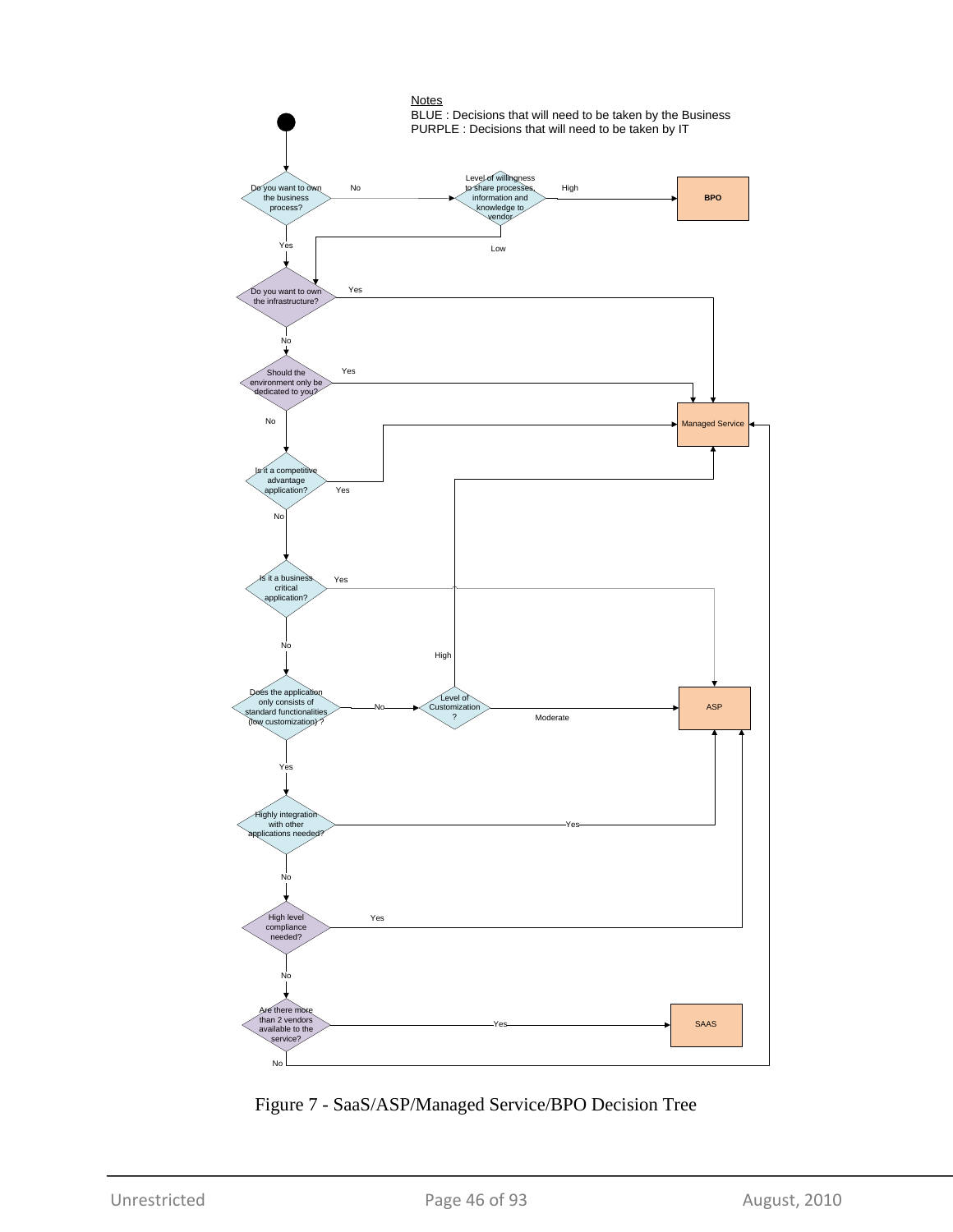Notes
BLUE : Decisions that will need to be taken by the Business
PURPLE : Decisions that will need to be taken by IT

Do you want to own the business process?
No → Level of willingness to share processes, information and knowledge to vendor
High → BPO
Low → Do you want to own the infrastructure?
Yes → Do you want to own the infrastructure?

Do you want to own the infrastructure?
Yes → Managed Service
No → Should the environment only be dedicated to you?

Should the environment only be dedicated to you?
Yes → Managed Service
No → Is it a competitive advantage application?

Is it a competitive advantage application?
Yes → Managed Service
No → Is it a business critical application?

Is it a business critical application?
Yes → ASP
No → Does the application only consists of standard functionalities (low customization) ?

Does the application only consists of standard functionalities (low customization) ?
No → Level of Customization ?
High → Managed Service
Moderate → ASP
Yes → Highly integration with other applications needed?

Highly integration with other applications needed?
Yes → ASP
No → High level compliance needed?

High level compliance needed?
Yes → ASP
No → Are there more than 2 vendors available to the service?

Are there more than 2 vendors available to the service?
Yes → SAAS
No → Managed Service

Figure 7 - SaaS/ASP/Managed Service/BPO Decision Tree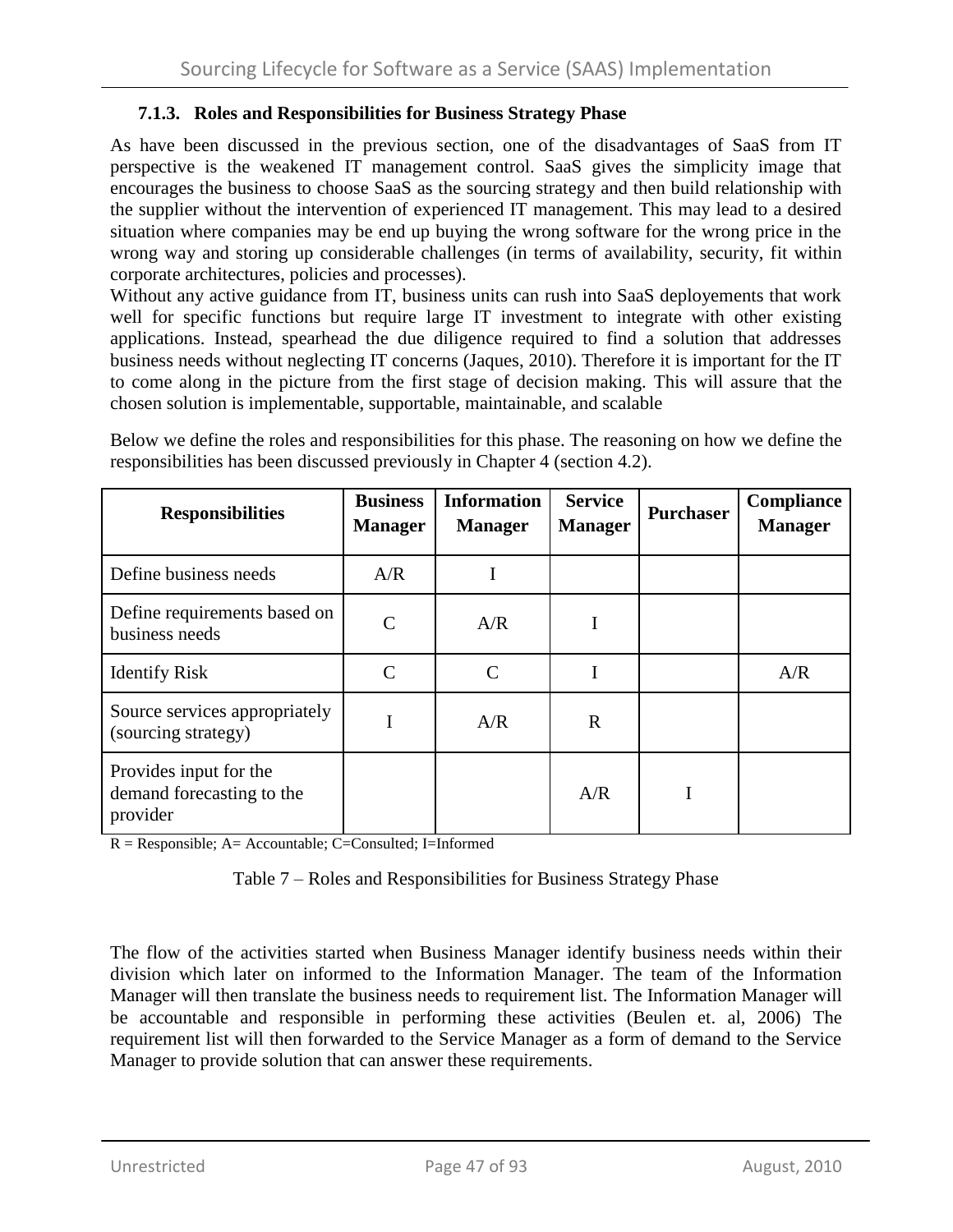### 7.1.3. Roles and Responsibilities for Business Strategy Phase

As have been discussed in the previous section, one of the disadvantages of SaaS from IT perspective is the weakened IT management control. SaaS gives the simplicity image that encourages the business to choose SaaS as the sourcing strategy and then build relationship with the supplier without the intervention of experienced IT management. This may lead to a desired situation where companies may be end up buying the wrong software for the wrong price in the wrong way and storing up considerable challenges (in terms of availability, security, fit within corporate architectures, policies and processes).
Without any active guidance from IT, business units can rush into SaaS deployements that work well for specific functions but require large IT investment to integrate with other existing applications. Instead, spearhead the due diligence required to find a solution that addresses business needs without neglecting IT concerns (Jaques, 2010). Therefore it is important for the IT to come along in the picture from the first stage of decision making. This will assure that the chosen solution is implementable, supportable, maintainable, and scalable

Below we define the roles and responsibilities for this phase. The reasoning on how we define the responsibilities has been discussed previously in Chapter 4 (section 4.2).

| Responsibilities | Business Manager | Information Manager | Service Manager | Purchaser | Compliance Manager |
|---|---|---|---|---|---|
| Define business needs | A/R | I | | | |
| Define requirements based on business needs | C | A/R | I | | |
| Identify Risk | C | C | I | | A/R |
| Source services appropriately (sourcing strategy) | I | A/R | R | | |
| Provides input for the demand forecasting to the provider | | | A/R | I | |

R = Responsible; A= Accountable; C=Consulted; I=Informed

Table 7 – Roles and Responsibilities for Business Strategy Phase

The flow of the activities started when Business Manager identify business needs within their division which later on informed to the Information Manager. The team of the Information Manager will then translate the business needs to requirement list. The Information Manager will be accountable and responsible in performing these activities (Beulen et. al, 2006) The requirement list will then forwarded to the Service Manager as a form of demand to the Service Manager to provide solution that can answer these requirements.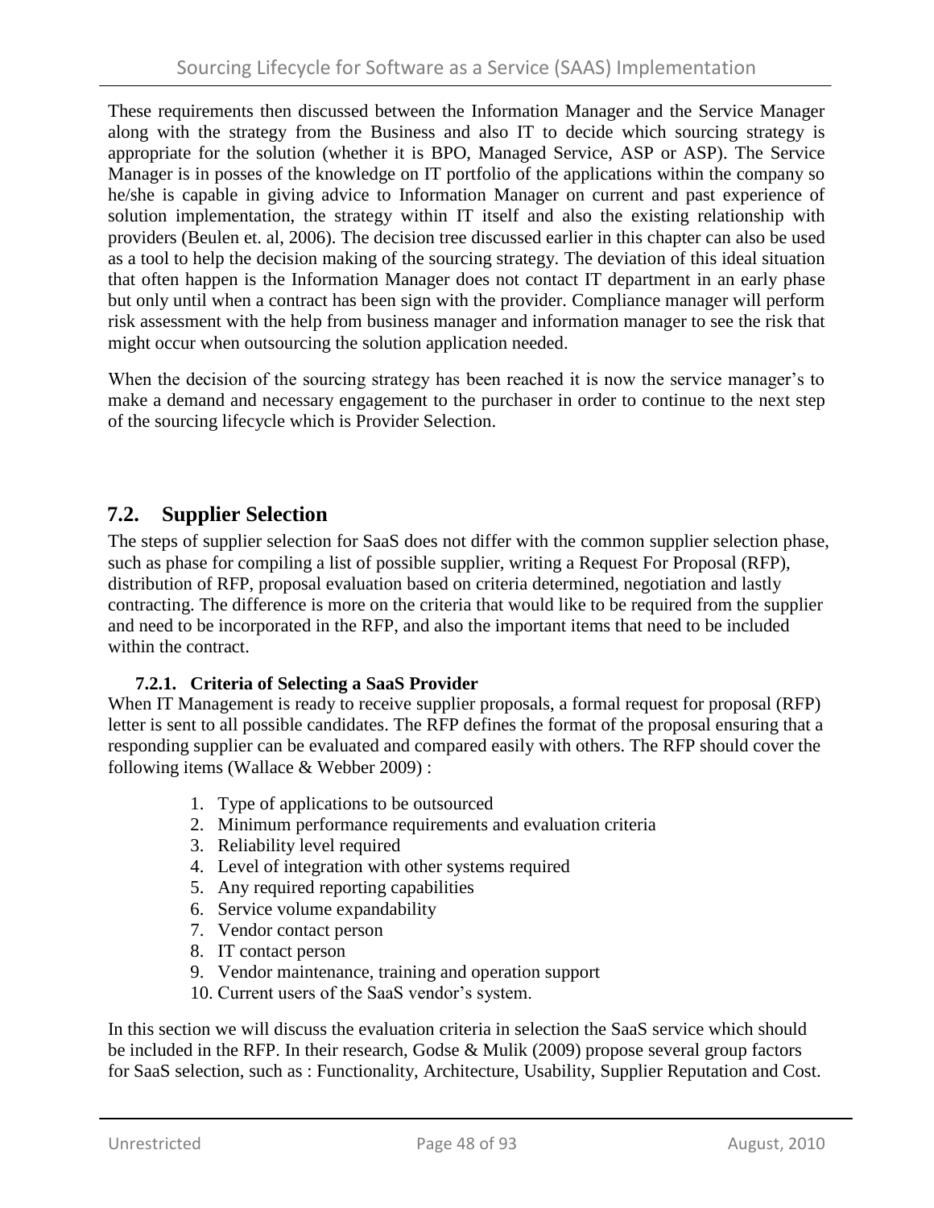These requirements then discussed between the Information Manager and the Service Manager along with the strategy from the Business and also IT to decide which sourcing strategy is appropriate for the solution (whether it is BPO, Managed Service, ASP or ASP). The Service Manager is in posses of the knowledge on IT portfolio of the applications within the company so he/she is capable in giving advice to Information Manager on current and past experience of solution implementation, the strategy within IT itself and also the existing relationship with providers (Beulen et. al, 2006). The decision tree discussed earlier in this chapter can also be used as a tool to help the decision making of the sourcing strategy. The deviation of this ideal situation that often happen is the Information Manager does not contact IT department in an early phase but only until when a contract has been sign with the provider. Compliance manager will perform risk assessment with the help from business manager and information manager to see the risk that might occur when outsourcing the solution application needed.

When the decision of the sourcing strategy has been reached it is now the service manager's to make a demand and necessary engagement to the purchaser in order to continue to the next step of the sourcing lifecycle which is Provider Selection.

## 7.2. Supplier Selection

The steps of supplier selection for SaaS does not differ with the common supplier selection phase, such as phase for compiling a list of possible supplier, writing a Request For Proposal (RFP), distribution of RFP, proposal evaluation based on criteria determined, negotiation and lastly contracting. The difference is more on the criteria that would like to be required from the supplier and need to be incorporated in the RFP, and also the important items that need to be included within the contract.

### 7.2.1. Criteria of Selecting a SaaS Provider

When IT Management is ready to receive supplier proposals, a formal request for proposal (RFP) letter is sent to all possible candidates. The RFP defines the format of the proposal ensuring that a responding supplier can be evaluated and compared easily with others. The RFP should cover the following items (Wallace & Webber 2009) :

1. Type of applications to be outsourced
2. Minimum performance requirements and evaluation criteria
3. Reliability level required
4. Level of integration with other systems required
5. Any required reporting capabilities
6. Service volume expandability
7. Vendor contact person
8. IT contact person
9. Vendor maintenance, training and operation support
10. Current users of the SaaS vendor's system.

In this section we will discuss the evaluation criteria in selection the SaaS service which should be included in the RFP. In their research, Godse & Mulik (2009) propose several group factors for SaaS selection, such as : Functionality, Architecture, Usability, Supplier Reputation and Cost.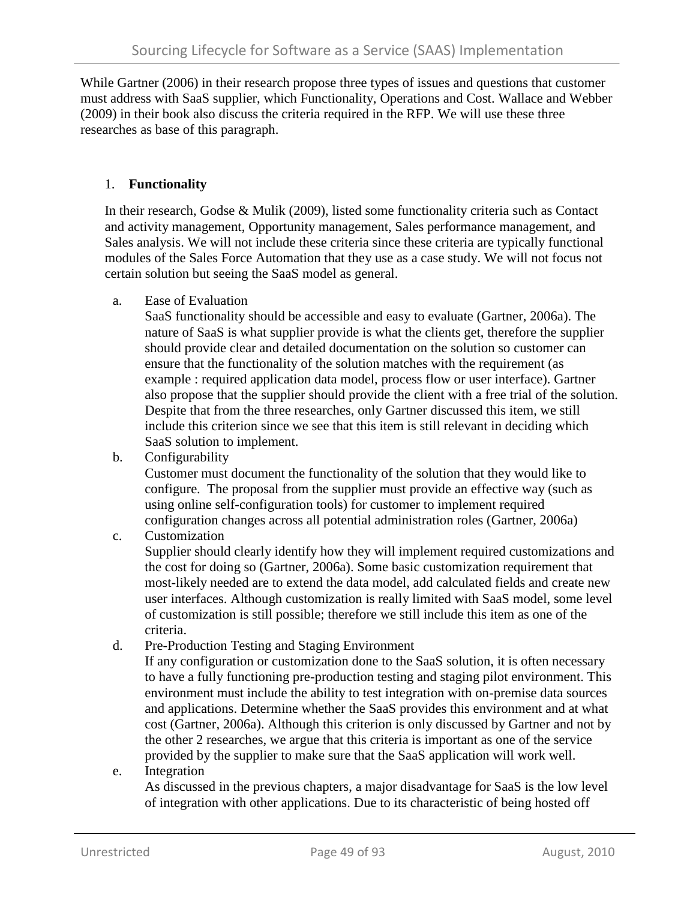While Gartner (2006) in their research propose three types of issues and questions that customer must address with SaaS supplier, which Functionality, Operations and Cost. Wallace and Webber (2009) in their book also discuss the criteria required in the RFP. We will use these three researches as base of this paragraph.

1. **Functionality**

In their research, Godse & Mulik (2009), listed some functionality criteria such as Contact and activity management, Opportunity management, Sales performance management, and Sales analysis. We will not include these criteria since these criteria are typically functional modules of the Sales Force Automation that they use as a case study. We will not focus not certain solution but seeing the SaaS model as general.

a. Ease of Evaluation
   SaaS functionality should be accessible and easy to evaluate (Gartner, 2006a). The nature of SaaS is what supplier provide is what the clients get, therefore the supplier should provide clear and detailed documentation on the solution so customer can ensure that the functionality of the solution matches with the requirement (as example : required application data model, process flow or user interface). Gartner also propose that the supplier should provide the client with a free trial of the solution. Despite that from the three researches, only Gartner discussed this item, we still include this criterion since we see that this item is still relevant in deciding which SaaS solution to implement.

b. Configurability
   Customer must document the functionality of the solution that they would like to configure. The proposal from the supplier must provide an effective way (such as using online self-configuration tools) for customer to implement required configuration changes across all potential administration roles (Gartner, 2006a)

c. Customization
   Supplier should clearly identify how they will implement required customizations and the cost for doing so (Gartner, 2006a). Some basic customization requirement that most-likely needed are to extend the data model, add calculated fields and create new user interfaces. Although customization is really limited with SaaS model, some level of customization is still possible; therefore we still include this item as one of the criteria.

d. Pre-Production Testing and Staging Environment
   If any configuration or customization done to the SaaS solution, it is often necessary to have a fully functioning pre-production testing and staging pilot environment. This environment must include the ability to test integration with on-premise data sources and applications. Determine whether the SaaS provides this environment and at what cost (Gartner, 2006a). Although this criterion is only discussed by Gartner and not by the other 2 researches, we argue that this criteria is important as one of the service provided by the supplier to make sure that the SaaS application will work well.

e. Integration
   As discussed in the previous chapters, a major disadvantage for SaaS is the low level of integration with other applications. Due to its characteristic of being hosted off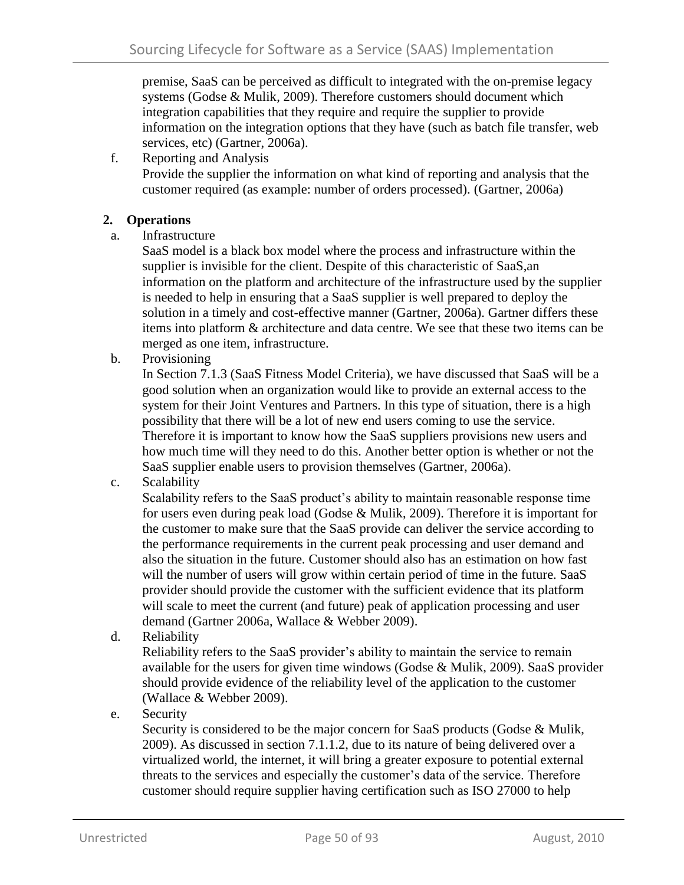premise, SaaS can be perceived as difficult to integrated with the on-premise legacy systems (Godse & Mulik, 2009). Therefore customers should document which integration capabilities that they require and require the supplier to provide information on the integration options that they have (such as batch file transfer, web services, etc) (Gartner, 2006a).

f. Reporting and Analysis
   Provide the supplier the information on what kind of reporting and analysis that the customer required (as example: number of orders processed). (Gartner, 2006a)

**2. Operations**

a. Infrastructure
   SaaS model is a black box model where the process and infrastructure within the supplier is invisible for the client. Despite of this characteristic of SaaS,an information on the platform and architecture of the infrastructure used by the supplier is needed to help in ensuring that a SaaS supplier is well prepared to deploy the solution in a timely and cost-effective manner (Gartner, 2006a). Gartner differs these items into platform & architecture and data centre. We see that these two items can be merged as one item, infrastructure.

b. Provisioning
   In Section 7.1.3 (SaaS Fitness Model Criteria), we have discussed that SaaS will be a good solution when an organization would like to provide an external access to the system for their Joint Ventures and Partners. In this type of situation, there is a high possibility that there will be a lot of new end users coming to use the service. Therefore it is important to know how the SaaS suppliers provisions new users and how much time will they need to do this. Another better option is whether or not the SaaS supplier enable users to provision themselves (Gartner, 2006a).

c. Scalability
   Scalability refers to the SaaS product's ability to maintain reasonable response time for users even during peak load (Godse & Mulik, 2009). Therefore it is important for the customer to make sure that the SaaS provide can deliver the service according to the performance requirements in the current peak processing and user demand and also the situation in the future. Customer should also has an estimation on how fast will the number of users will grow within certain period of time in the future. SaaS provider should provide the customer with the sufficient evidence that its platform will scale to meet the current (and future) peak of application processing and user demand (Gartner 2006a, Wallace & Webber 2009).

d. Reliability
   Reliability refers to the SaaS provider's ability to maintain the service to remain available for the users for given time windows (Godse & Mulik, 2009). SaaS provider should provide evidence of the reliability level of the application to the customer (Wallace & Webber 2009).

e. Security
   Security is considered to be the major concern for SaaS products (Godse & Mulik, 2009). As discussed in section 7.1.1.2, due to its nature of being delivered over a virtualized world, the internet, it will bring a greater exposure to potential external threats to the services and especially the customer's data of the service. Therefore customer should require supplier having certification such as ISO 27000 to help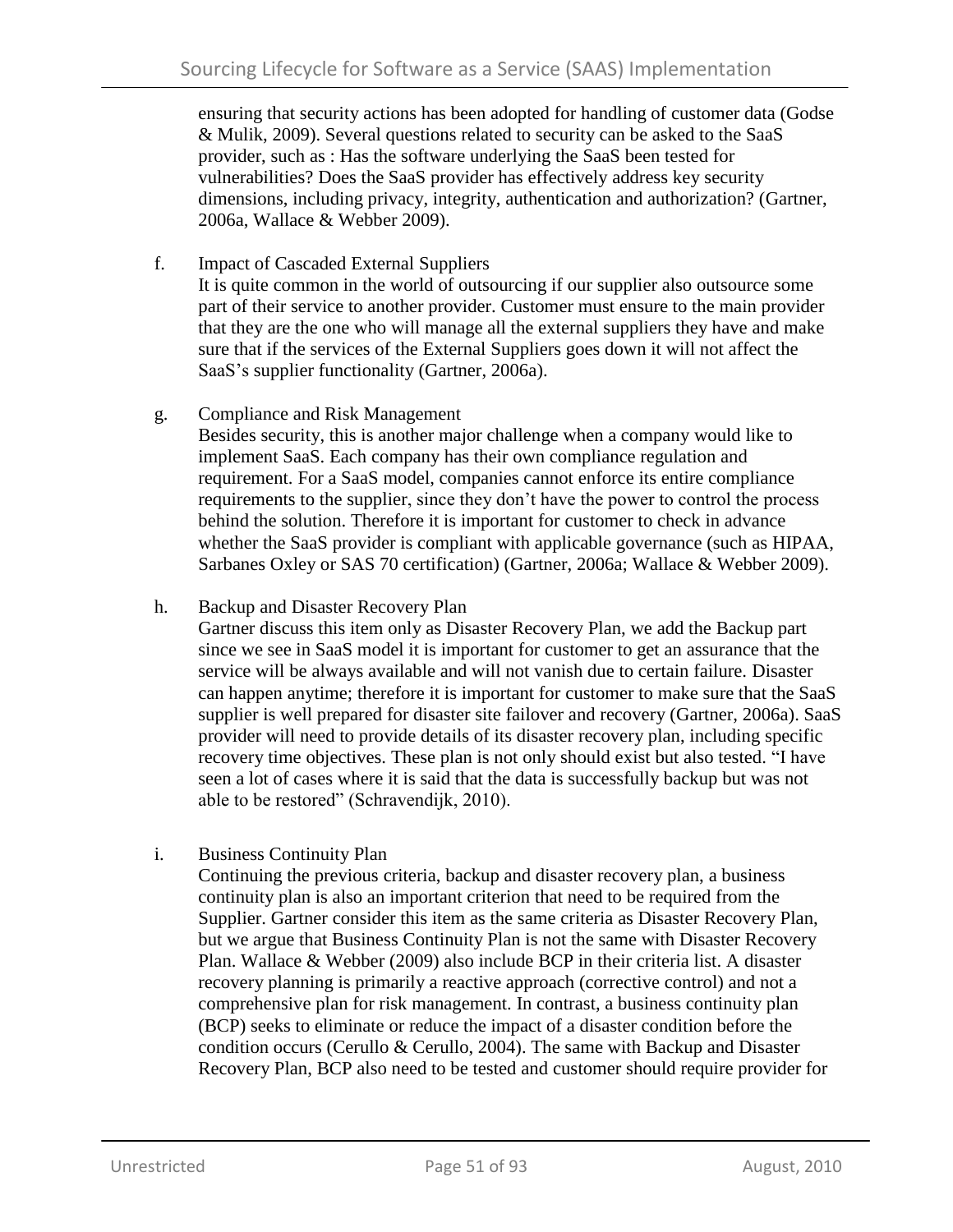ensuring that security actions has been adopted for handling of customer data (Godse & Mulik, 2009). Several questions related to security can be asked to the SaaS provider, such as : Has the software underlying the SaaS been tested for vulnerabilities? Does the SaaS provider has effectively address key security dimensions, including privacy, integrity, authentication and authorization? (Gartner, 2006a, Wallace & Webber 2009).

f. Impact of Cascaded External Suppliers

It is quite common in the world of outsourcing if our supplier also outsource some part of their service to another provider. Customer must ensure to the main provider that they are the one who will manage all the external suppliers they have and make sure that if the services of the External Suppliers goes down it will not affect the SaaS's supplier functionality (Gartner, 2006a).

g. Compliance and Risk Management

Besides security, this is another major challenge when a company would like to implement SaaS. Each company has their own compliance regulation and requirement. For a SaaS model, companies cannot enforce its entire compliance requirements to the supplier, since they don't have the power to control the process behind the solution. Therefore it is important for customer to check in advance whether the SaaS provider is compliant with applicable governance (such as HIPAA, Sarbanes Oxley or SAS 70 certification) (Gartner, 2006a; Wallace & Webber 2009).

h. Backup and Disaster Recovery Plan

Gartner discuss this item only as Disaster Recovery Plan, we add the Backup part since we see in SaaS model it is important for customer to get an assurance that the service will be always available and will not vanish due to certain failure. Disaster can happen anytime; therefore it is important for customer to make sure that the SaaS supplier is well prepared for disaster site failover and recovery (Gartner, 2006a). SaaS provider will need to provide details of its disaster recovery plan, including specific recovery time objectives. These plan is not only should exist but also tested. "I have seen a lot of cases where it is said that the data is successfully backup but was not able to be restored" (Schravendijk, 2010).

i. Business Continuity Plan

Continuing the previous criteria, backup and disaster recovery plan, a business continuity plan is also an important criterion that need to be required from the Supplier. Gartner consider this item as the same criteria as Disaster Recovery Plan, but we argue that Business Continuity Plan is not the same with Disaster Recovery Plan. Wallace & Webber (2009) also include BCP in their criteria list. A disaster recovery planning is primarily a reactive approach (corrective control) and not a comprehensive plan for risk management. In contrast, a business continuity plan (BCP) seeks to eliminate or reduce the impact of a disaster condition before the condition occurs (Cerullo & Cerullo, 2004). The same with Backup and Disaster Recovery Plan, BCP also need to be tested and customer should require provider for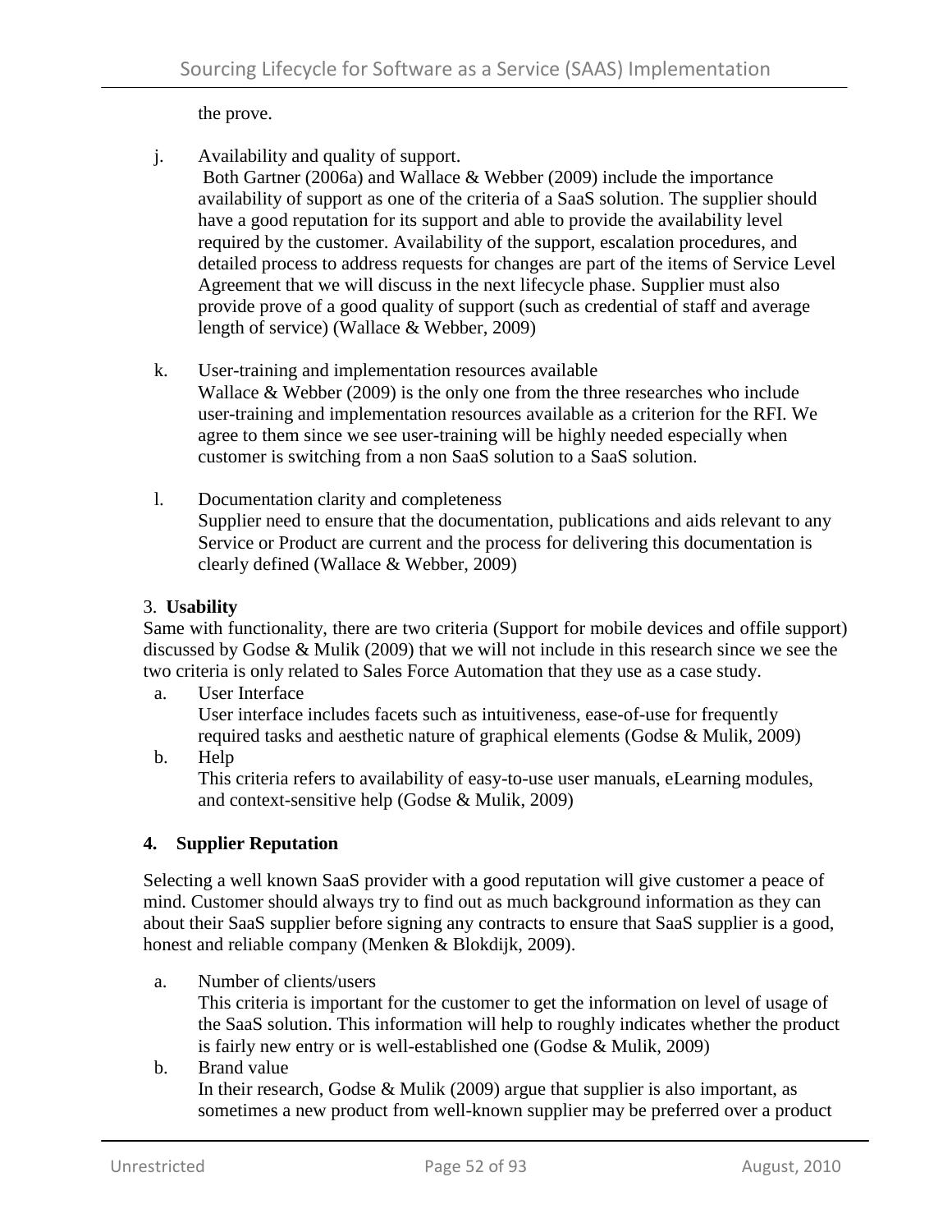the prove.

j. Availability and quality of support.
   Both Gartner (2006a) and Wallace & Webber (2009) include the importance availability of support as one of the criteria of a SaaS solution. The supplier should have a good reputation for its support and able to provide the availability level required by the customer. Availability of the support, escalation procedures, and detailed process to address requests for changes are part of the items of Service Level Agreement that we will discuss in the next lifecycle phase. Supplier must also provide prove of a good quality of support (such as credential of staff and average length of service) (Wallace & Webber, 2009)

k. User-training and implementation resources available
   Wallace & Webber (2009) is the only one from the three researches who include user-training and implementation resources available as a criterion for the RFI. We agree to them since we see user-training will be highly needed especially when customer is switching from a non SaaS solution to a SaaS solution.

l. Documentation clarity and completeness
   Supplier need to ensure that the documentation, publications and aids relevant to any Service or Product are current and the process for delivering this documentation is clearly defined (Wallace & Webber, 2009)

3. **Usability**

Same with functionality, there are two criteria (Support for mobile devices and offile support) discussed by Godse & Mulik (2009) that we will not include in this research since we see the two criteria is only related to Sales Force Automation that they use as a case study.

a. User Interface
   User interface includes facets such as intuitiveness, ease-of-use for frequently required tasks and aesthetic nature of graphical elements (Godse & Mulik, 2009)

b. Help
   This criteria refers to availability of easy-to-use user manuals, eLearning modules, and context-sensitive help (Godse & Mulik, 2009)

**4. Supplier Reputation**

Selecting a well known SaaS provider with a good reputation will give customer a peace of mind. Customer should always try to find out as much background information as they can about their SaaS supplier before signing any contracts to ensure that SaaS supplier is a good, honest and reliable company (Menken & Blokdijk, 2009).

a. Number of clients/users
   This criteria is important for the customer to get the information on level of usage of the SaaS solution. This information will help to roughly indicates whether the product is fairly new entry or is well-established one (Godse & Mulik, 2009)

b. Brand value
   In their research, Godse & Mulik (2009) argue that supplier is also important, as sometimes a new product from well-known supplier may be preferred over a product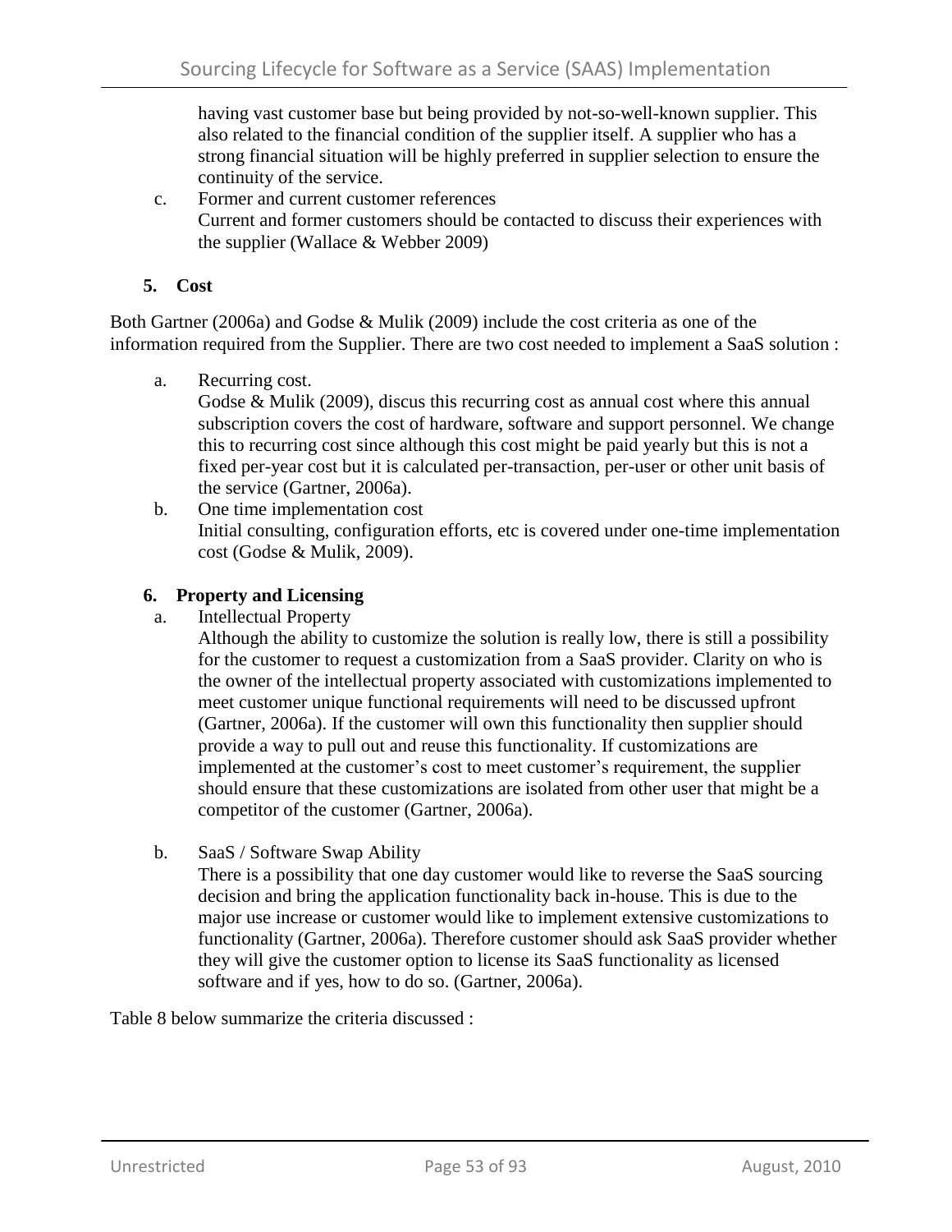having vast customer base but being provided by not-so-well-known supplier. This also related to the financial condition of the supplier itself. A supplier who has a strong financial situation will be highly preferred in supplier selection to ensure the continuity of the service.

c. Former and current customer references
   Current and former customers should be contacted to discuss their experiences with the supplier (Wallace & Webber 2009)

**5. Cost**

Both Gartner (2006a) and Godse & Mulik (2009) include the cost criteria as one of the information required from the Supplier. There are two cost needed to implement a SaaS solution :

a. Recurring cost.
   Godse & Mulik (2009), discus this recurring cost as annual cost where this annual subscription covers the cost of hardware, software and support personnel. We change this to recurring cost since although this cost might be paid yearly but this is not a fixed per-year cost but it is calculated per-transaction, per-user or other unit basis of the service (Gartner, 2006a).
b. One time implementation cost
   Initial consulting, configuration efforts, etc is covered under one-time implementation cost (Godse & Mulik, 2009).

**6. Property and Licensing**

a. Intellectual Property
   Although the ability to customize the solution is really low, there is still a possibility for the customer to request a customization from a SaaS provider. Clarity on who is the owner of the intellectual property associated with customizations implemented to meet customer unique functional requirements will need to be discussed upfront (Gartner, 2006a). If the customer will own this functionality then supplier should provide a way to pull out and reuse this functionality. If customizations are implemented at the customer's cost to meet customer's requirement, the supplier should ensure that these customizations are isolated from other user that might be a competitor of the customer (Gartner, 2006a).

b. SaaS / Software Swap Ability
   There is a possibility that one day customer would like to reverse the SaaS sourcing decision and bring the application functionality back in-house. This is due to the major use increase or customer would like to implement extensive customizations to functionality (Gartner, 2006a). Therefore customer should ask SaaS provider whether they will give the customer option to license its SaaS functionality as licensed software and if yes, how to do so. (Gartner, 2006a).

Table 8 below summarize the criteria discussed :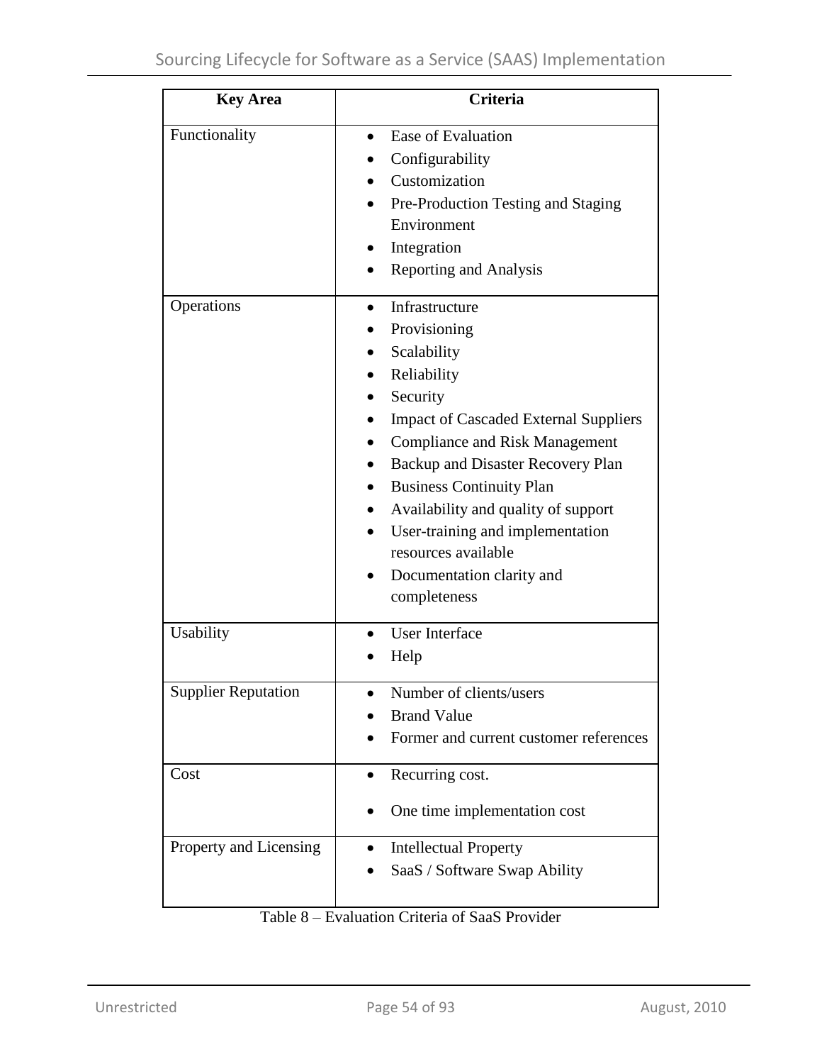| Key Area | Criteria |
|---|---|
| Functionality | • Ease of Evaluation<br>• Configurability<br>• Customization<br>• Pre-Production Testing and Staging Environment<br>• Integration<br>• Reporting and Analysis |
| Operations | • Infrastructure<br>• Provisioning<br>• Scalability<br>• Reliability<br>• Security<br>• Impact of Cascaded External Suppliers<br>• Compliance and Risk Management<br>• Backup and Disaster Recovery Plan<br>• Business Continuity Plan<br>• Availability and quality of support<br>• User-training and implementation resources available<br>• Documentation clarity and completeness |
| Usability | • User Interface<br>• Help |
| Supplier Reputation | • Number of clients/users<br>• Brand Value<br>• Former and current customer references |
| Cost | • Recurring cost.<br>• One time implementation cost |
| Property and Licensing | • Intellectual Property<br>• SaaS / Software Swap Ability |

Table 8 – Evaluation Criteria of SaaS Provider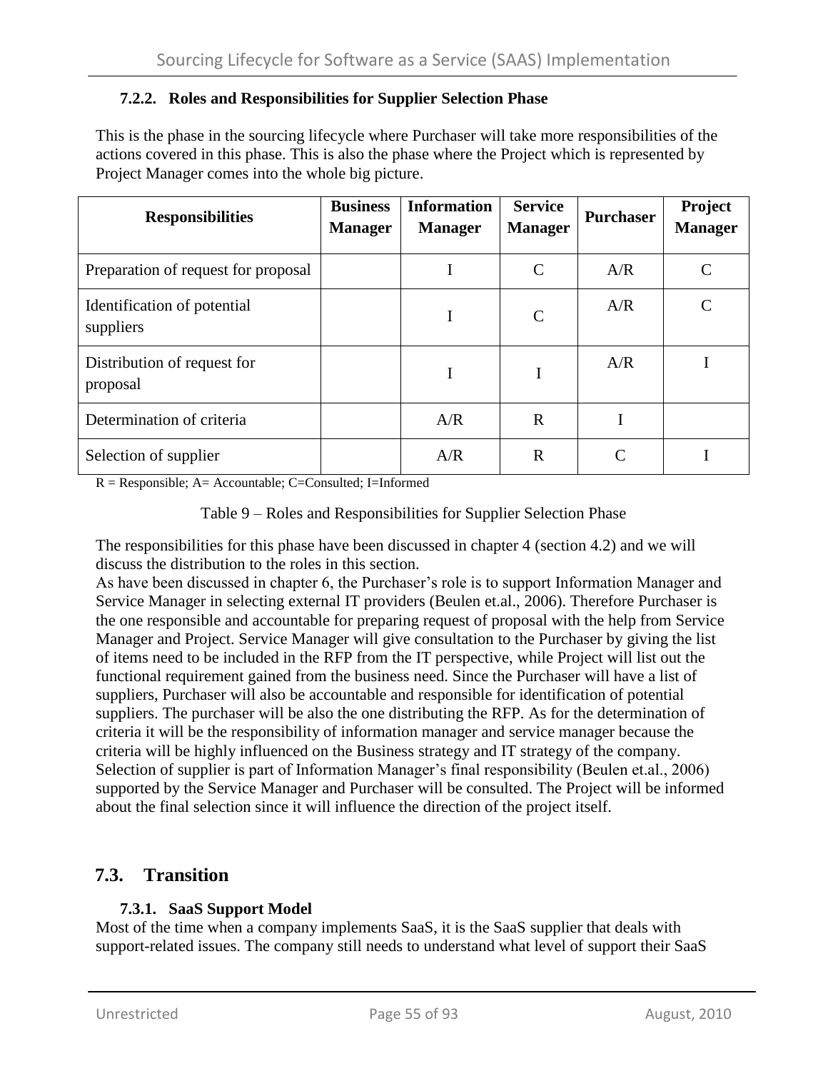#### 7.2.2. Roles and Responsibilities for Supplier Selection Phase

This is the phase in the sourcing lifecycle where Purchaser will take more responsibilities of the actions covered in this phase. This is also the phase where the Project which is represented by Project Manager comes into the whole big picture.

| Responsibilities | Business Manager | Information Manager | Service Manager | Purchaser | Project Manager |
|---|---|---|---|---|---|
| Preparation of request for proposal | | I | C | A/R | C |
| Identification of potential suppliers | | I | C | A/R | C |
| Distribution of request for proposal | | I | I | A/R | I |
| Determination of criteria | | A/R | R | I | |
| Selection of supplier | | A/R | R | C | I |

R = Responsible; A= Accountable; C=Consulted; I=Informed

Table 9 – Roles and Responsibilities for Supplier Selection Phase

The responsibilities for this phase have been discussed in chapter 4 (section 4.2) and we will discuss the distribution to the roles in this section.
As have been discussed in chapter 6, the Purchaser's role is to support Information Manager and Service Manager in selecting external IT providers (Beulen et.al., 2006). Therefore Purchaser is the one responsible and accountable for preparing request of proposal with the help from Service Manager and Project. Service Manager will give consultation to the Purchaser by giving the list of items need to be included in the RFP from the IT perspective, while Project will list out the functional requirement gained from the business need. Since the Purchaser will have a list of suppliers, Purchaser will also be accountable and responsible for identification of potential suppliers. The purchaser will be also the one distributing the RFP. As for the determination of criteria it will be the responsibility of information manager and service manager because the criteria will be highly influenced on the Business strategy and IT strategy of the company. Selection of supplier is part of Information Manager's final responsibility (Beulen et.al., 2006) supported by the Service Manager and Purchaser will be consulted. The Project will be informed about the final selection since it will influence the direction of the project itself.

## 7.3. Transition

#### 7.3.1. SaaS Support Model

Most of the time when a company implements SaaS, it is the SaaS supplier that deals with support-related issues. The company still needs to understand what level of support their SaaS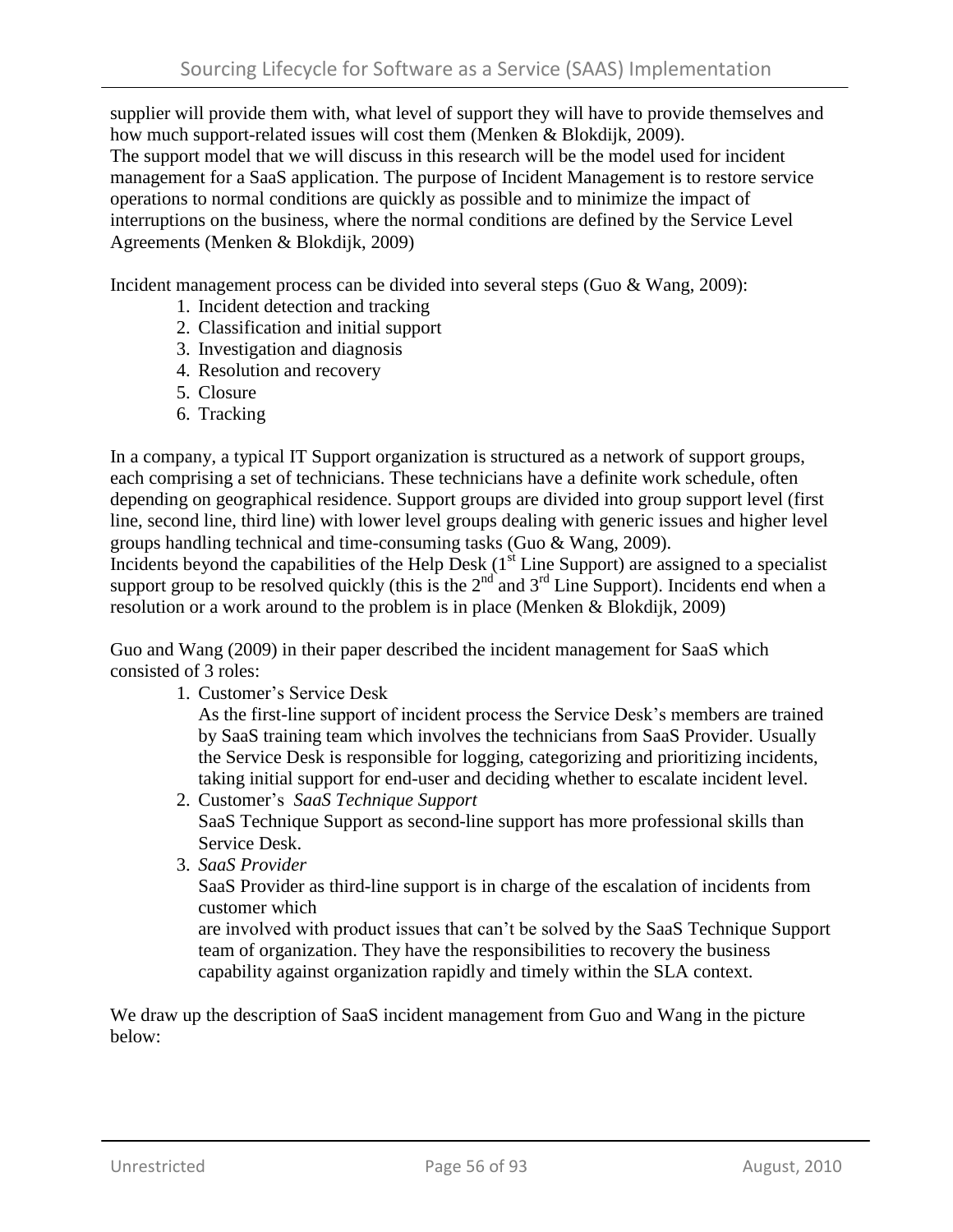supplier will provide them with, what level of support they will have to provide themselves and how much support-related issues will cost them (Menken & Blokdijk, 2009).
The support model that we will discuss in this research will be the model used for incident management for a SaaS application. The purpose of Incident Management is to restore service operations to normal conditions are quickly as possible and to minimize the impact of interruptions on the business, where the normal conditions are defined by the Service Level Agreements (Menken & Blokdijk, 2009)

Incident management process can be divided into several steps (Guo & Wang, 2009):

1. Incident detection and tracking
2. Classification and initial support
3. Investigation and diagnosis
4. Resolution and recovery
5. Closure
6. Tracking

In a company, a typical IT Support organization is structured as a network of support groups, each comprising a set of technicians. These technicians have a definite work schedule, often depending on geographical residence. Support groups are divided into group support level (first line, second line, third line) with lower level groups dealing with generic issues and higher level groups handling technical and time-consuming tasks (Guo & Wang, 2009).
Incidents beyond the capabilities of the Help Desk (1st Line Support) are assigned to a specialist support group to be resolved quickly (this is the 2nd and 3rd Line Support). Incidents end when a resolution or a work around to the problem is in place (Menken & Blokdijk, 2009)

Guo and Wang (2009) in their paper described the incident management for SaaS which consisted of 3 roles:

1. Customer's Service Desk
   As the first-line support of incident process the Service Desk's members are trained by SaaS training team which involves the technicians from SaaS Provider. Usually the Service Desk is responsible for logging, categorizing and prioritizing incidents, taking initial support for end-user and deciding whether to escalate incident level.
2. Customer's *SaaS Technique Support*
   SaaS Technique Support as second-line support has more professional skills than Service Desk.
3. *SaaS Provider*
   SaaS Provider as third-line support is in charge of the escalation of incidents from customer which
   are involved with product issues that can't be solved by the SaaS Technique Support team of organization. They have the responsibilities to recovery the business capability against organization rapidly and timely within the SLA context.

We draw up the description of SaaS incident management from Guo and Wang in the picture below: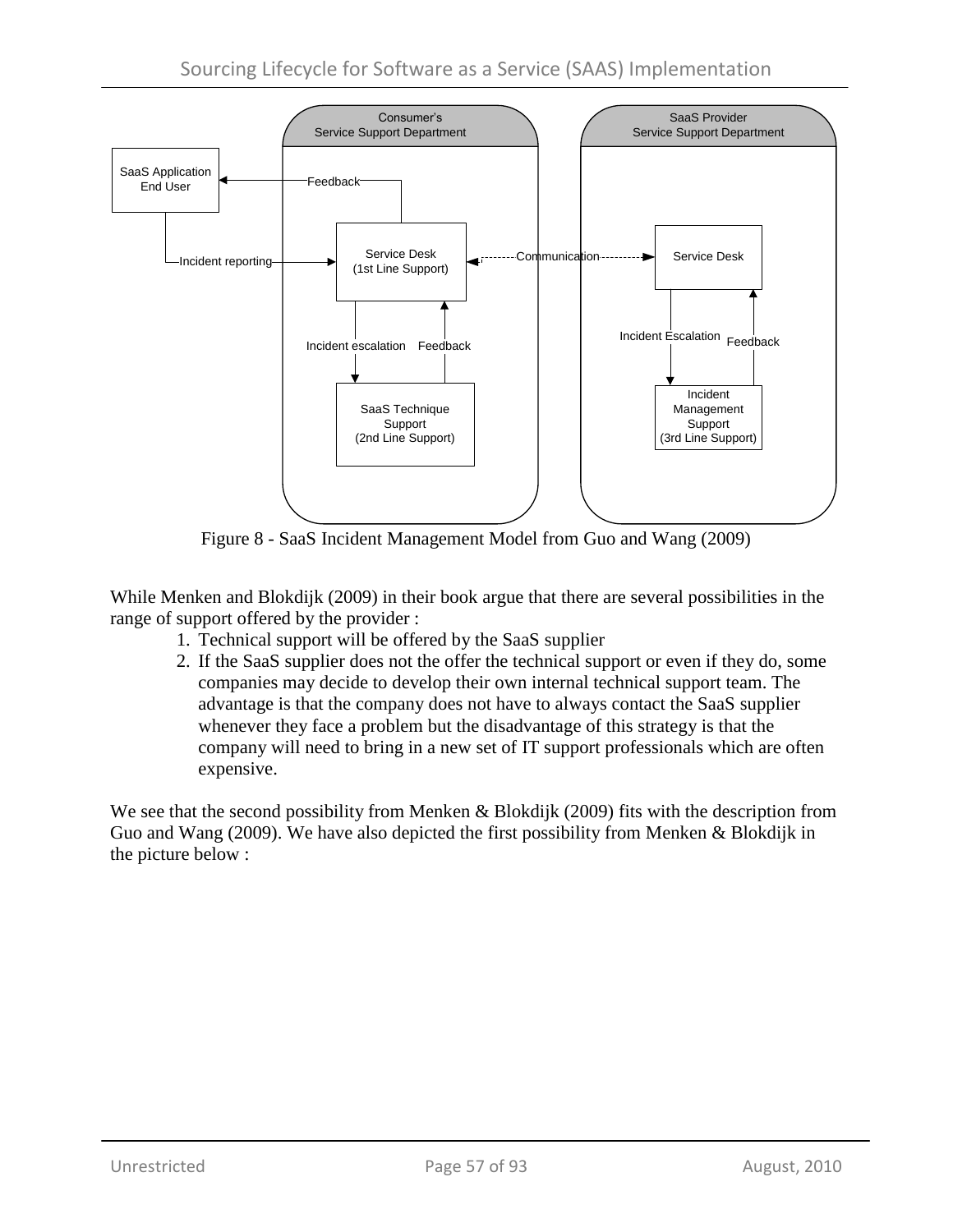Figure 8 - SaaS Incident Management Model from Guo and Wang (2009)

While Menken and Blokdijk (2009) in their book argue that there are several possibilities in the range of support offered by the provider :

1. Technical support will be offered by the SaaS supplier
2. If the SaaS supplier does not the offer the technical support or even if they do, some companies may decide to develop their own internal technical support team. The advantage is that the company does not have to always contact the SaaS supplier whenever they face a problem but the disadvantage of this strategy is that the company will need to bring in a new set of IT support professionals which are often expensive.

We see that the second possibility from Menken & Blokdijk (2009) fits with the description from Guo and Wang (2009). We have also depicted the first possibility from Menken & Blokdijk in the picture below :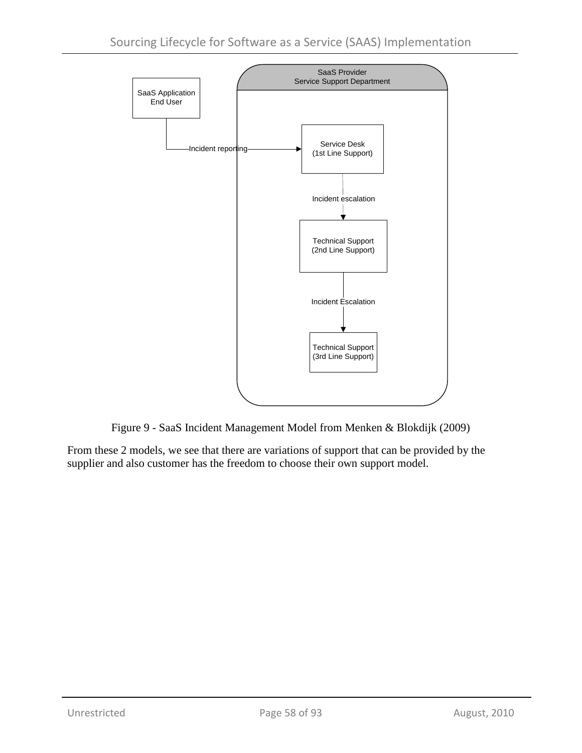SaaS Application End User

SaaS Provider
Service Support Department

Incident reporting

Service Desk
(1st Line Support)

Incident escalation

Technical Support
(2nd Line Support)

Incident Escalation

Technical Support
(3rd Line Support)

Figure 9 - SaaS Incident Management Model from Menken & Blokdijk (2009)

From these 2 models, we see that there are variations of support that can be provided by the supplier and also customer has the freedom to choose their own support model.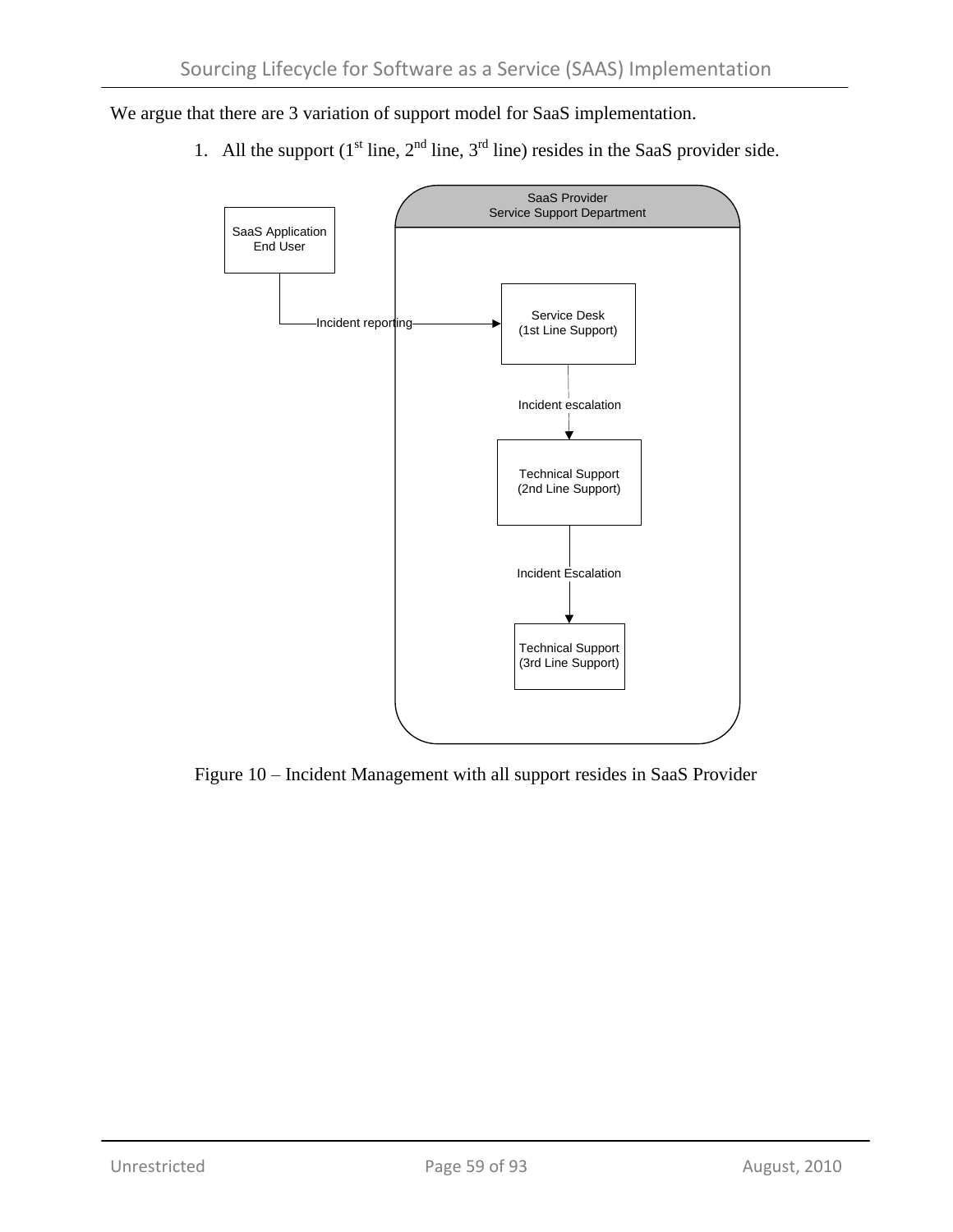We argue that there are 3 variation of support model for SaaS implementation.

1. All the support (1st line, 2nd line, 3rd line) resides in the SaaS provider side.

SaaS Application End User

SaaS Provider Service Support Department

Incident reporting

Service Desk (1st Line Support)

Incident escalation

Technical Support (2nd Line Support)

Incident Escalation

Technical Support (3rd Line Support)

Figure 10 – Incident Management with all support resides in SaaS Provider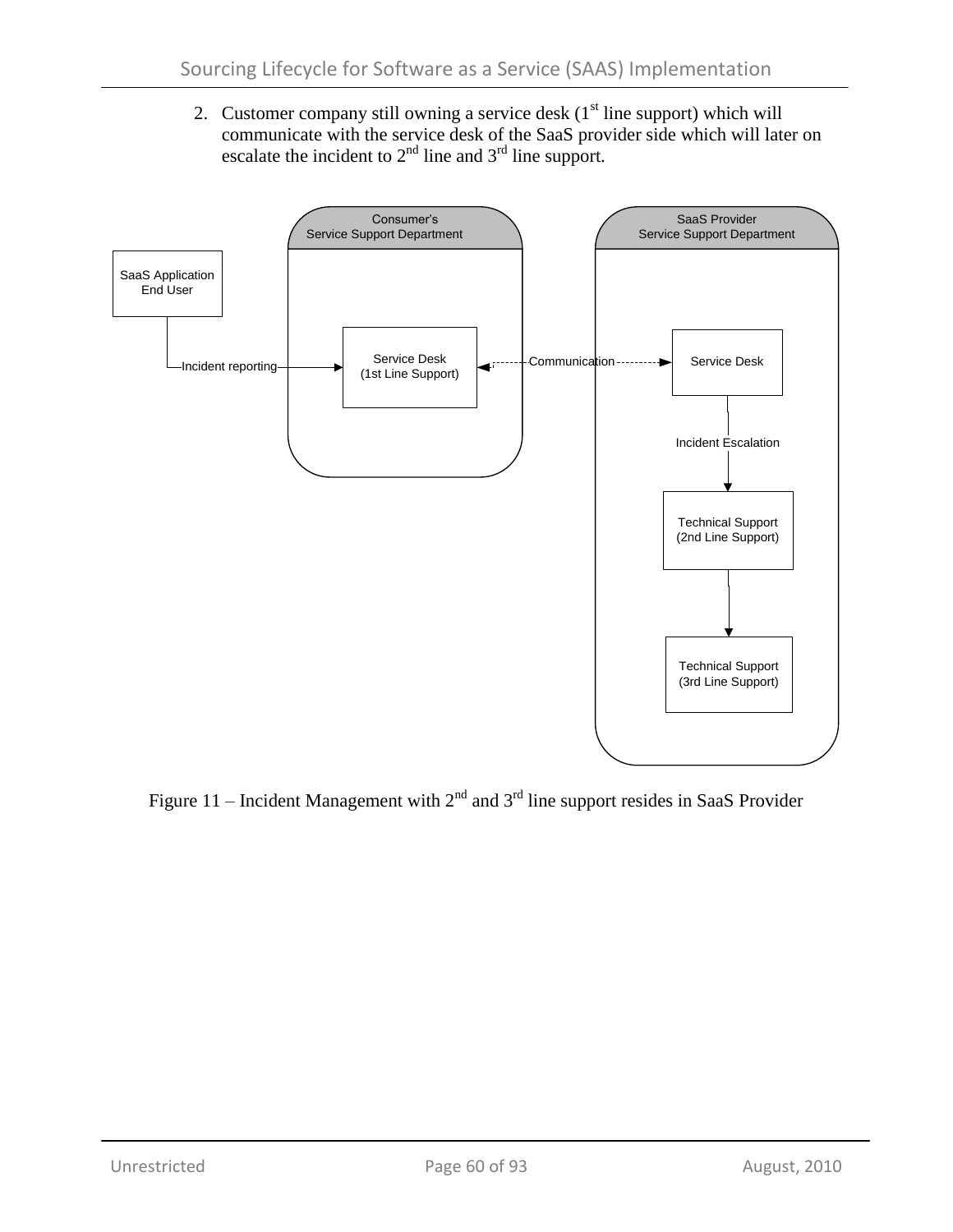2. Customer company still owning a service desk (1st line support) which will communicate with the service desk of the SaaS provider side which will later on escalate the incident to 2nd line and 3rd line support.

Figure 11 – Incident Management with 2nd and 3rd line support resides in SaaS Provider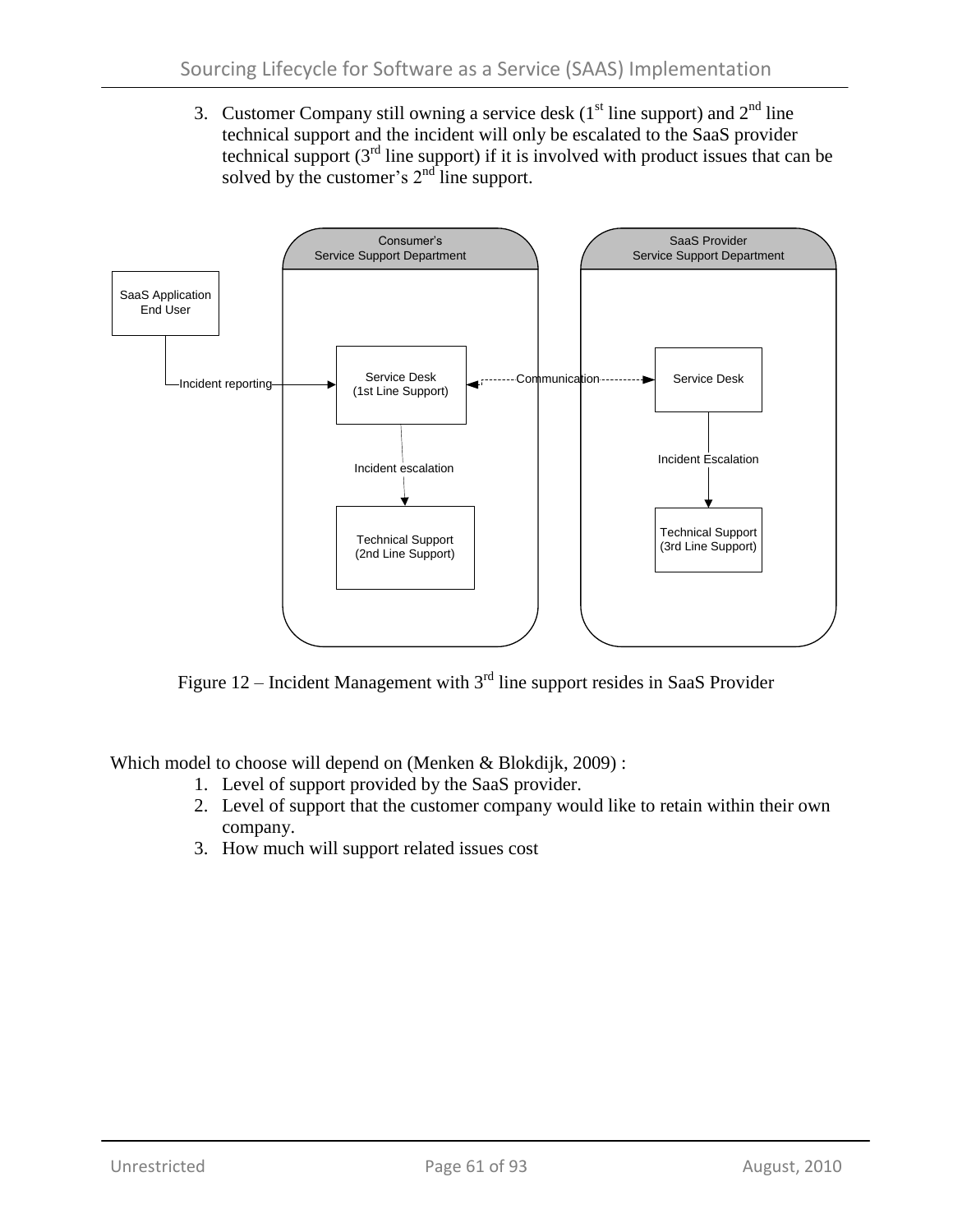3. Customer Company still owning a service desk (1st line support) and 2nd line technical support and the incident will only be escalated to the SaaS provider technical support (3rd line support) if it is involved with product issues that can be solved by the customer's 2nd line support.

Figure 12 – Incident Management with 3rd line support resides in SaaS Provider

Which model to choose will depend on (Menken & Blokdijk, 2009) :

1. Level of support provided by the SaaS provider.
2. Level of support that the customer company would like to retain within their own company.
3. How much will support related issues cost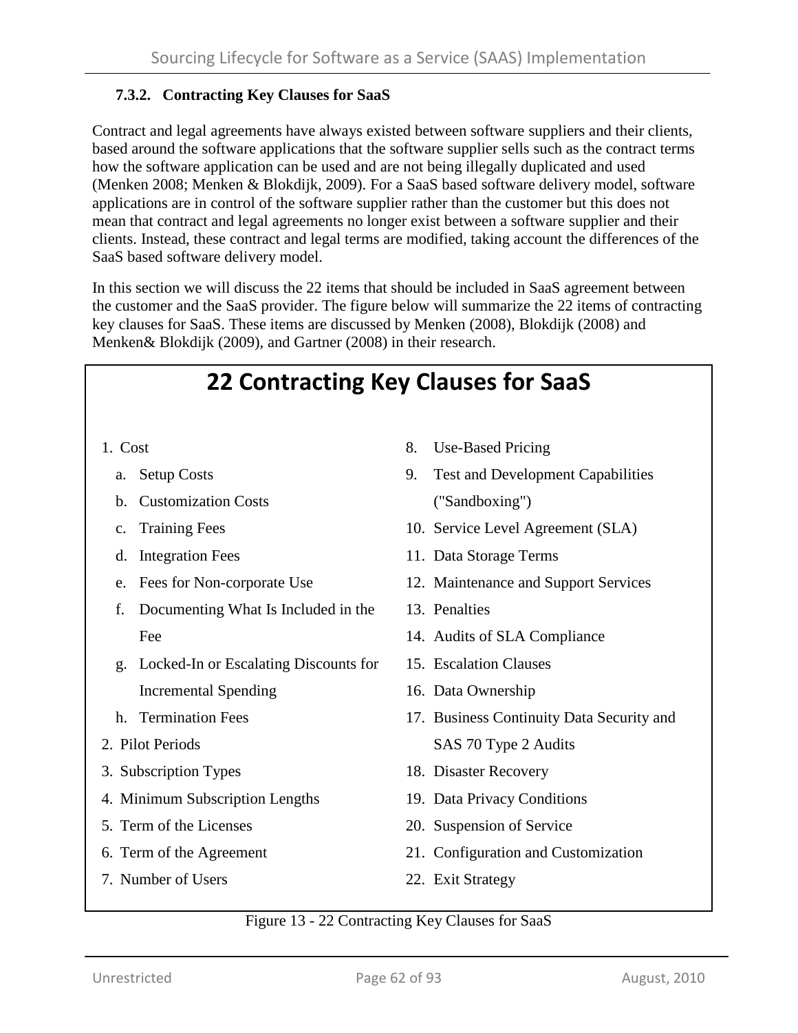### 7.3.2. Contracting Key Clauses for SaaS

Contract and legal agreements have always existed between software suppliers and their clients, based around the software applications that the software supplier sells such as the contract terms how the software application can be used and are not being illegally duplicated and used (Menken 2008; Menken & Blokdijk, 2009). For a SaaS based software delivery model, software applications are in control of the software supplier rather than the customer but this does not mean that contract and legal agreements no longer exist between a software supplier and their clients. Instead, these contract and legal terms are modified, taking account the differences of the SaaS based software delivery model.

In this section we will discuss the 22 items that should be included in SaaS agreement between the customer and the SaaS provider. The figure below will summarize the 22 items of contracting key clauses for SaaS. These items are discussed by Menken (2008), Blokdijk (2008) and Menken& Blokdijk (2009), and Gartner (2008) in their research.

## 22 Contracting Key Clauses for SaaS

1. Cost
   a. Setup Costs
   b. Customization Costs
   c. Training Fees
   d. Integration Fees
   e. Fees for Non-corporate Use
   f. Documenting What Is Included in the Fee
   g. Locked-In or Escalating Discounts for Incremental Spending
   h. Termination Fees
2. Pilot Periods
3. Subscription Types
4. Minimum Subscription Lengths
5. Term of the Licenses
6. Term of the Agreement
7. Number of Users
8. Use-Based Pricing
9. Test and Development Capabilities ("Sandboxing")
10. Service Level Agreement (SLA)
11. Data Storage Terms
12. Maintenance and Support Services
13. Penalties
14. Audits of SLA Compliance
15. Escalation Clauses
16. Data Ownership
17. Business Continuity Data Security and SAS 70 Type 2 Audits
18. Disaster Recovery
19. Data Privacy Conditions
20. Suspension of Service
21. Configuration and Customization
22. Exit Strategy

Figure 13 - 22 Contracting Key Clauses for SaaS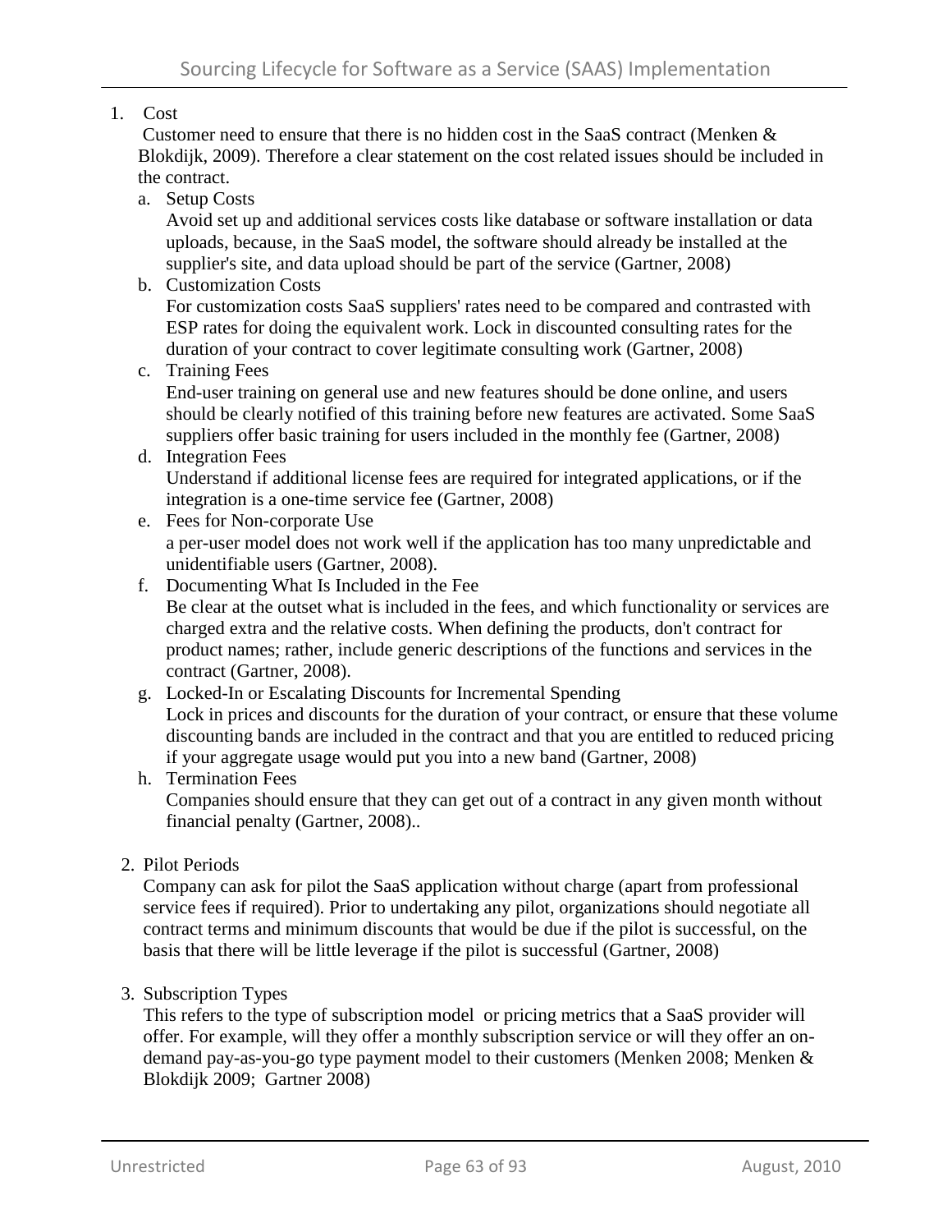1. Cost

   Customer need to ensure that there is no hidden cost in the SaaS contract (Menken & Blokdijk, 2009). Therefore a clear statement on the cost related issues should be included in the contract.

   a. Setup Costs

      Avoid set up and additional services costs like database or software installation or data uploads, because, in the SaaS model, the software should already be installed at the supplier's site, and data upload should be part of the service (Gartner, 2008)

   b. Customization Costs

      For customization costs SaaS suppliers' rates need to be compared and contrasted with ESP rates for doing the equivalent work. Lock in discounted consulting rates for the duration of your contract to cover legitimate consulting work (Gartner, 2008)

   c. Training Fees

      End-user training on general use and new features should be done online, and users should be clearly notified of this training before new features are activated. Some SaaS suppliers offer basic training for users included in the monthly fee (Gartner, 2008)

   d. Integration Fees

      Understand if additional license fees are required for integrated applications, or if the integration is a one-time service fee (Gartner, 2008)

   e. Fees for Non-corporate Use

      a per-user model does not work well if the application has too many unpredictable and unidentifiable users (Gartner, 2008).

   f. Documenting What Is Included in the Fee

      Be clear at the outset what is included in the fees, and which functionality or services are charged extra and the relative costs. When defining the products, don't contract for product names; rather, include generic descriptions of the functions and services in the contract (Gartner, 2008).

   g. Locked-In or Escalating Discounts for Incremental Spending

      Lock in prices and discounts for the duration of your contract, or ensure that these volume discounting bands are included in the contract and that you are entitled to reduced pricing if your aggregate usage would put you into a new band (Gartner, 2008)

   h. Termination Fees

      Companies should ensure that they can get out of a contract in any given month without financial penalty (Gartner, 2008)..

2. Pilot Periods

   Company can ask for pilot the SaaS application without charge (apart from professional service fees if required). Prior to undertaking any pilot, organizations should negotiate all contract terms and minimum discounts that would be due if the pilot is successful, on the basis that there will be little leverage if the pilot is successful (Gartner, 2008)

3. Subscription Types

   This refers to the type of subscription model or pricing metrics that a SaaS provider will offer. For example, will they offer a monthly subscription service or will they offer an on-demand pay-as-you-go type payment model to their customers (Menken 2008; Menken & Blokdijk 2009; Gartner 2008)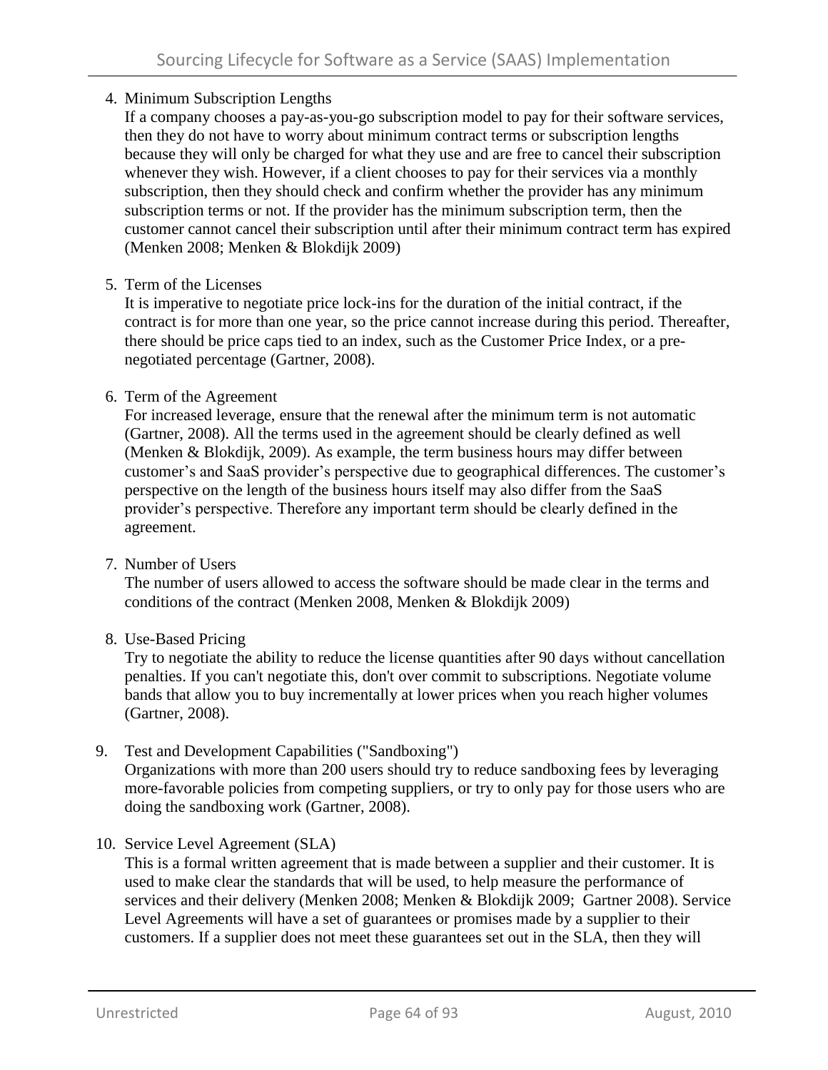4. Minimum Subscription Lengths
   If a company chooses a pay-as-you-go subscription model to pay for their software services, then they do not have to worry about minimum contract terms or subscription lengths because they will only be charged for what they use and are free to cancel their subscription whenever they wish. However, if a client chooses to pay for their services via a monthly subscription, then they should check and confirm whether the provider has any minimum subscription terms or not. If the provider has the minimum subscription term, then the customer cannot cancel their subscription until after their minimum contract term has expired (Menken 2008; Menken & Blokdijk 2009)

5. Term of the Licenses
   It is imperative to negotiate price lock-ins for the duration of the initial contract, if the contract is for more than one year, so the price cannot increase during this period. Thereafter, there should be price caps tied to an index, such as the Customer Price Index, or a pre-negotiated percentage (Gartner, 2008).

6. Term of the Agreement
   For increased leverage, ensure that the renewal after the minimum term is not automatic (Gartner, 2008). All the terms used in the agreement should be clearly defined as well (Menken & Blokdijk, 2009). As example, the term business hours may differ between customer's and SaaS provider's perspective due to geographical differences. The customer's perspective on the length of the business hours itself may also differ from the SaaS provider's perspective. Therefore any important term should be clearly defined in the agreement.

7. Number of Users
   The number of users allowed to access the software should be made clear in the terms and conditions of the contract (Menken 2008, Menken & Blokdijk 2009)

8. Use-Based Pricing
   Try to negotiate the ability to reduce the license quantities after 90 days without cancellation penalties. If you can't negotiate this, don't over commit to subscriptions. Negotiate volume bands that allow you to buy incrementally at lower prices when you reach higher volumes (Gartner, 2008).

9. Test and Development Capabilities ("Sandboxing")
   Organizations with more than 200 users should try to reduce sandboxing fees by leveraging more-favorable policies from competing suppliers, or try to only pay for those users who are doing the sandboxing work (Gartner, 2008).

10. Service Level Agreement (SLA)
    This is a formal written agreement that is made between a supplier and their customer. It is used to make clear the standards that will be used, to help measure the performance of services and their delivery (Menken 2008; Menken & Blokdijk 2009; Gartner 2008). Service Level Agreements will have a set of guarantees or promises made by a supplier to their customers. If a supplier does not meet these guarantees set out in the SLA, then they will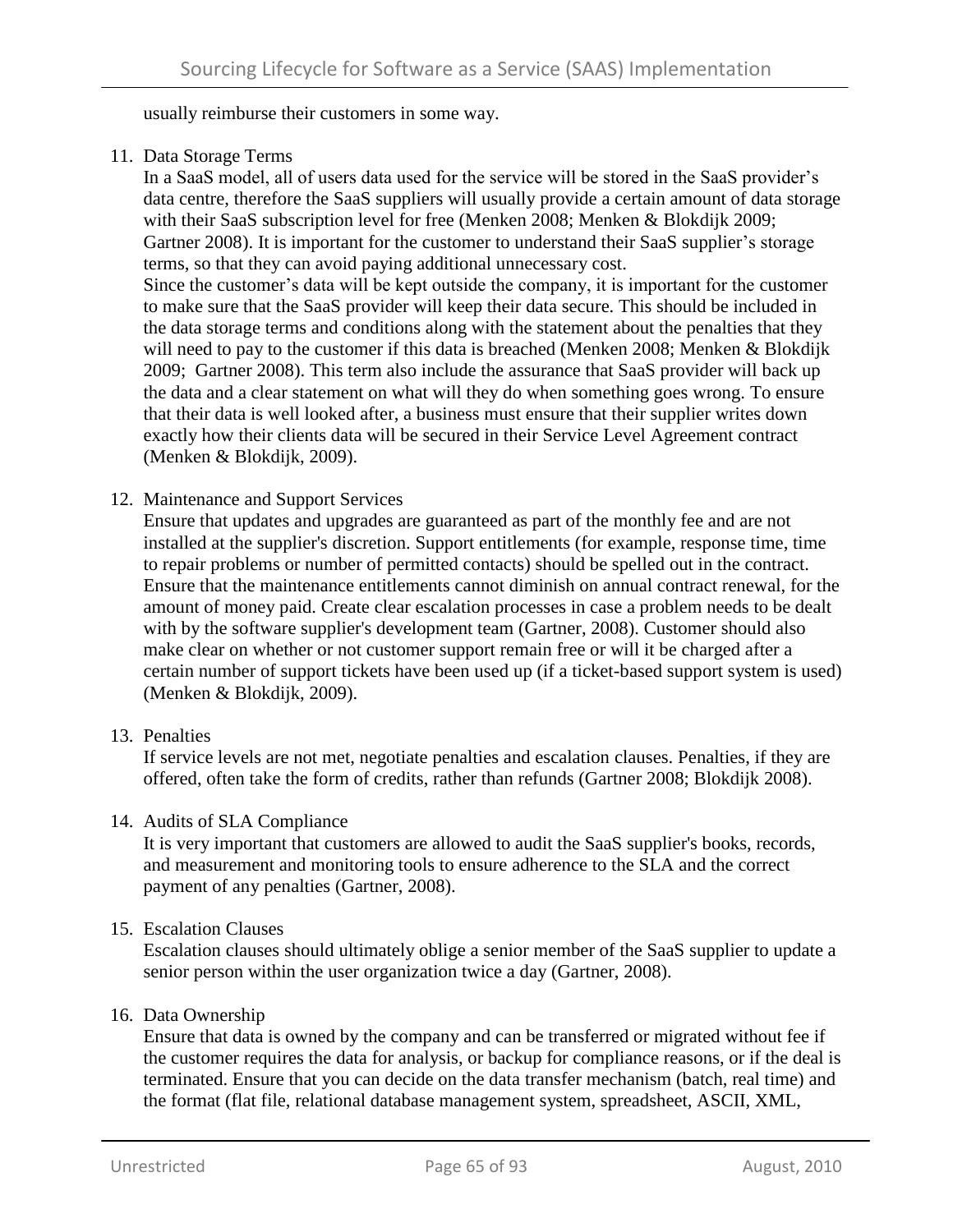usually reimburse their customers in some way.

11. Data Storage Terms

    In a SaaS model, all of users data used for the service will be stored in the SaaS provider's data centre, therefore the SaaS suppliers will usually provide a certain amount of data storage with their SaaS subscription level for free (Menken 2008; Menken & Blokdijk 2009; Gartner 2008). It is important for the customer to understand their SaaS supplier's storage terms, so that they can avoid paying additional unnecessary cost.

    Since the customer's data will be kept outside the company, it is important for the customer to make sure that the SaaS provider will keep their data secure. This should be included in the data storage terms and conditions along with the statement about the penalties that they will need to pay to the customer if this data is breached (Menken 2008; Menken & Blokdijk 2009; Gartner 2008). This term also include the assurance that SaaS provider will back up the data and a clear statement on what will they do when something goes wrong. To ensure that their data is well looked after, a business must ensure that their supplier writes down exactly how their clients data will be secured in their Service Level Agreement contract (Menken & Blokdijk, 2009).

12. Maintenance and Support Services

    Ensure that updates and upgrades are guaranteed as part of the monthly fee and are not installed at the supplier's discretion. Support entitlements (for example, response time, time to repair problems or number of permitted contacts) should be spelled out in the contract. Ensure that the maintenance entitlements cannot diminish on annual contract renewal, for the amount of money paid. Create clear escalation processes in case a problem needs to be dealt with by the software supplier's development team (Gartner, 2008). Customer should also make clear on whether or not customer support remain free or will it be charged after a certain number of support tickets have been used up (if a ticket-based support system is used) (Menken & Blokdijk, 2009).

13. Penalties

    If service levels are not met, negotiate penalties and escalation clauses. Penalties, if they are offered, often take the form of credits, rather than refunds (Gartner 2008; Blokdijk 2008).

14. Audits of SLA Compliance

    It is very important that customers are allowed to audit the SaaS supplier's books, records, and measurement and monitoring tools to ensure adherence to the SLA and the correct payment of any penalties (Gartner, 2008).

15. Escalation Clauses

    Escalation clauses should ultimately oblige a senior member of the SaaS supplier to update a senior person within the user organization twice a day (Gartner, 2008).

16. Data Ownership

    Ensure that data is owned by the company and can be transferred or migrated without fee if the customer requires the data for analysis, or backup for compliance reasons, or if the deal is terminated. Ensure that you can decide on the data transfer mechanism (batch, real time) and the format (flat file, relational database management system, spreadsheet, ASCII, XML,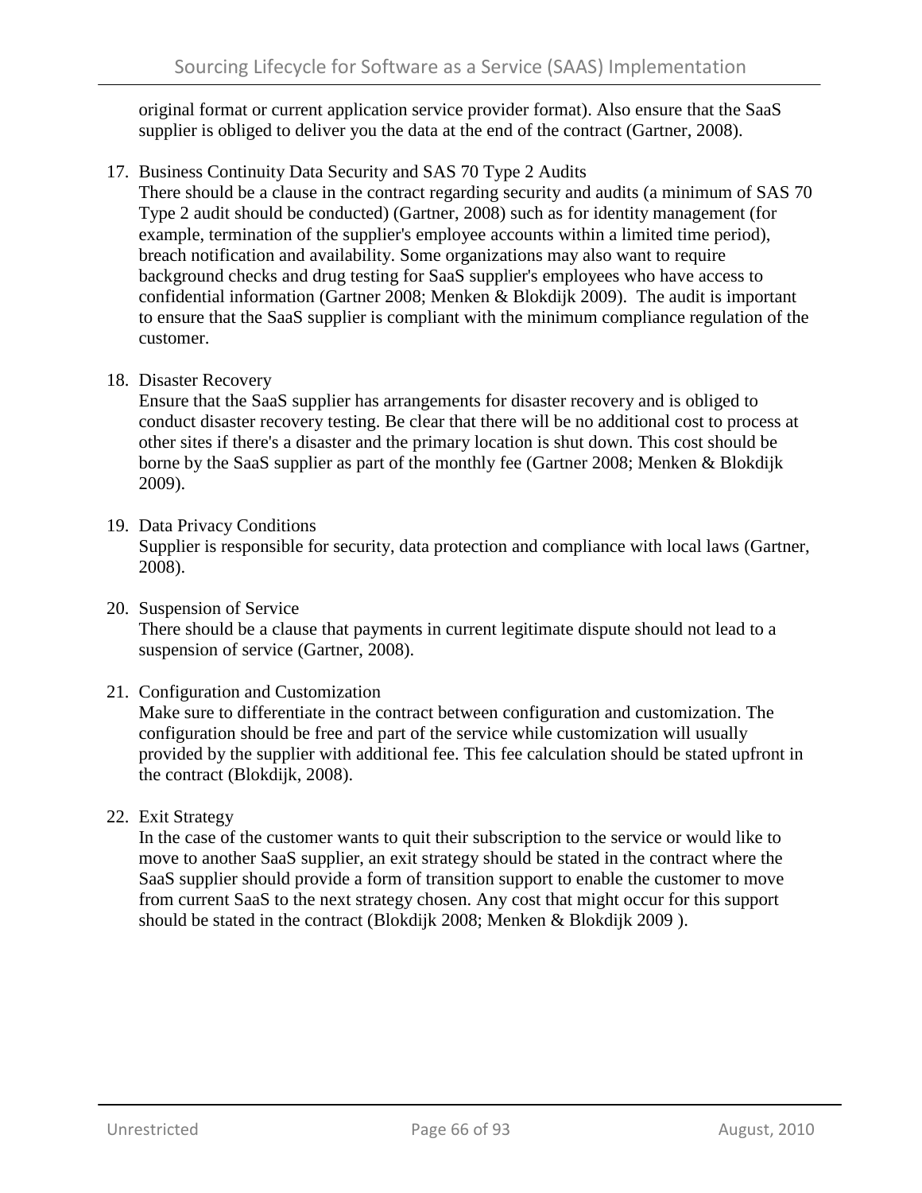original format or current application service provider format). Also ensure that the SaaS supplier is obliged to deliver you the data at the end of the contract (Gartner, 2008).

17. Business Continuity Data Security and SAS 70 Type 2 Audits
    There should be a clause in the contract regarding security and audits (a minimum of SAS 70 Type 2 audit should be conducted) (Gartner, 2008) such as for identity management (for example, termination of the supplier's employee accounts within a limited time period), breach notification and availability. Some organizations may also want to require background checks and drug testing for SaaS supplier's employees who have access to confidential information (Gartner 2008; Menken & Blokdijk 2009). The audit is important to ensure that the SaaS supplier is compliant with the minimum compliance regulation of the customer.

18. Disaster Recovery
    Ensure that the SaaS supplier has arrangements for disaster recovery and is obliged to conduct disaster recovery testing. Be clear that there will be no additional cost to process at other sites if there's a disaster and the primary location is shut down. This cost should be borne by the SaaS supplier as part of the monthly fee (Gartner 2008; Menken & Blokdijk 2009).

19. Data Privacy Conditions
    Supplier is responsible for security, data protection and compliance with local laws (Gartner, 2008).

20. Suspension of Service
    There should be a clause that payments in current legitimate dispute should not lead to a suspension of service (Gartner, 2008).

21. Configuration and Customization
    Make sure to differentiate in the contract between configuration and customization. The configuration should be free and part of the service while customization will usually provided by the supplier with additional fee. This fee calculation should be stated upfront in the contract (Blokdijk, 2008).

22. Exit Strategy
    In the case of the customer wants to quit their subscription to the service or would like to move to another SaaS supplier, an exit strategy should be stated in the contract where the SaaS supplier should provide a form of transition support to enable the customer to move from current SaaS to the next strategy chosen. Any cost that might occur for this support should be stated in the contract (Blokdijk 2008; Menken & Blokdijk 2009 ).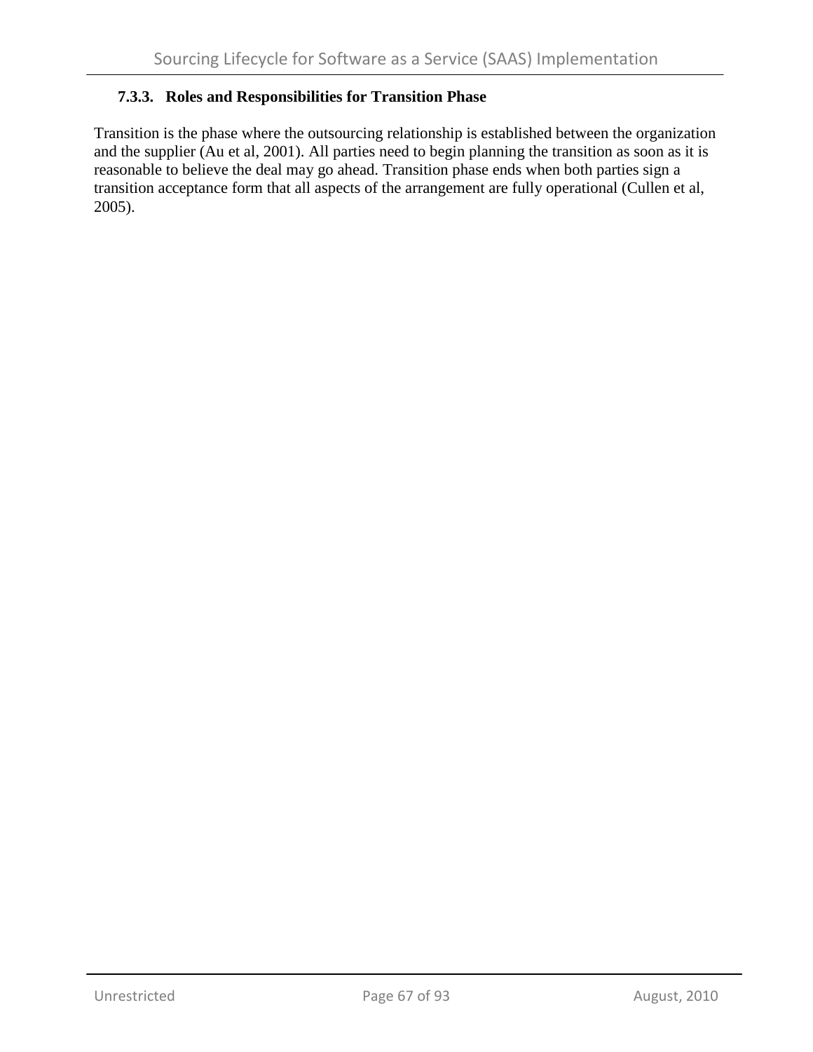### 7.3.3. Roles and Responsibilities for Transition Phase

Transition is the phase where the outsourcing relationship is established between the organization and the supplier (Au et al, 2001). All parties need to begin planning the transition as soon as it is reasonable to believe the deal may go ahead. Transition phase ends when both parties sign a transition acceptance form that all aspects of the arrangement are fully operational (Cullen et al, 2005).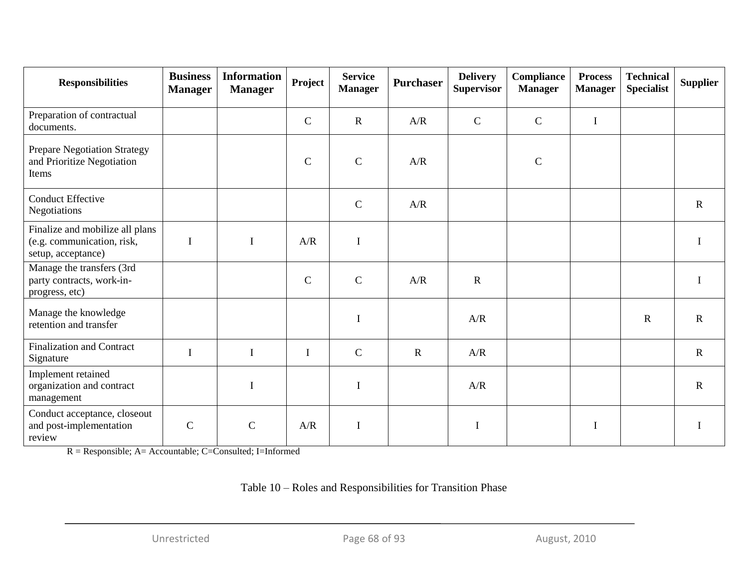| Responsibilities | Business Manager | Information Manager | Project | Service Manager | Purchaser | Delivery Supervisor | Compliance Manager | Process Manager | Technical Specialist | Supplier |
|---|---|---|---|---|---|---|---|---|---|---|
| Preparation of contractual documents. | | | C | R | A/R | C | C | I | | |
| Prepare Negotiation Strategy and Prioritize Negotiation Items | | | C | C | A/R | | C | | | |
| Conduct Effective Negotiations | | | | C | A/R | | | | | R |
| Finalize and mobilize all plans (e.g. communication, risk, setup, acceptance) | I | I | A/R | I | | | | | | I |
| Manage the transfers (3rd party contracts, work-in-progress, etc) | | | C | C | A/R | R | | | | I |
| Manage the knowledge retention and transfer | | | | I | | A/R | | | R | R |
| Finalization and Contract Signature | I | I | I | C | R | A/R | | | | R |
| Implement retained organization and contract management | | I | | I | | A/R | | | | R |
| Conduct acceptance, closeout and post-implementation review | C | C | A/R | I | | I | | I | | I |

R = Responsible; A= Accountable; C=Consulted; I=Informed

Table 10 – Roles and Responsibilities for Transition Phase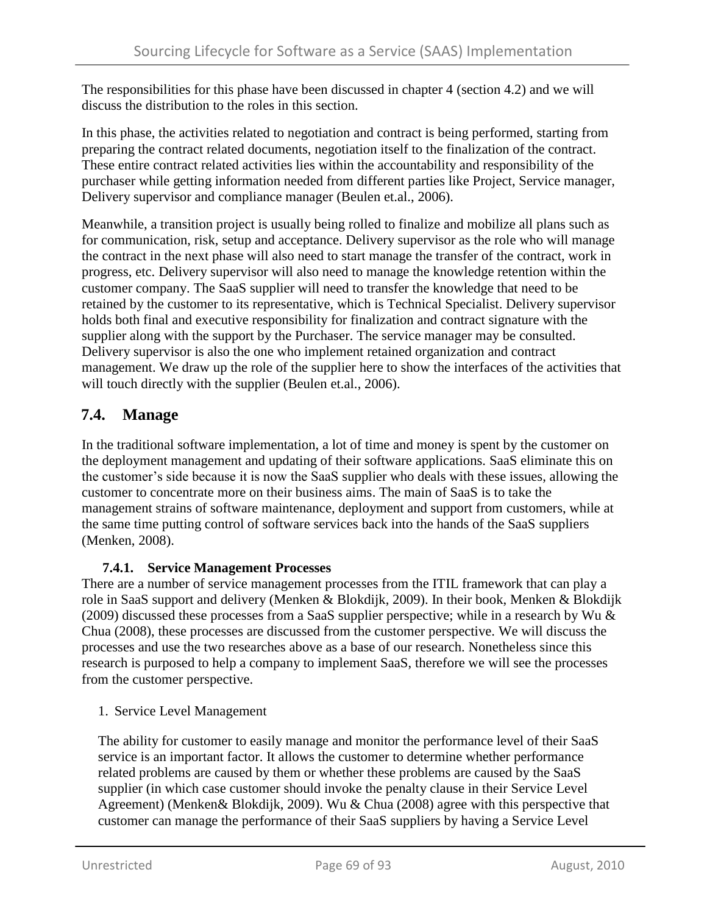The responsibilities for this phase have been discussed in chapter 4 (section 4.2) and we will discuss the distribution to the roles in this section.

In this phase, the activities related to negotiation and contract is being performed, starting from preparing the contract related documents, negotiation itself to the finalization of the contract. These entire contract related activities lies within the accountability and responsibility of the purchaser while getting information needed from different parties like Project, Service manager, Delivery supervisor and compliance manager (Beulen et.al., 2006).

Meanwhile, a transition project is usually being rolled to finalize and mobilize all plans such as for communication, risk, setup and acceptance. Delivery supervisor as the role who will manage the contract in the next phase will also need to start manage the transfer of the contract, work in progress, etc. Delivery supervisor will also need to manage the knowledge retention within the customer company. The SaaS supplier will need to transfer the knowledge that need to be retained by the customer to its representative, which is Technical Specialist. Delivery supervisor holds both final and executive responsibility for finalization and contract signature with the supplier along with the support by the Purchaser. The service manager may be consulted. Delivery supervisor is also the one who implement retained organization and contract management. We draw up the role of the supplier here to show the interfaces of the activities that will touch directly with the supplier (Beulen et.al., 2006).

## 7.4. Manage

In the traditional software implementation, a lot of time and money is spent by the customer on the deployment management and updating of their software applications. SaaS eliminate this on the customer's side because it is now the SaaS supplier who deals with these issues, allowing the customer to concentrate more on their business aims. The main of SaaS is to take the management strains of software maintenance, deployment and support from customers, while at the same time putting control of software services back into the hands of the SaaS suppliers (Menken, 2008).

### 7.4.1. Service Management Processes

There are a number of service management processes from the ITIL framework that can play a role in SaaS support and delivery (Menken & Blokdijk, 2009). In their book, Menken & Blokdijk (2009) discussed these processes from a SaaS supplier perspective; while in a research by Wu & Chua (2008), these processes are discussed from the customer perspective. We will discuss the processes and use the two researches above as a base of our research. Nonetheless since this research is purposed to help a company to implement SaaS, therefore we will see the processes from the customer perspective.

1. Service Level Management

   The ability for customer to easily manage and monitor the performance level of their SaaS service is an important factor. It allows the customer to determine whether performance related problems are caused by them or whether these problems are caused by the SaaS supplier (in which case customer should invoke the penalty clause in their Service Level Agreement) (Menken& Blokdijk, 2009). Wu & Chua (2008) agree with this perspective that customer can manage the performance of their SaaS suppliers by having a Service Level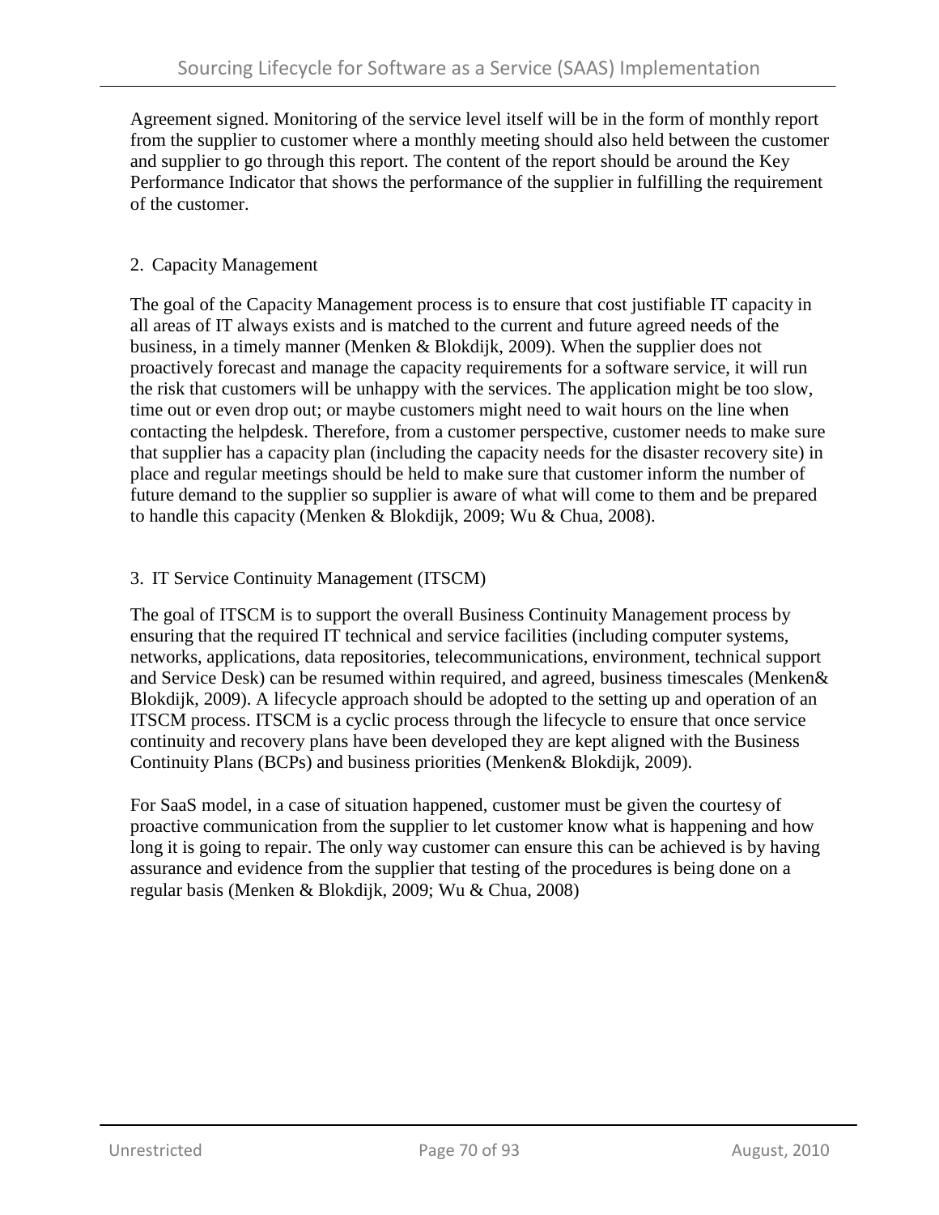Agreement signed. Monitoring of the service level itself will be in the form of monthly report from the supplier to customer where a monthly meeting should also held between the customer and supplier to go through this report. The content of the report should be around the Key Performance Indicator that shows the performance of the supplier in fulfilling the requirement of the customer.

2. Capacity Management

The goal of the Capacity Management process is to ensure that cost justifiable IT capacity in all areas of IT always exists and is matched to the current and future agreed needs of the business, in a timely manner (Menken & Blokdijk, 2009). When the supplier does not proactively forecast and manage the capacity requirements for a software service, it will run the risk that customers will be unhappy with the services. The application might be too slow, time out or even drop out; or maybe customers might need to wait hours on the line when contacting the helpdesk. Therefore, from a customer perspective, customer needs to make sure that supplier has a capacity plan (including the capacity needs for the disaster recovery site) in place and regular meetings should be held to make sure that customer inform the number of future demand to the supplier so supplier is aware of what will come to them and be prepared to handle this capacity (Menken & Blokdijk, 2009; Wu & Chua, 2008).

3. IT Service Continuity Management (ITSCM)

The goal of ITSCM is to support the overall Business Continuity Management process by ensuring that the required IT technical and service facilities (including computer systems, networks, applications, data repositories, telecommunications, environment, technical support and Service Desk) can be resumed within required, and agreed, business timescales (Menken& Blokdijk, 2009). A lifecycle approach should be adopted to the setting up and operation of an ITSCM process. ITSCM is a cyclic process through the lifecycle to ensure that once service continuity and recovery plans have been developed they are kept aligned with the Business Continuity Plans (BCPs) and business priorities (Menken& Blokdijk, 2009).

For SaaS model, in a case of situation happened, customer must be given the courtesy of proactive communication from the supplier to let customer know what is happening and how long it is going to repair. The only way customer can ensure this can be achieved is by having assurance and evidence from the supplier that testing of the procedures is being done on a regular basis (Menken & Blokdijk, 2009; Wu & Chua, 2008)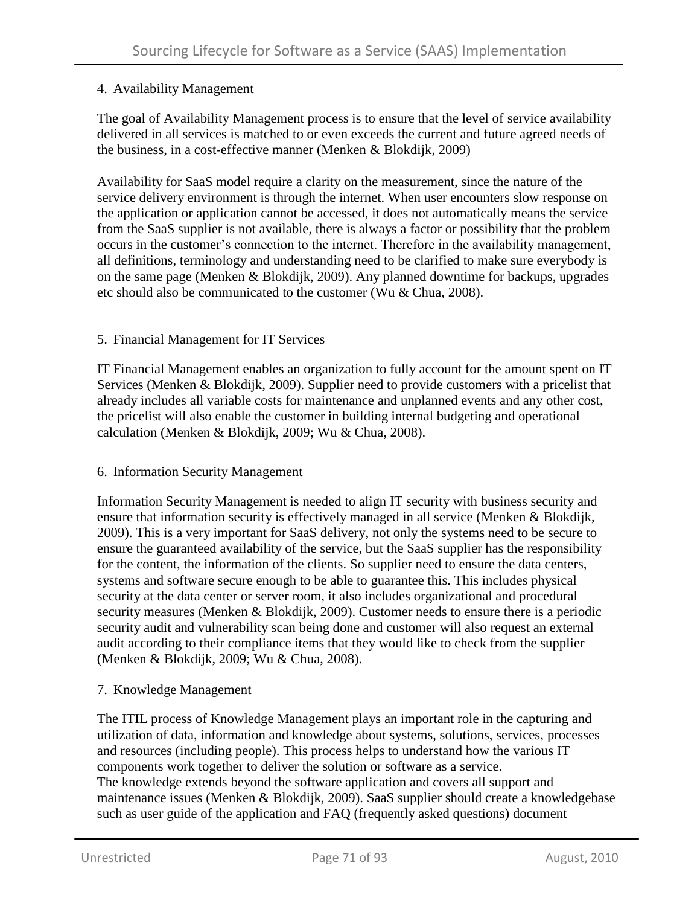4. Availability Management

The goal of Availability Management process is to ensure that the level of service availability delivered in all services is matched to or even exceeds the current and future agreed needs of the business, in a cost-effective manner (Menken & Blokdijk, 2009)

Availability for SaaS model require a clarity on the measurement, since the nature of the service delivery environment is through the internet. When user encounters slow response on the application or application cannot be accessed, it does not automatically means the service from the SaaS supplier is not available, there is always a factor or possibility that the problem occurs in the customer's connection to the internet. Therefore in the availability management, all definitions, terminology and understanding need to be clarified to make sure everybody is on the same page (Menken & Blokdijk, 2009). Any planned downtime for backups, upgrades etc should also be communicated to the customer (Wu & Chua, 2008).

5. Financial Management for IT Services

IT Financial Management enables an organization to fully account for the amount spent on IT Services (Menken & Blokdijk, 2009). Supplier need to provide customers with a pricelist that already includes all variable costs for maintenance and unplanned events and any other cost, the pricelist will also enable the customer in building internal budgeting and operational calculation (Menken & Blokdijk, 2009; Wu & Chua, 2008).

6. Information Security Management

Information Security Management is needed to align IT security with business security and ensure that information security is effectively managed in all service (Menken & Blokdijk, 2009). This is a very important for SaaS delivery, not only the systems need to be secure to ensure the guaranteed availability of the service, but the SaaS supplier has the responsibility for the content, the information of the clients. So supplier need to ensure the data centers, systems and software secure enough to be able to guarantee this. This includes physical security at the data center or server room, it also includes organizational and procedural security measures (Menken & Blokdijk, 2009). Customer needs to ensure there is a periodic security audit and vulnerability scan being done and customer will also request an external audit according to their compliance items that they would like to check from the supplier (Menken & Blokdijk, 2009; Wu & Chua, 2008).

7. Knowledge Management

The ITIL process of Knowledge Management plays an important role in the capturing and utilization of data, information and knowledge about systems, solutions, services, processes and resources (including people). This process helps to understand how the various IT components work together to deliver the solution or software as a service.
The knowledge extends beyond the software application and covers all support and maintenance issues (Menken & Blokdijk, 2009). SaaS supplier should create a knowledgebase such as user guide of the application and FAQ (frequently asked questions) document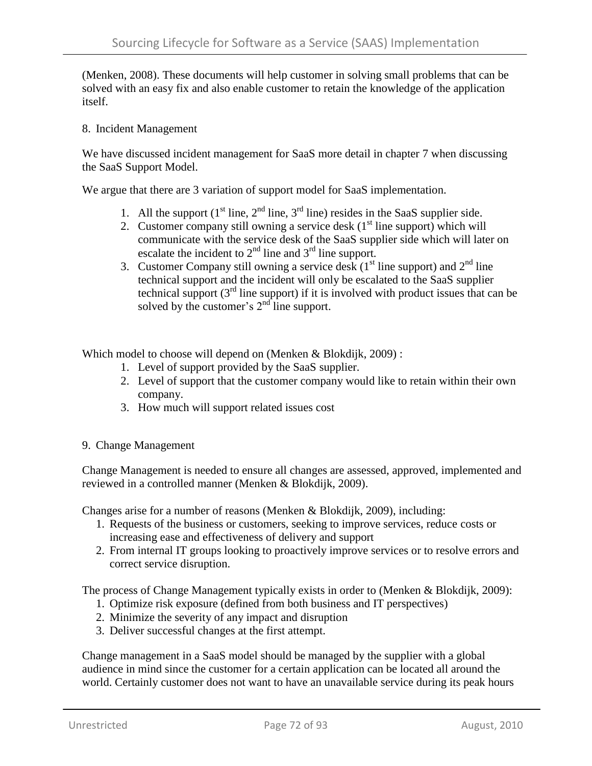(Menken, 2008). These documents will help customer in solving small problems that can be solved with an easy fix and also enable customer to retain the knowledge of the application itself.

8. Incident Management

We have discussed incident management for SaaS more detail in chapter 7 when discussing the SaaS Support Model.

We argue that there are 3 variation of support model for SaaS implementation.

1. All the support (1st line, 2nd line, 3rd line) resides in the SaaS supplier side.
2. Customer company still owning a service desk (1st line support) which will communicate with the service desk of the SaaS supplier side which will later on escalate the incident to 2nd line and 3rd line support.
3. Customer Company still owning a service desk (1st line support) and 2nd line technical support and the incident will only be escalated to the SaaS supplier technical support (3rd line support) if it is involved with product issues that can be solved by the customer's 2nd line support.

Which model to choose will depend on (Menken & Blokdijk, 2009) :

1. Level of support provided by the SaaS supplier.
2. Level of support that the customer company would like to retain within their own company.
3. How much will support related issues cost

9. Change Management

Change Management is needed to ensure all changes are assessed, approved, implemented and reviewed in a controlled manner (Menken & Blokdijk, 2009).

Changes arise for a number of reasons (Menken & Blokdijk, 2009), including:

1. Requests of the business or customers, seeking to improve services, reduce costs or increasing ease and effectiveness of delivery and support
2. From internal IT groups looking to proactively improve services or to resolve errors and correct service disruption.

The process of Change Management typically exists in order to (Menken & Blokdijk, 2009):

1. Optimize risk exposure (defined from both business and IT perspectives)
2. Minimize the severity of any impact and disruption
3. Deliver successful changes at the first attempt.

Change management in a SaaS model should be managed by the supplier with a global audience in mind since the customer for a certain application can be located all around the world. Certainly customer does not want to have an unavailable service during its peak hours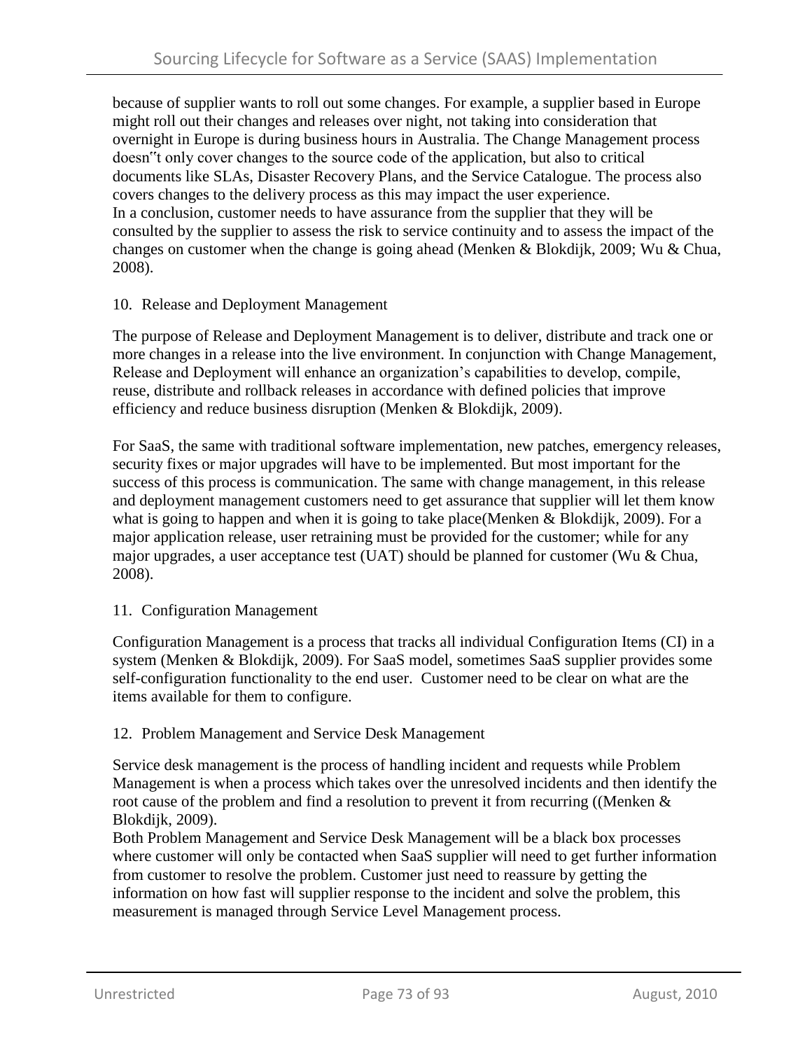because of supplier wants to roll out some changes. For example, a supplier based in Europe might roll out their changes and releases over night, not taking into consideration that overnight in Europe is during business hours in Australia. The Change Management process doesn"t only cover changes to the source code of the application, but also to critical documents like SLAs, Disaster Recovery Plans, and the Service Catalogue. The process also covers changes to the delivery process as this may impact the user experience.
In a conclusion, customer needs to have assurance from the supplier that they will be consulted by the supplier to assess the risk to service continuity and to assess the impact of the changes on customer when the change is going ahead (Menken & Blokdijk, 2009; Wu & Chua, 2008).

10. Release and Deployment Management

The purpose of Release and Deployment Management is to deliver, distribute and track one or more changes in a release into the live environment. In conjunction with Change Management, Release and Deployment will enhance an organization's capabilities to develop, compile, reuse, distribute and rollback releases in accordance with defined policies that improve efficiency and reduce business disruption (Menken & Blokdijk, 2009).

For SaaS, the same with traditional software implementation, new patches, emergency releases, security fixes or major upgrades will have to be implemented. But most important for the success of this process is communication. The same with change management, in this release and deployment management customers need to get assurance that supplier will let them know what is going to happen and when it is going to take place(Menken & Blokdijk, 2009). For a major application release, user retraining must be provided for the customer; while for any major upgrades, a user acceptance test (UAT) should be planned for customer (Wu & Chua, 2008).

11. Configuration Management

Configuration Management is a process that tracks all individual Configuration Items (CI) in a system (Menken & Blokdijk, 2009). For SaaS model, sometimes SaaS supplier provides some self-configuration functionality to the end user. Customer need to be clear on what are the items available for them to configure.

12. Problem Management and Service Desk Management

Service desk management is the process of handling incident and requests while Problem Management is when a process which takes over the unresolved incidents and then identify the root cause of the problem and find a resolution to prevent it from recurring ((Menken & Blokdijk, 2009).
Both Problem Management and Service Desk Management will be a black box processes where customer will only be contacted when SaaS supplier will need to get further information from customer to resolve the problem. Customer just need to reassure by getting the information on how fast will supplier response to the incident and solve the problem, this measurement is managed through Service Level Management process.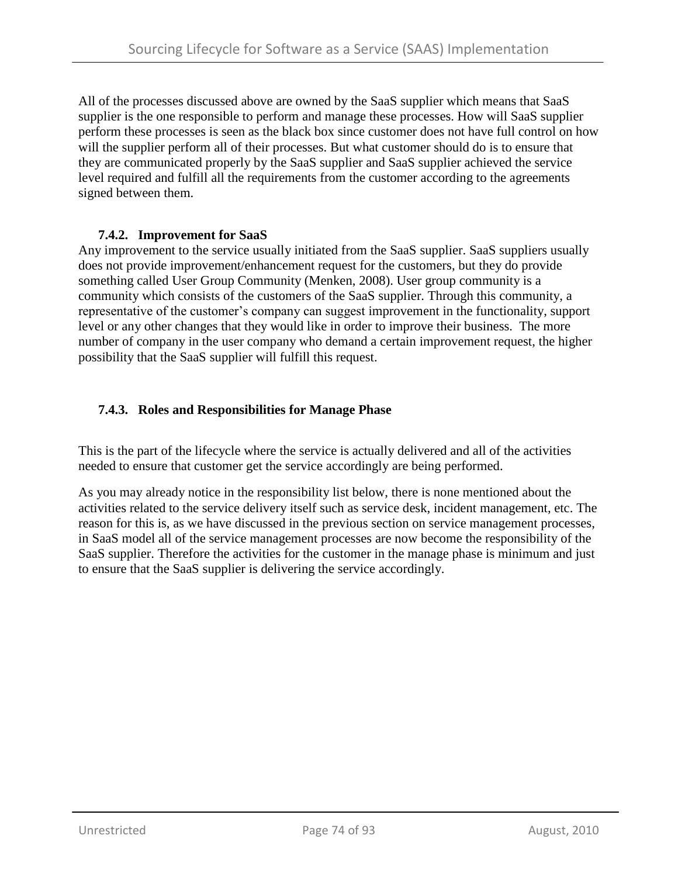All of the processes discussed above are owned by the SaaS supplier which means that SaaS supplier is the one responsible to perform and manage these processes. How will SaaS supplier perform these processes is seen as the black box since customer does not have full control on how will the supplier perform all of their processes. But what customer should do is to ensure that they are communicated properly by the SaaS supplier and SaaS supplier achieved the service level required and fulfill all the requirements from the customer according to the agreements signed between them.

### 7.4.2. Improvement for SaaS

Any improvement to the service usually initiated from the SaaS supplier. SaaS suppliers usually does not provide improvement/enhancement request for the customers, but they do provide something called User Group Community (Menken, 2008). User group community is a community which consists of the customers of the SaaS supplier. Through this community, a representative of the customer's company can suggest improvement in the functionality, support level or any other changes that they would like in order to improve their business. The more number of company in the user company who demand a certain improvement request, the higher possibility that the SaaS supplier will fulfill this request.

### 7.4.3. Roles and Responsibilities for Manage Phase

This is the part of the lifecycle where the service is actually delivered and all of the activities needed to ensure that customer get the service accordingly are being performed.

As you may already notice in the responsibility list below, there is none mentioned about the activities related to the service delivery itself such as service desk, incident management, etc. The reason for this is, as we have discussed in the previous section on service management processes, in SaaS model all of the service management processes are now become the responsibility of the SaaS supplier. Therefore the activities for the customer in the manage phase is minimum and just to ensure that the SaaS supplier is delivering the service accordingly.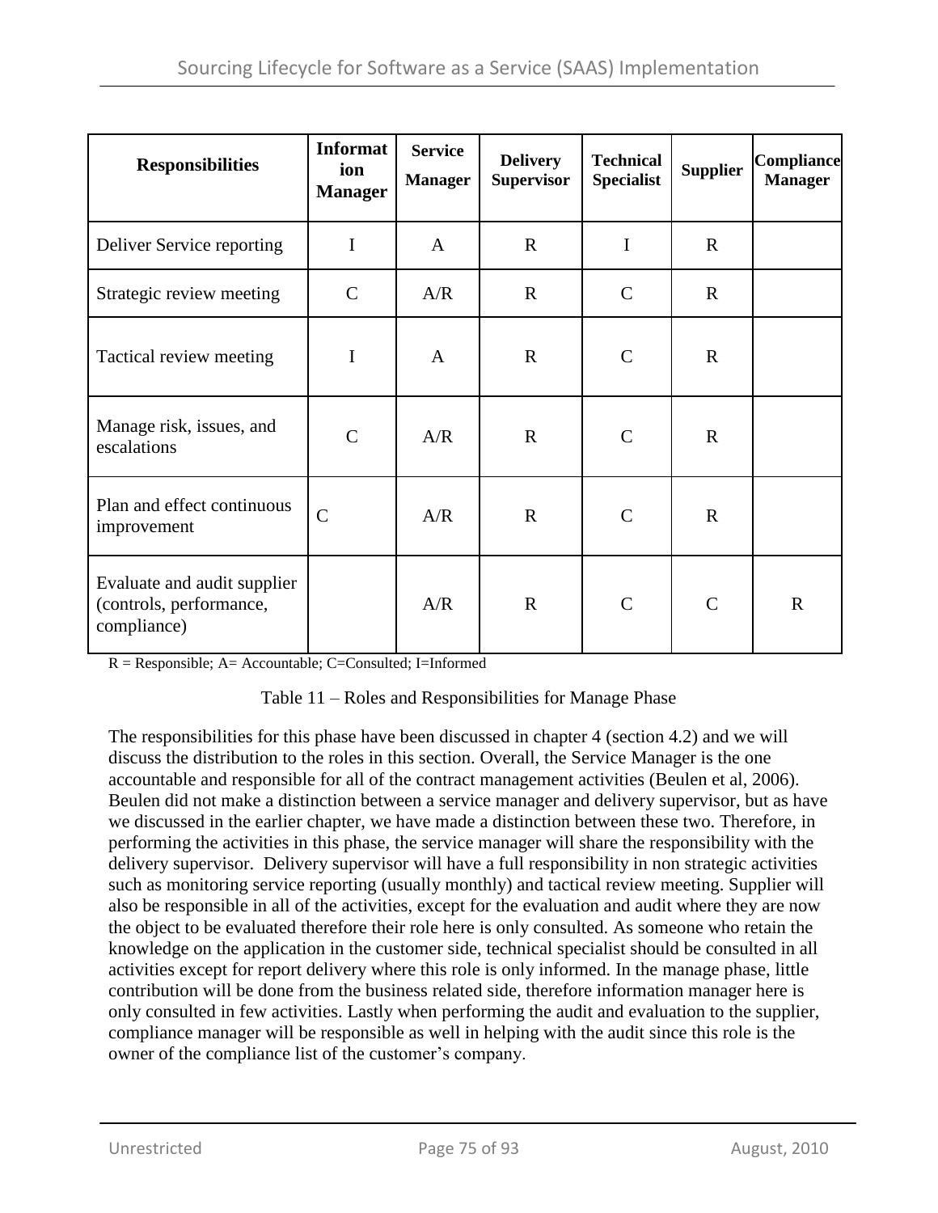| Responsibilities | Information Manager | Service Manager | Delivery Supervisor | Technical Specialist | Supplier | Compliance Manager |
|---|---|---|---|---|---|---|
| Deliver Service reporting | I | A | R | I | R | |
| Strategic review meeting | C | A/R | R | C | R | |
| Tactical review meeting | I | A | R | C | R | |
| Manage risk, issues, and escalations | C | A/R | R | C | R | |
| Plan and effect continuous improvement | C | A/R | R | C | R | |
| Evaluate and audit supplier (controls, performance, compliance) | | A/R | R | C | C | R |

R = Responsible; A= Accountable; C=Consulted; I=Informed

Table 11 – Roles and Responsibilities for Manage Phase

The responsibilities for this phase have been discussed in chapter 4 (section 4.2) and we will discuss the distribution to the roles in this section. Overall, the Service Manager is the one accountable and responsible for all of the contract management activities (Beulen et al, 2006). Beulen did not make a distinction between a service manager and delivery supervisor, but as have we discussed in the earlier chapter, we have made a distinction between these two. Therefore, in performing the activities in this phase, the service manager will share the responsibility with the delivery supervisor. Delivery supervisor will have a full responsibility in non strategic activities such as monitoring service reporting (usually monthly) and tactical review meeting. Supplier will also be responsible in all of the activities, except for the evaluation and audit where they are now the object to be evaluated therefore their role here is only consulted. As someone who retain the knowledge on the application in the customer side, technical specialist should be consulted in all activities except for report delivery where this role is only informed. In the manage phase, little contribution will be done from the business related side, therefore information manager here is only consulted in few activities. Lastly when performing the audit and evaluation to the supplier, compliance manager will be responsible as well in helping with the audit since this role is the owner of the compliance list of the customer's company.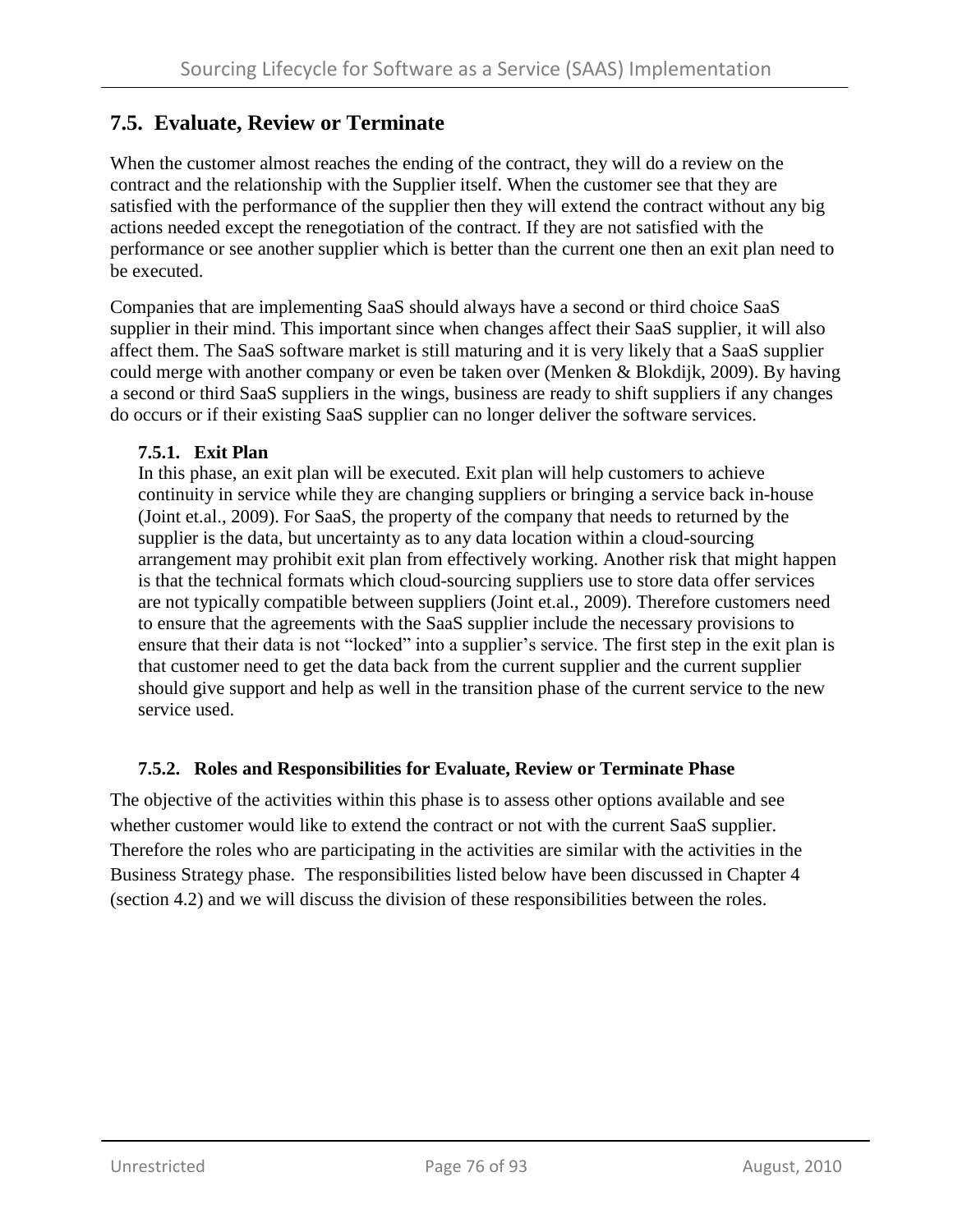## 7.5. Evaluate, Review or Terminate

When the customer almost reaches the ending of the contract, they will do a review on the contract and the relationship with the Supplier itself. When the customer see that they are satisfied with the performance of the supplier then they will extend the contract without any big actions needed except the renegotiation of the contract. If they are not satisfied with the performance or see another supplier which is better than the current one then an exit plan need to be executed.

Companies that are implementing SaaS should always have a second or third choice SaaS supplier in their mind. This important since when changes affect their SaaS supplier, it will also affect them. The SaaS software market is still maturing and it is very likely that a SaaS supplier could merge with another company or even be taken over (Menken & Blokdijk, 2009). By having a second or third SaaS suppliers in the wings, business are ready to shift suppliers if any changes do occurs or if their existing SaaS supplier can no longer deliver the software services.

### 7.5.1. Exit Plan

In this phase, an exit plan will be executed. Exit plan will help customers to achieve continuity in service while they are changing suppliers or bringing a service back in-house (Joint et.al., 2009). For SaaS, the property of the company that needs to returned by the supplier is the data, but uncertainty as to any data location within a cloud-sourcing arrangement may prohibit exit plan from effectively working. Another risk that might happen is that the technical formats which cloud-sourcing suppliers use to store data offer services are not typically compatible between suppliers (Joint et.al., 2009). Therefore customers need to ensure that the agreements with the SaaS supplier include the necessary provisions to ensure that their data is not "locked" into a supplier's service. The first step in the exit plan is that customer need to get the data back from the current supplier and the current supplier should give support and help as well in the transition phase of the current service to the new service used.

### 7.5.2. Roles and Responsibilities for Evaluate, Review or Terminate Phase

The objective of the activities within this phase is to assess other options available and see whether customer would like to extend the contract or not with the current SaaS supplier. Therefore the roles who are participating in the activities are similar with the activities in the Business Strategy phase. The responsibilities listed below have been discussed in Chapter 4 (section 4.2) and we will discuss the division of these responsibilities between the roles.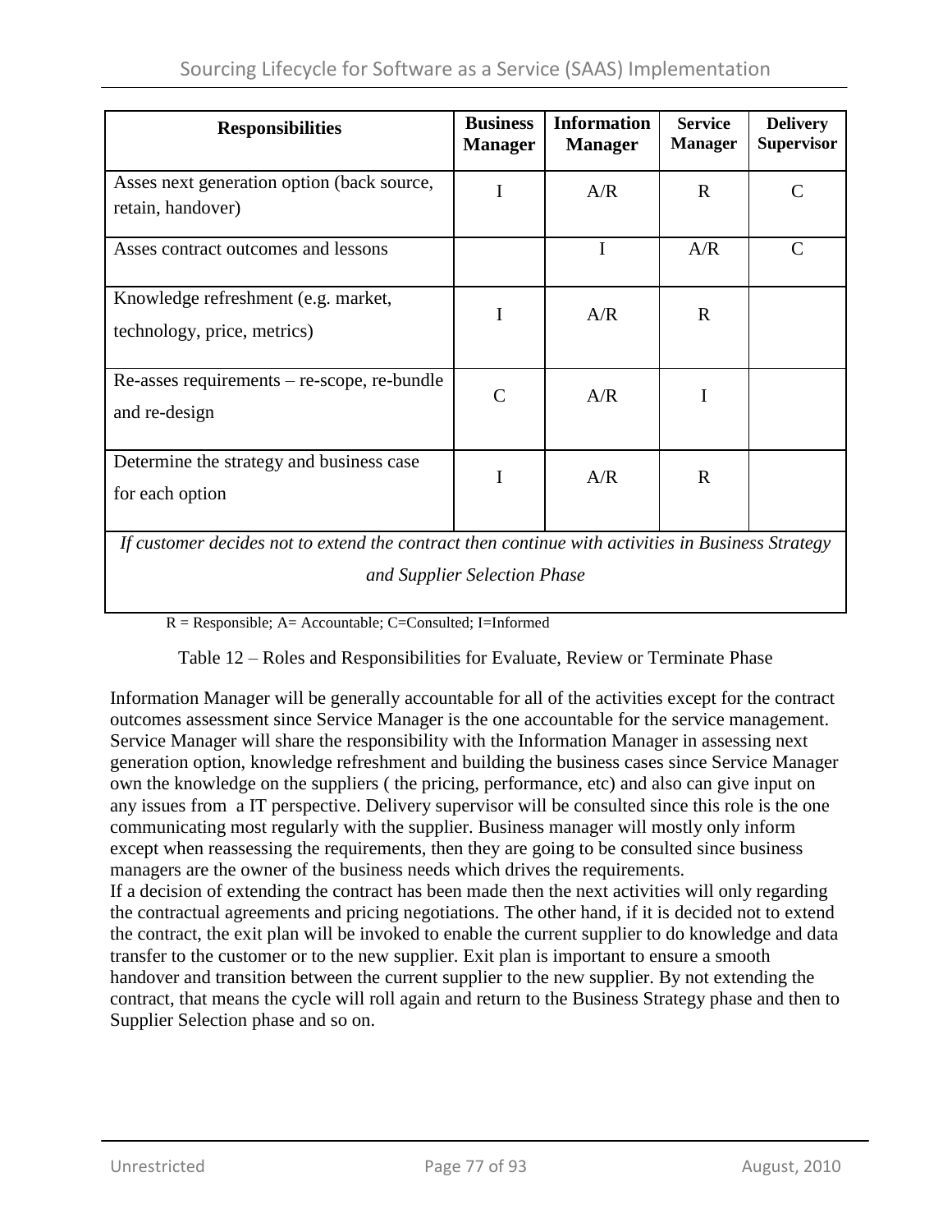| Responsibilities | Business Manager | Information Manager | Service Manager | Delivery Supervisor |
|---|---|---|---|---|
| Asses next generation option (back source, retain, handover) | I | A/R | R | C |
| Asses contract outcomes and lessons | | I | A/R | C |
| Knowledge refreshment (e.g. market, technology, price, metrics) | I | A/R | R | |
| Re-asses requirements – re-scope, re-bundle and re-design | C | A/R | I | |
| Determine the strategy and business case for each option | I | A/R | R | |
| *If customer decides not to extend the contract then continue with activities in Business Strategy and Supplier Selection Phase* | | | | |

R = Responsible; A= Accountable; C=Consulted; I=Informed

Table 12 – Roles and Responsibilities for Evaluate, Review or Terminate Phase

Information Manager will be generally accountable for all of the activities except for the contract outcomes assessment since Service Manager is the one accountable for the service management. Service Manager will share the responsibility with the Information Manager in assessing next generation option, knowledge refreshment and building the business cases since Service Manager own the knowledge on the suppliers ( the pricing, performance, etc) and also can give input on any issues from a IT perspective. Delivery supervisor will be consulted since this role is the one communicating most regularly with the supplier. Business manager will mostly only inform except when reassessing the requirements, then they are going to be consulted since business managers are the owner of the business needs which drives the requirements.

If a decision of extending the contract has been made then the next activities will only regarding the contractual agreements and pricing negotiations. The other hand, if it is decided not to extend the contract, the exit plan will be invoked to enable the current supplier to do knowledge and data transfer to the customer or to the new supplier. Exit plan is important to ensure a smooth handover and transition between the current supplier to the new supplier. By not extending the contract, that means the cycle will roll again and return to the Business Strategy phase and then to Supplier Selection phase and so on.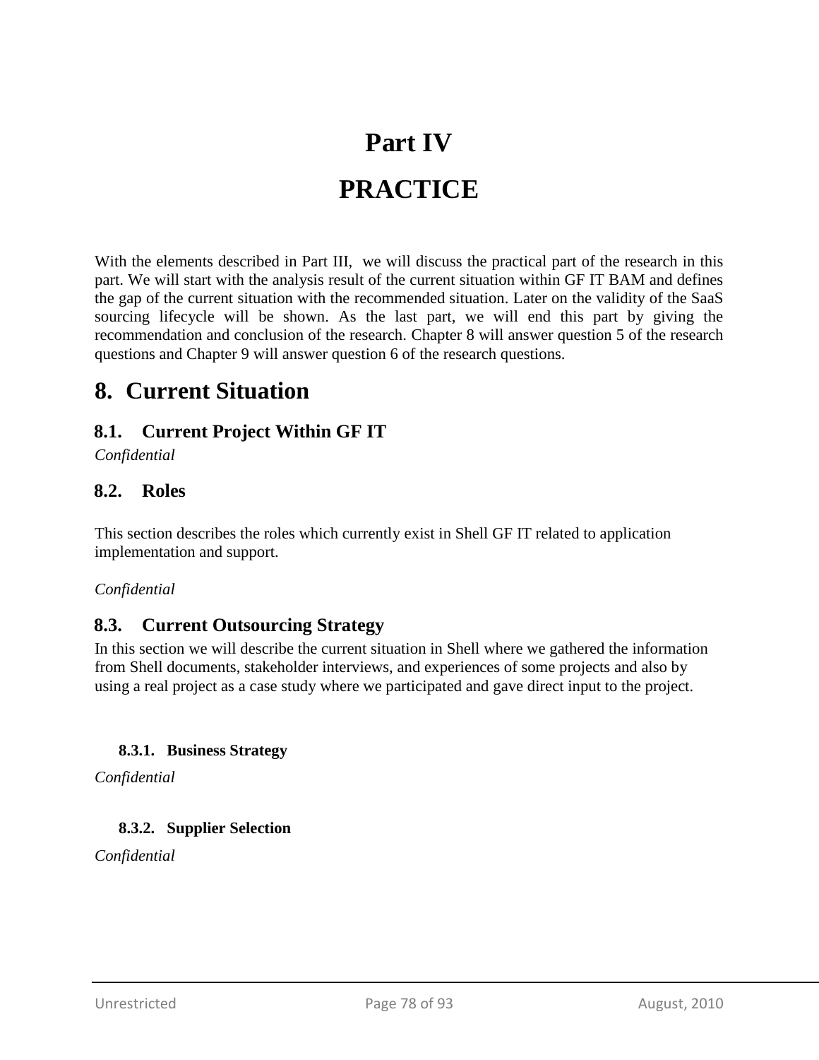# Part IV

# PRACTICE

With the elements described in Part III, we will discuss the practical part of the research in this part. We will start with the analysis result of the current situation within GF IT BAM and defines the gap of the current situation with the recommended situation. Later on the validity of the SaaS sourcing lifecycle will be shown. As the last part, we will end this part by giving the recommendation and conclusion of the research. Chapter 8 will answer question 5 of the research questions and Chapter 9 will answer question 6 of the research questions.

# 8. Current Situation

## 8.1. Current Project Within GF IT

*Confidential*

## 8.2. Roles

This section describes the roles which currently exist in Shell GF IT related to application implementation and support.

*Confidential*

## 8.3. Current Outsourcing Strategy

In this section we will describe the current situation in Shell where we gathered the information from Shell documents, stakeholder interviews, and experiences of some projects and also by using a real project as a case study where we participated and gave direct input to the project.

### 8.3.1. Business Strategy

*Confidential*

### 8.3.2. Supplier Selection

*Confidential*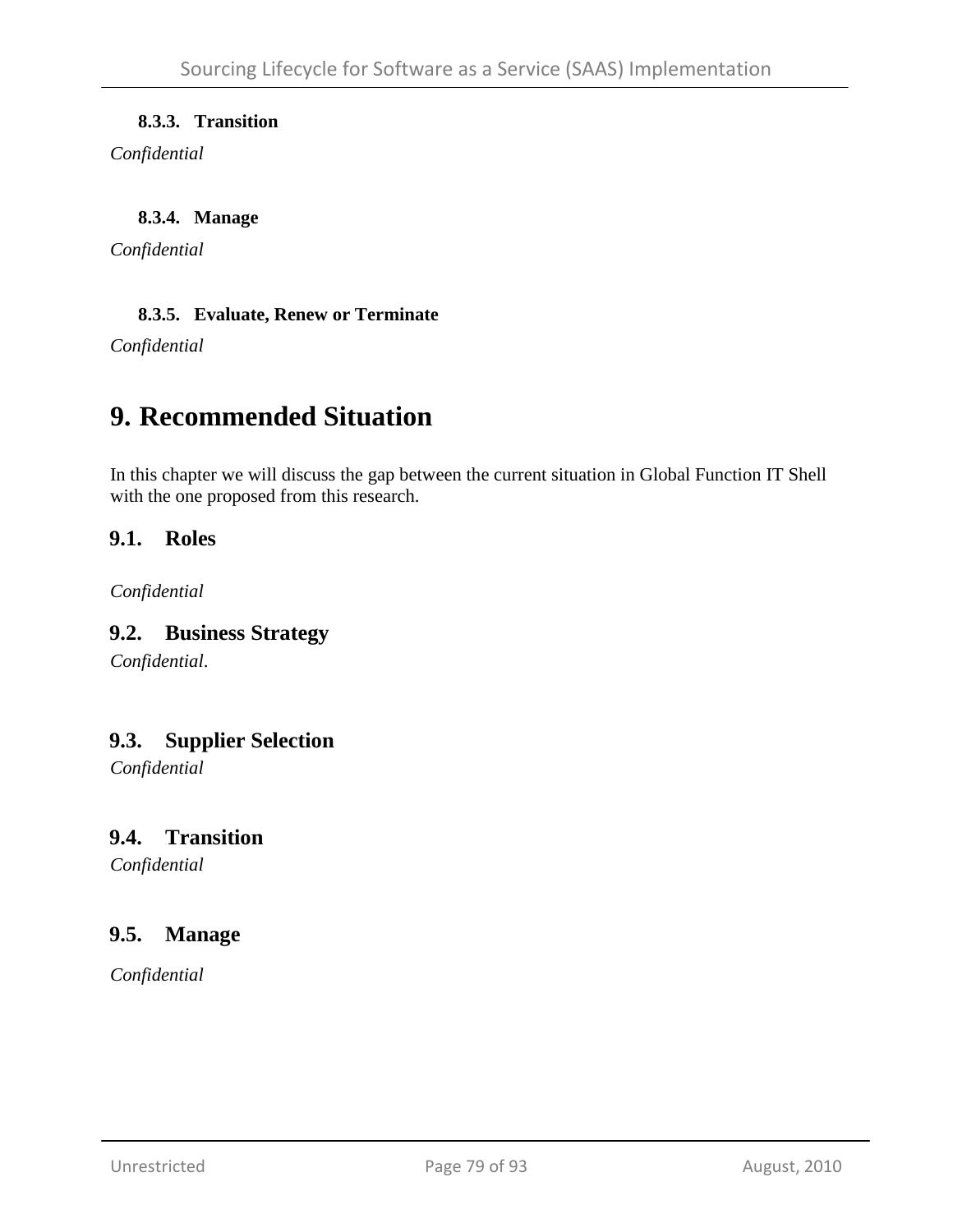#### 8.3.3. Transition

*Confidential*

#### 8.3.4. Manage

*Confidential*

#### 8.3.5. Evaluate, Renew or Terminate

*Confidential*

# 9. Recommended Situation

In this chapter we will discuss the gap between the current situation in Global Function IT Shell with the one proposed from this research.

## 9.1. Roles

*Confidential*

## 9.2. Business Strategy

*Confidential*.

## 9.3. Supplier Selection

*Confidential*

## 9.4. Transition

*Confidential*

## 9.5. Manage

*Confidential*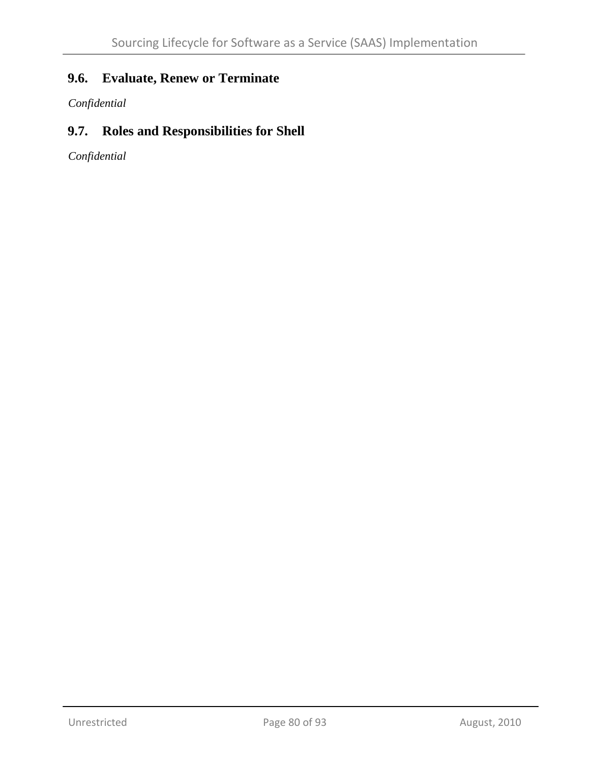## 9.6. Evaluate, Renew or Terminate

*Confidential*

## 9.7. Roles and Responsibilities for Shell

*Confidential*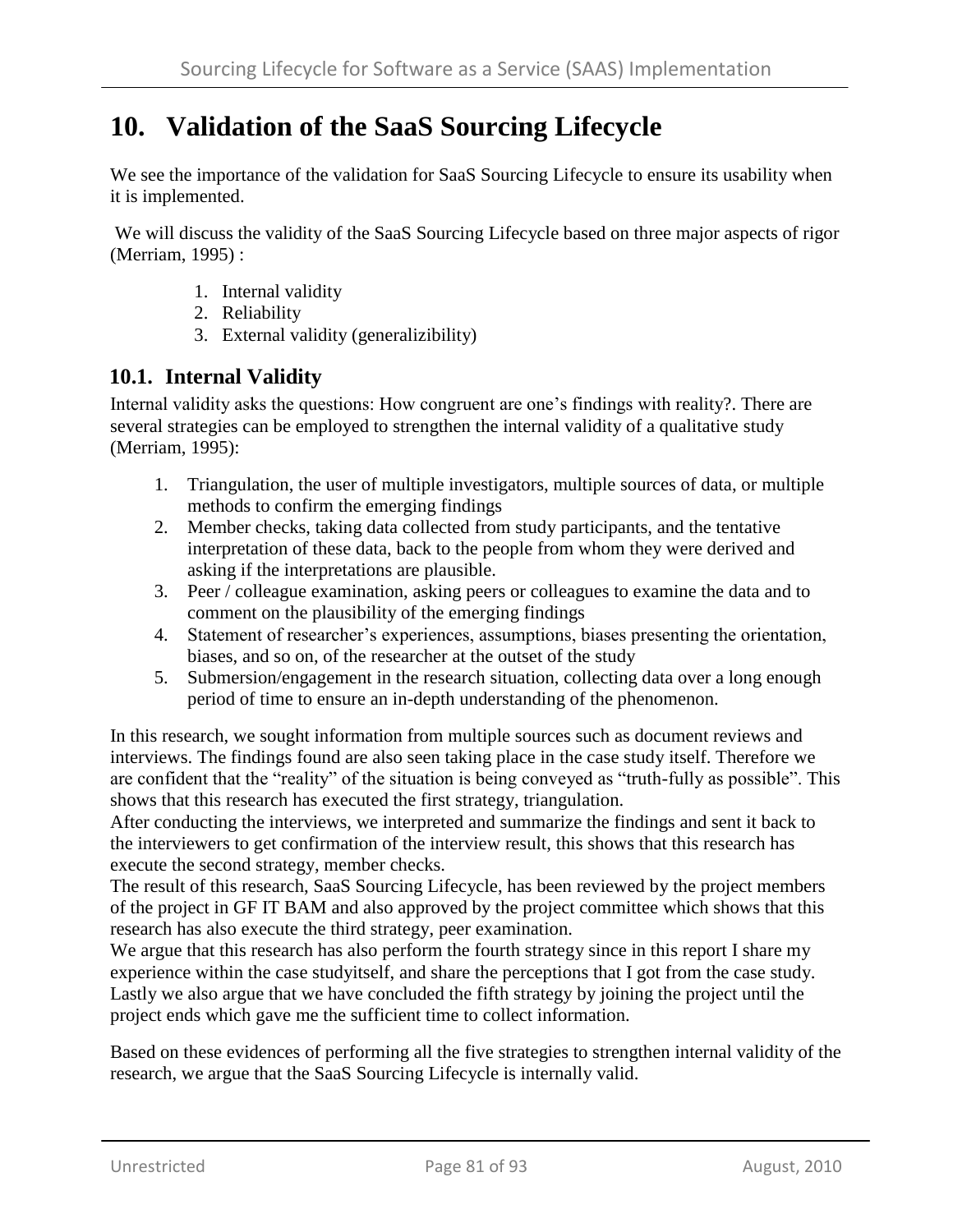# 10. Validation of the SaaS Sourcing Lifecycle

We see the importance of the validation for SaaS Sourcing Lifecycle to ensure its usability when it is implemented.

We will discuss the validity of the SaaS Sourcing Lifecycle based on three major aspects of rigor (Merriam, 1995) :

1. Internal validity
2. Reliability
3. External validity (generalizibility)

## 10.1. Internal Validity

Internal validity asks the questions: How congruent are one's findings with reality?. There are several strategies can be employed to strengthen the internal validity of a qualitative study (Merriam, 1995):

1. Triangulation, the user of multiple investigators, multiple sources of data, or multiple methods to confirm the emerging findings
2. Member checks, taking data collected from study participants, and the tentative interpretation of these data, back to the people from whom they were derived and asking if the interpretations are plausible.
3. Peer / colleague examination, asking peers or colleagues to examine the data and to comment on the plausibility of the emerging findings
4. Statement of researcher's experiences, assumptions, biases presenting the orientation, biases, and so on, of the researcher at the outset of the study
5. Submersion/engagement in the research situation, collecting data over a long enough period of time to ensure an in-depth understanding of the phenomenon.

In this research, we sought information from multiple sources such as document reviews and interviews. The findings found are also seen taking place in the case study itself. Therefore we are confident that the "reality" of the situation is being conveyed as "truth-fully as possible". This shows that this research has executed the first strategy, triangulation.
After conducting the interviews, we interpreted and summarize the findings and sent it back to the interviewers to get confirmation of the interview result, this shows that this research has execute the second strategy, member checks.
The result of this research, SaaS Sourcing Lifecycle, has been reviewed by the project members of the project in GF IT BAM and also approved by the project committee which shows that this research has also execute the third strategy, peer examination.
We argue that this research has also perform the fourth strategy since in this report I share my experience within the case studyitself, and share the perceptions that I got from the case study.
Lastly we also argue that we have concluded the fifth strategy by joining the project until the project ends which gave me the sufficient time to collect information.

Based on these evidences of performing all the five strategies to strengthen internal validity of the research, we argue that the SaaS Sourcing Lifecycle is internally valid.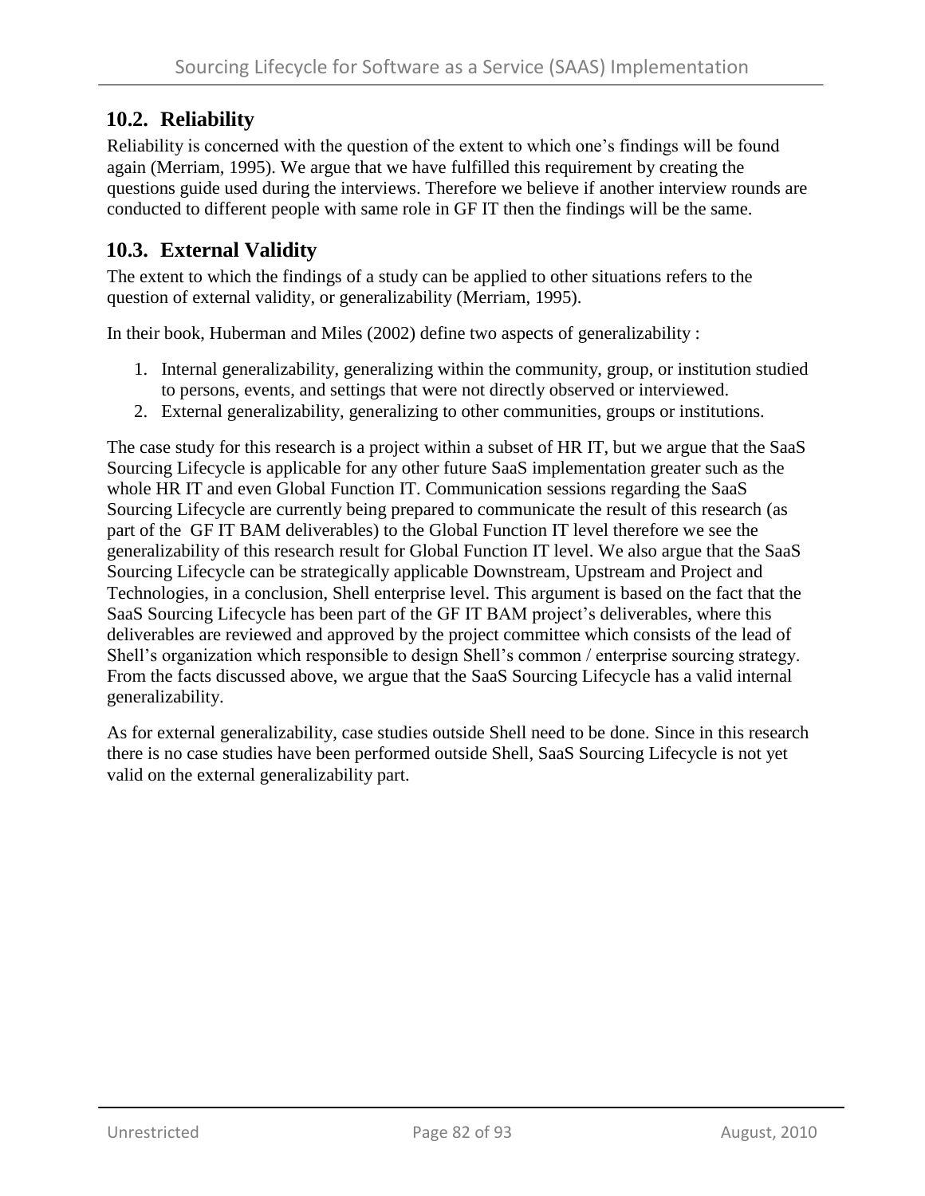## 10.2. Reliability

Reliability is concerned with the question of the extent to which one's findings will be found again (Merriam, 1995). We argue that we have fulfilled this requirement by creating the questions guide used during the interviews. Therefore we believe if another interview rounds are conducted to different people with same role in GF IT then the findings will be the same.

## 10.3. External Validity

The extent to which the findings of a study can be applied to other situations refers to the question of external validity, or generalizability (Merriam, 1995).

In their book, Huberman and Miles (2002) define two aspects of generalizability :

1. Internal generalizability, generalizing within the community, group, or institution studied to persons, events, and settings that were not directly observed or interviewed.
2. External generalizability, generalizing to other communities, groups or institutions.

The case study for this research is a project within a subset of HR IT, but we argue that the SaaS Sourcing Lifecycle is applicable for any other future SaaS implementation greater such as the whole HR IT and even Global Function IT. Communication sessions regarding the SaaS Sourcing Lifecycle are currently being prepared to communicate the result of this research (as part of the GF IT BAM deliverables) to the Global Function IT level therefore we see the generalizability of this research result for Global Function IT level. We also argue that the SaaS Sourcing Lifecycle can be strategically applicable Downstream, Upstream and Project and Technologies, in a conclusion, Shell enterprise level. This argument is based on the fact that the SaaS Sourcing Lifecycle has been part of the GF IT BAM project's deliverables, where this deliverables are reviewed and approved by the project committee which consists of the lead of Shell's organization which responsible to design Shell's common / enterprise sourcing strategy. From the facts discussed above, we argue that the SaaS Sourcing Lifecycle has a valid internal generalizability.

As for external generalizability, case studies outside Shell need to be done. Since in this research there is no case studies have been performed outside Shell, SaaS Sourcing Lifecycle is not yet valid on the external generalizability part.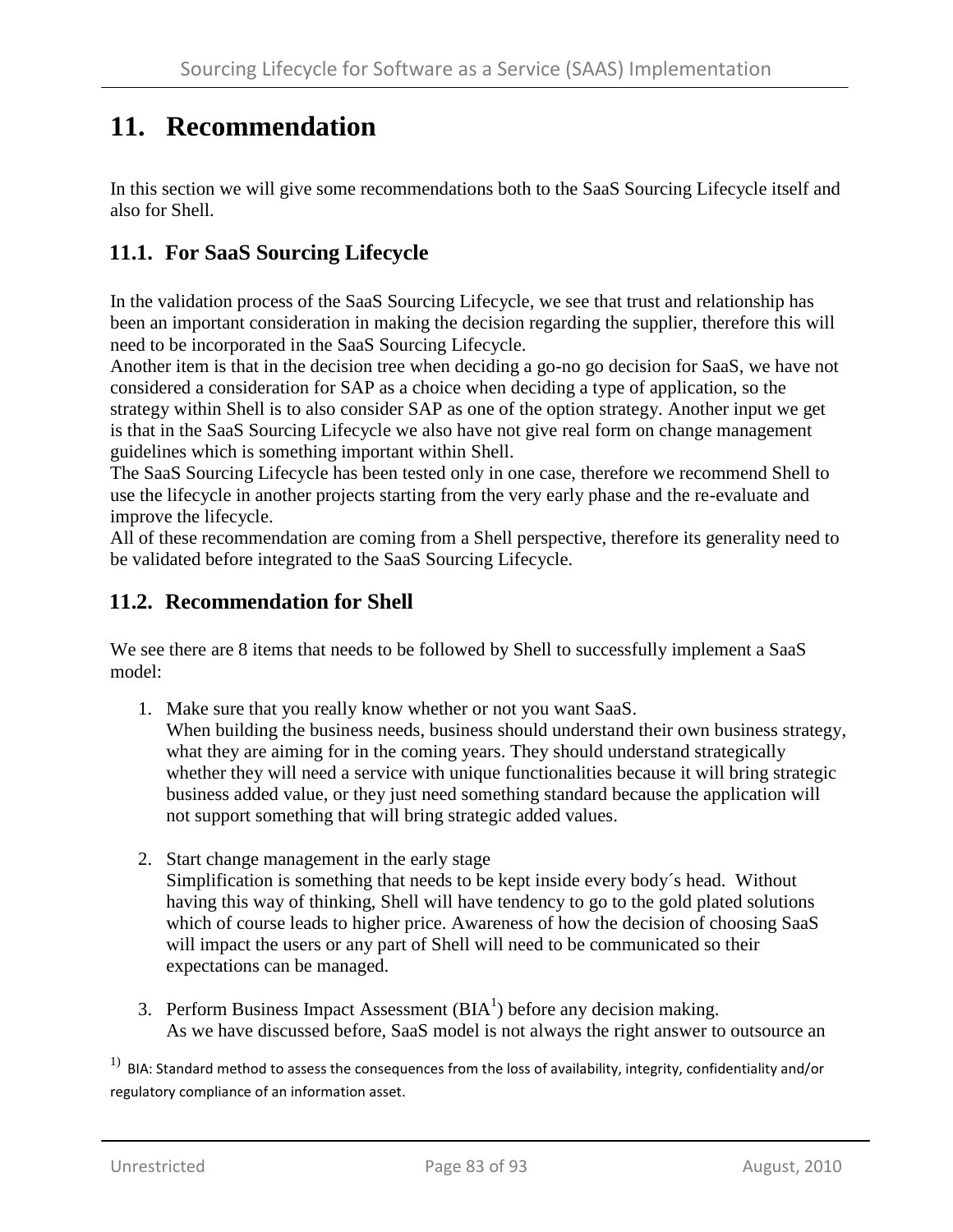# 11. Recommendation

In this section we will give some recommendations both to the SaaS Sourcing Lifecycle itself and also for Shell.

## 11.1. For SaaS Sourcing Lifecycle

In the validation process of the SaaS Sourcing Lifecycle, we see that trust and relationship has been an important consideration in making the decision regarding the supplier, therefore this will need to be incorporated in the SaaS Sourcing Lifecycle.
Another item is that in the decision tree when deciding a go-no go decision for SaaS, we have not considered a consideration for SAP as a choice when deciding a type of application, so the strategy within Shell is to also consider SAP as one of the option strategy. Another input we get is that in the SaaS Sourcing Lifecycle we also have not give real form on change management guidelines which is something important within Shell.
The SaaS Sourcing Lifecycle has been tested only in one case, therefore we recommend Shell to use the lifecycle in another projects starting from the very early phase and the re-evaluate and improve the lifecycle.
All of these recommendation are coming from a Shell perspective, therefore its generality need to be validated before integrated to the SaaS Sourcing Lifecycle.

## 11.2. Recommendation for Shell

We see there are 8 items that needs to be followed by Shell to successfully implement a SaaS model:

1. Make sure that you really know whether or not you want SaaS.
   When building the business needs, business should understand their own business strategy, what they are aiming for in the coming years. They should understand strategically whether they will need a service with unique functionalities because it will bring strategic business added value, or they just need something standard because the application will not support something that will bring strategic added values.

2. Start change management in the early stage
   Simplification is something that needs to be kept inside every body´s head. Without having this way of thinking, Shell will have tendency to go to the gold plated solutions which of course leads to higher price. Awareness of how the decision of choosing SaaS will impact the users or any part of Shell will need to be communicated so their expectations can be managed.

3. Perform Business Impact Assessment (BIA[1]) before any decision making.
   As we have discussed before, SaaS model is not always the right answer to outsource an

[1] BIA: Standard method to assess the consequences from the loss of availability, integrity, confidentiality and/or regulatory compliance of an information asset.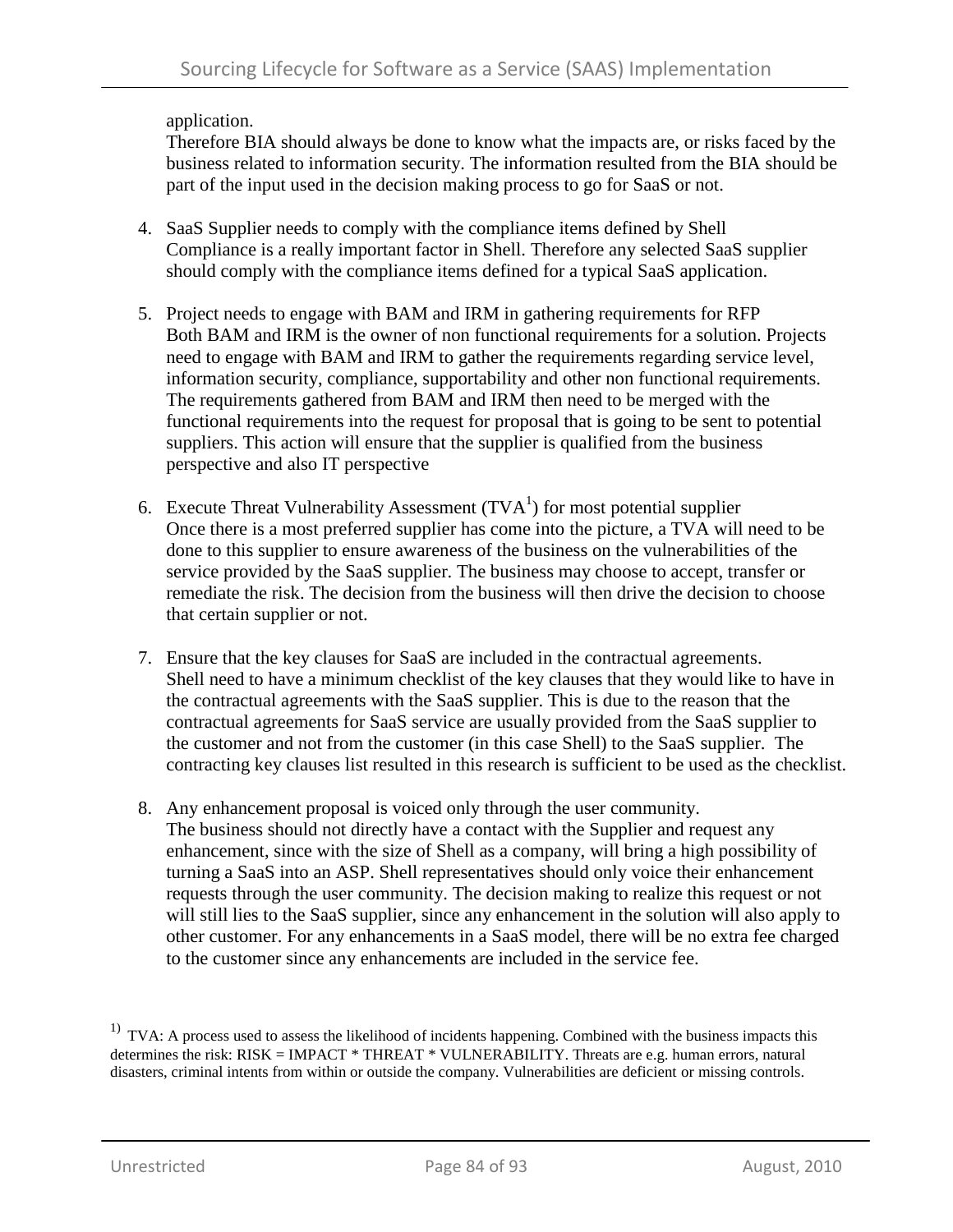application.
Therefore BIA should always be done to know what the impacts are, or risks faced by the business related to information security. The information resulted from the BIA should be part of the input used in the decision making process to go for SaaS or not.

4. SaaS Supplier needs to comply with the compliance items defined by Shell
   Compliance is a really important factor in Shell. Therefore any selected SaaS supplier should comply with the compliance items defined for a typical SaaS application.

5. Project needs to engage with BAM and IRM in gathering requirements for RFP
   Both BAM and IRM is the owner of non functional requirements for a solution. Projects need to engage with BAM and IRM to gather the requirements regarding service level, information security, compliance, supportability and other non functional requirements. The requirements gathered from BAM and IRM then need to be merged with the functional requirements into the request for proposal that is going to be sent to potential suppliers. This action will ensure that the supplier is qualified from the business perspective and also IT perspective

6. Execute Threat Vulnerability Assessment (TVA[1]) for most potential supplier
   Once there is a most preferred supplier has come into the picture, a TVA will need to be done to this supplier to ensure awareness of the business on the vulnerabilities of the service provided by the SaaS supplier. The business may choose to accept, transfer or remediate the risk. The decision from the business will then drive the decision to choose that certain supplier or not.

7. Ensure that the key clauses for SaaS are included in the contractual agreements.
   Shell need to have a minimum checklist of the key clauses that they would like to have in the contractual agreements with the SaaS supplier. This is due to the reason that the contractual agreements for SaaS service are usually provided from the SaaS supplier to the customer and not from the customer (in this case Shell) to the SaaS supplier. The contracting key clauses list resulted in this research is sufficient to be used as the checklist.

8. Any enhancement proposal is voiced only through the user community.
   The business should not directly have a contact with the Supplier and request any enhancement, since with the size of Shell as a company, will bring a high possibility of turning a SaaS into an ASP. Shell representatives should only voice their enhancement requests through the user community. The decision making to realize this request or not will still lies to the SaaS supplier, since any enhancement in the solution will also apply to other customer. For any enhancements in a SaaS model, there will be no extra fee charged to the customer since any enhancements are included in the service fee.

[1] TVA: A process used to assess the likelihood of incidents happening. Combined with the business impacts this determines the risk: RISK = IMPACT * THREAT * VULNERABILITY. Threats are e.g. human errors, natural disasters, criminal intents from within or outside the company. Vulnerabilities are deficient or missing controls.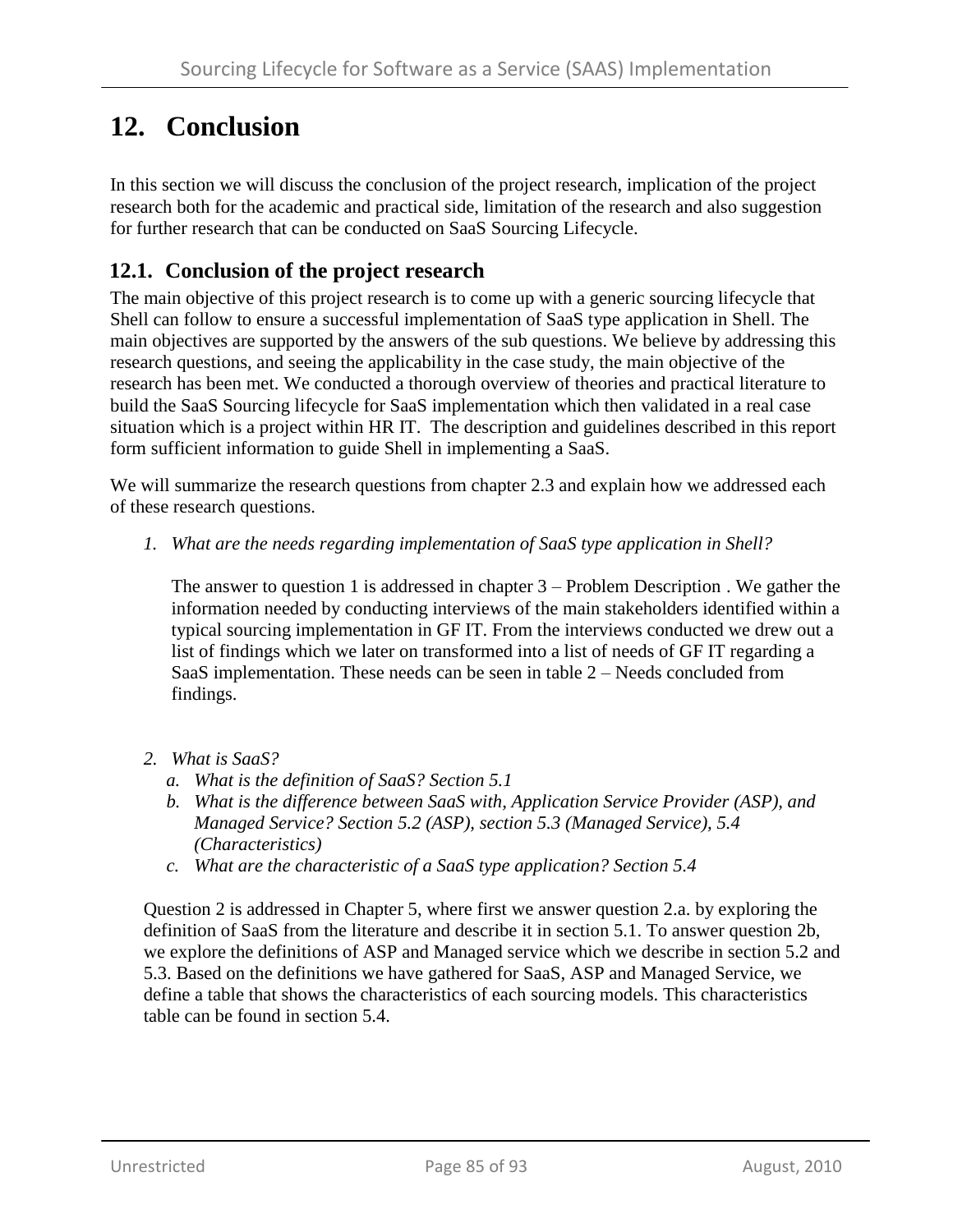# 12. Conclusion

In this section we will discuss the conclusion of the project research, implication of the project research both for the academic and practical side, limitation of the research and also suggestion for further research that can be conducted on SaaS Sourcing Lifecycle.

## 12.1. Conclusion of the project research

The main objective of this project research is to come up with a generic sourcing lifecycle that Shell can follow to ensure a successful implementation of SaaS type application in Shell. The main objectives are supported by the answers of the sub questions. We believe by addressing this research questions, and seeing the applicability in the case study, the main objective of the research has been met. We conducted a thorough overview of theories and practical literature to build the SaaS Sourcing lifecycle for SaaS implementation which then validated in a real case situation which is a project within HR IT. The description and guidelines described in this report form sufficient information to guide Shell in implementing a SaaS.

We will summarize the research questions from chapter 2.3 and explain how we addressed each of these research questions.

1. *What are the needs regarding implementation of SaaS type application in Shell?*

   The answer to question 1 is addressed in chapter 3 – Problem Description . We gather the information needed by conducting interviews of the main stakeholders identified within a typical sourcing implementation in GF IT. From the interviews conducted we drew out a list of findings which we later on transformed into a list of needs of GF IT regarding a SaaS implementation. These needs can be seen in table 2 – Needs concluded from findings.

2. *What is SaaS?*
   a. *What is the definition of SaaS? Section 5.1*
   b. *What is the difference between SaaS with, Application Service Provider (ASP), and Managed Service? Section 5.2 (ASP), section 5.3 (Managed Service), 5.4 (Characteristics)*
   c. *What are the characteristic of a SaaS type application? Section 5.4*

   Question 2 is addressed in Chapter 5, where first we answer question 2.a. by exploring the definition of SaaS from the literature and describe it in section 5.1. To answer question 2b, we explore the definitions of ASP and Managed service which we describe in section 5.2 and 5.3. Based on the definitions we have gathered for SaaS, ASP and Managed Service, we define a table that shows the characteristics of each sourcing models. This characteristics table can be found in section 5.4.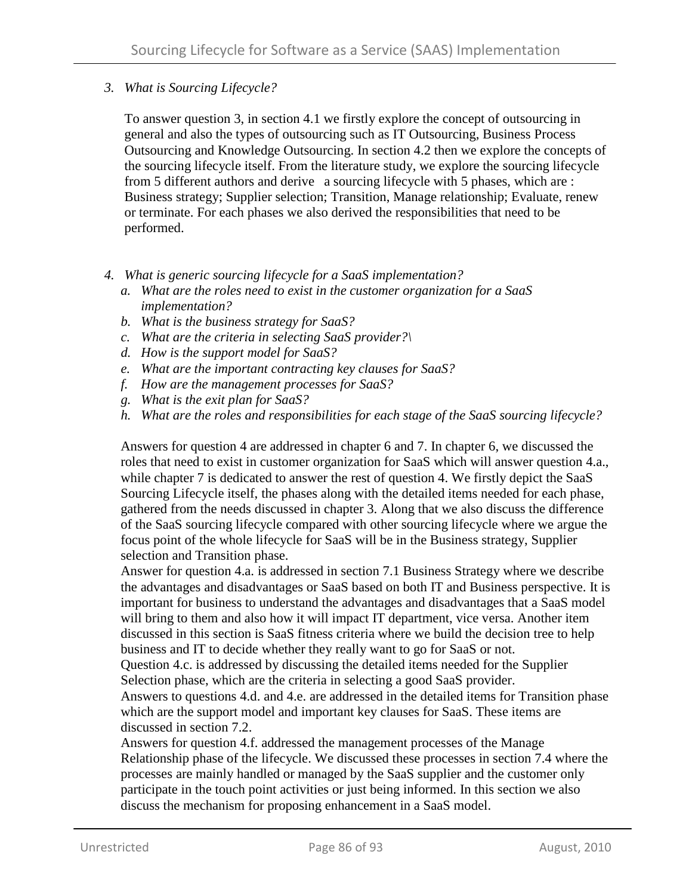3. *What is Sourcing Lifecycle?*

   To answer question 3, in section 4.1 we firstly explore the concept of outsourcing in general and also the types of outsourcing such as IT Outsourcing, Business Process Outsourcing and Knowledge Outsourcing. In section 4.2 then we explore the concepts of the sourcing lifecycle itself. From the literature study, we explore the sourcing lifecycle from 5 different authors and derive a sourcing lifecycle with 5 phases, which are : Business strategy; Supplier selection; Transition, Manage relationship; Evaluate, renew or terminate. For each phases we also derived the responsibilities that need to be performed.

4. *What is generic sourcing lifecycle for a SaaS implementation?*
   a. *What are the roles need to exist in the customer organization for a SaaS implementation?*
   b. *What is the business strategy for SaaS?*
   c. *What are the criteria in selecting SaaS provider?\*
   d. *How is the support model for SaaS?*
   e. *What are the important contracting key clauses for SaaS?*
   f. *How are the management processes for SaaS?*
   g. *What is the exit plan for SaaS?*
   h. *What are the roles and responsibilities for each stage of the SaaS sourcing lifecycle?*

   Answers for question 4 are addressed in chapter 6 and 7. In chapter 6, we discussed the roles that need to exist in customer organization for SaaS which will answer question 4.a., while chapter 7 is dedicated to answer the rest of question 4. We firstly depict the SaaS Sourcing Lifecycle itself, the phases along with the detailed items needed for each phase, gathered from the needs discussed in chapter 3. Along that we also discuss the difference of the SaaS sourcing lifecycle compared with other sourcing lifecycle where we argue the focus point of the whole lifecycle for SaaS will be in the Business strategy, Supplier selection and Transition phase.
   Answer for question 4.a. is addressed in section 7.1 Business Strategy where we describe the advantages and disadvantages or SaaS based on both IT and Business perspective. It is important for business to understand the advantages and disadvantages that a SaaS model will bring to them and also how it will impact IT department, vice versa. Another item discussed in this section is SaaS fitness criteria where we build the decision tree to help business and IT to decide whether they really want to go for SaaS or not.
   Question 4.c. is addressed by discussing the detailed items needed for the Supplier Selection phase, which are the criteria in selecting a good SaaS provider.
   Answers to questions 4.d. and 4.e. are addressed in the detailed items for Transition phase which are the support model and important key clauses for SaaS. These items are discussed in section 7.2.
   Answers for question 4.f. addressed the management processes of the Manage Relationship phase of the lifecycle. We discussed these processes in section 7.4 where the processes are mainly handled or managed by the SaaS supplier and the customer only participate in the touch point activities or just being informed. In this section we also discuss the mechanism for proposing enhancement in a SaaS model.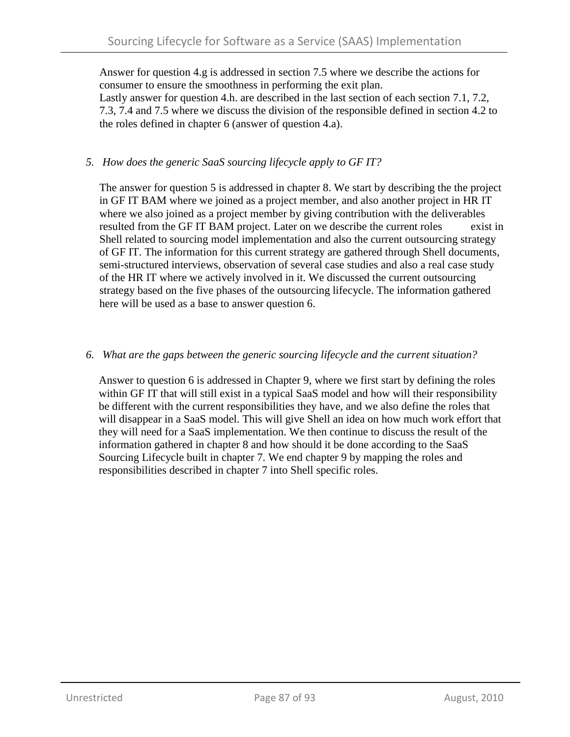Answer for question 4.g is addressed in section 7.5 where we describe the actions for consumer to ensure the smoothness in performing the exit plan.
Lastly answer for question 4.h. are described in the last section of each section 7.1, 7.2, 7.3, 7.4 and 7.5 where we discuss the division of the responsible defined in section 4.2 to the roles defined in chapter 6 (answer of question 4.a).

5. *How does the generic SaaS sourcing lifecycle apply to GF IT?*

The answer for question 5 is addressed in chapter 8. We start by describing the the project in GF IT BAM where we joined as a project member, and also another project in HR IT where we also joined as a project member by giving contribution with the deliverables resulted from the GF IT BAM project. Later on we describe the current roles exist in Shell related to sourcing model implementation and also the current outsourcing strategy of GF IT. The information for this current strategy are gathered through Shell documents, semi-structured interviews, observation of several case studies and also a real case study of the HR IT where we actively involved in it. We discussed the current outsourcing strategy based on the five phases of the outsourcing lifecycle. The information gathered here will be used as a base to answer question 6.

6. *What are the gaps between the generic sourcing lifecycle and the current situation?*

Answer to question 6 is addressed in Chapter 9, where we first start by defining the roles within GF IT that will still exist in a typical SaaS model and how will their responsibility be different with the current responsibilities they have, and we also define the roles that will disappear in a SaaS model. This will give Shell an idea on how much work effort that they will need for a SaaS implementation. We then continue to discuss the result of the information gathered in chapter 8 and how should it be done according to the SaaS Sourcing Lifecycle built in chapter 7. We end chapter 9 by mapping the roles and responsibilities described in chapter 7 into Shell specific roles.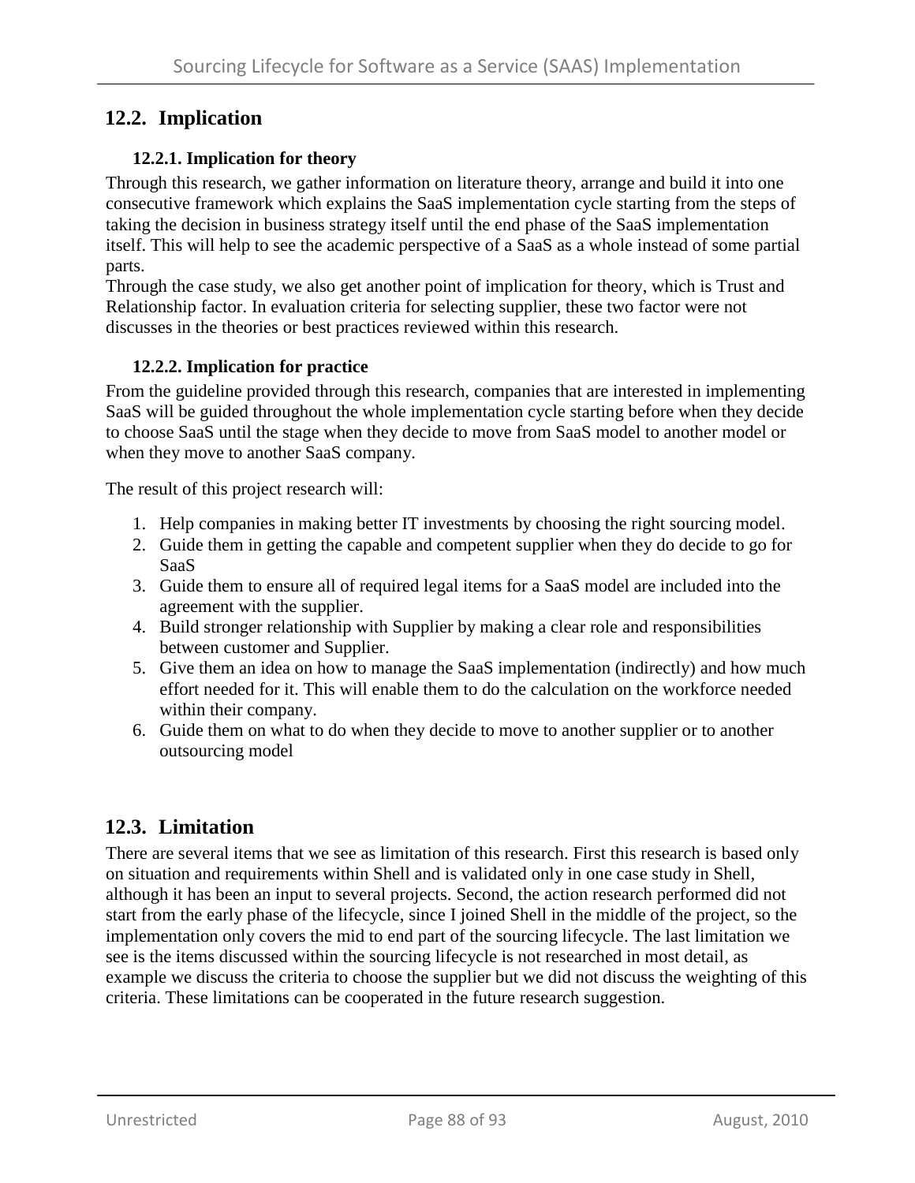## 12.2. Implication

### 12.2.1. Implication for theory

Through this research, we gather information on literature theory, arrange and build it into one consecutive framework which explains the SaaS implementation cycle starting from the steps of taking the decision in business strategy itself until the end phase of the SaaS implementation itself. This will help to see the academic perspective of a SaaS as a whole instead of some partial parts.
Through the case study, we also get another point of implication for theory, which is Trust and Relationship factor. In evaluation criteria for selecting supplier, these two factor were not discusses in the theories or best practices reviewed within this research.

### 12.2.2. Implication for practice

From the guideline provided through this research, companies that are interested in implementing SaaS will be guided throughout the whole implementation cycle starting before when they decide to choose SaaS until the stage when they decide to move from SaaS model to another model or when they move to another SaaS company.

The result of this project research will:

1. Help companies in making better IT investments by choosing the right sourcing model.
2. Guide them in getting the capable and competent supplier when they do decide to go for SaaS
3. Guide them to ensure all of required legal items for a SaaS model are included into the agreement with the supplier.
4. Build stronger relationship with Supplier by making a clear role and responsibilities between customer and Supplier.
5. Give them an idea on how to manage the SaaS implementation (indirectly) and how much effort needed for it. This will enable them to do the calculation on the workforce needed within their company.
6. Guide them on what to do when they decide to move to another supplier or to another outsourcing model

## 12.3. Limitation

There are several items that we see as limitation of this research. First this research is based only on situation and requirements within Shell and is validated only in one case study in Shell, although it has been an input to several projects. Second, the action research performed did not start from the early phase of the lifecycle, since I joined Shell in the middle of the project, so the implementation only covers the mid to end part of the sourcing lifecycle. The last limitation we see is the items discussed within the sourcing lifecycle is not researched in most detail, as example we discuss the criteria to choose the supplier but we did not discuss the weighting of this criteria. These limitations can be cooperated in the future research suggestion.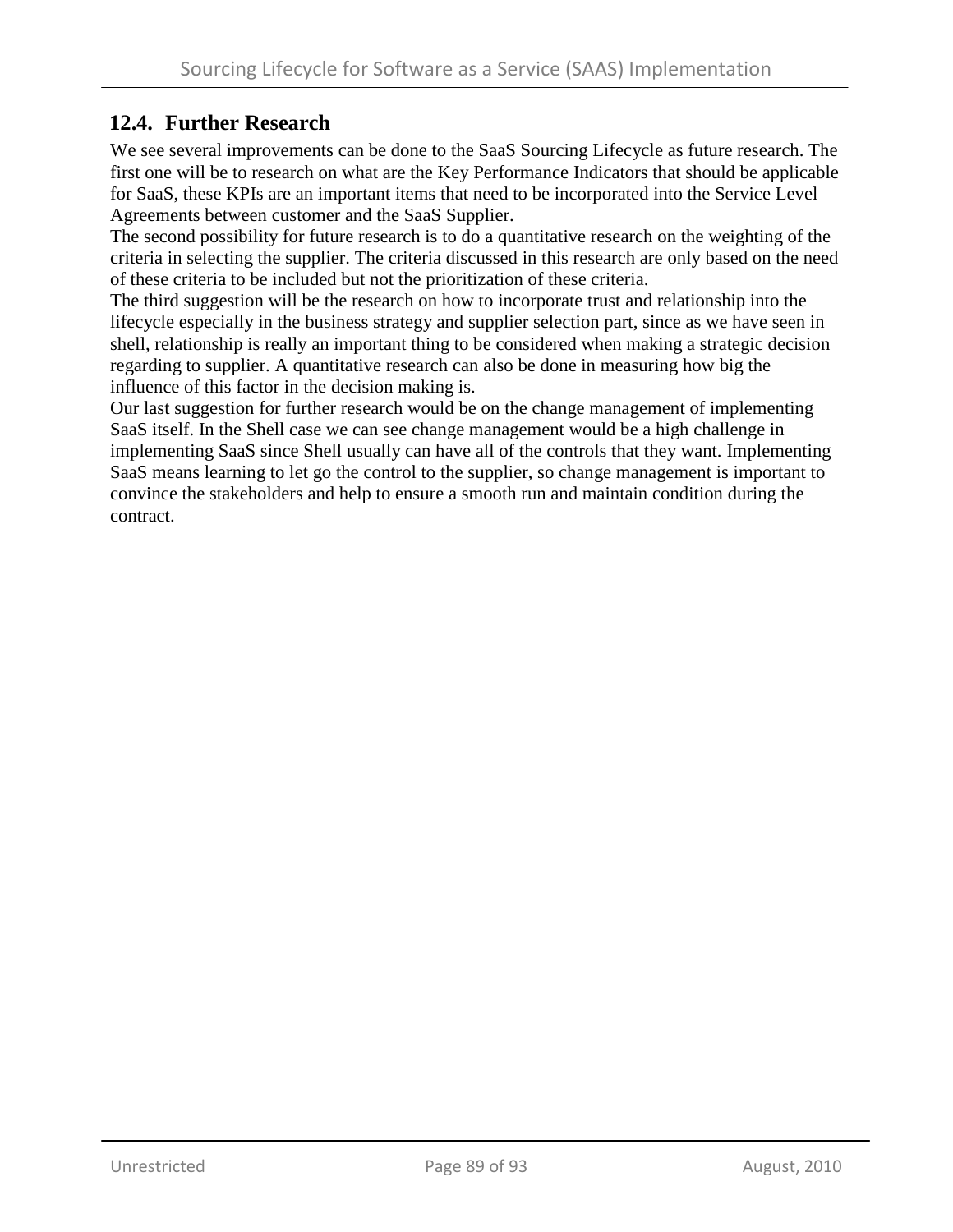## 12.4. Further Research

We see several improvements can be done to the SaaS Sourcing Lifecycle as future research. The first one will be to research on what are the Key Performance Indicators that should be applicable for SaaS, these KPIs are an important items that need to be incorporated into the Service Level Agreements between customer and the SaaS Supplier.

The second possibility for future research is to do a quantitative research on the weighting of the criteria in selecting the supplier. The criteria discussed in this research are only based on the need of these criteria to be included but not the prioritization of these criteria.

The third suggestion will be the research on how to incorporate trust and relationship into the lifecycle especially in the business strategy and supplier selection part, since as we have seen in shell, relationship is really an important thing to be considered when making a strategic decision regarding to supplier. A quantitative research can also be done in measuring how big the influence of this factor in the decision making is.

Our last suggestion for further research would be on the change management of implementing SaaS itself. In the Shell case we can see change management would be a high challenge in implementing SaaS since Shell usually can have all of the controls that they want. Implementing SaaS means learning to let go the control to the supplier, so change management is important to convince the stakeholders and help to ensure a smooth run and maintain condition during the contract.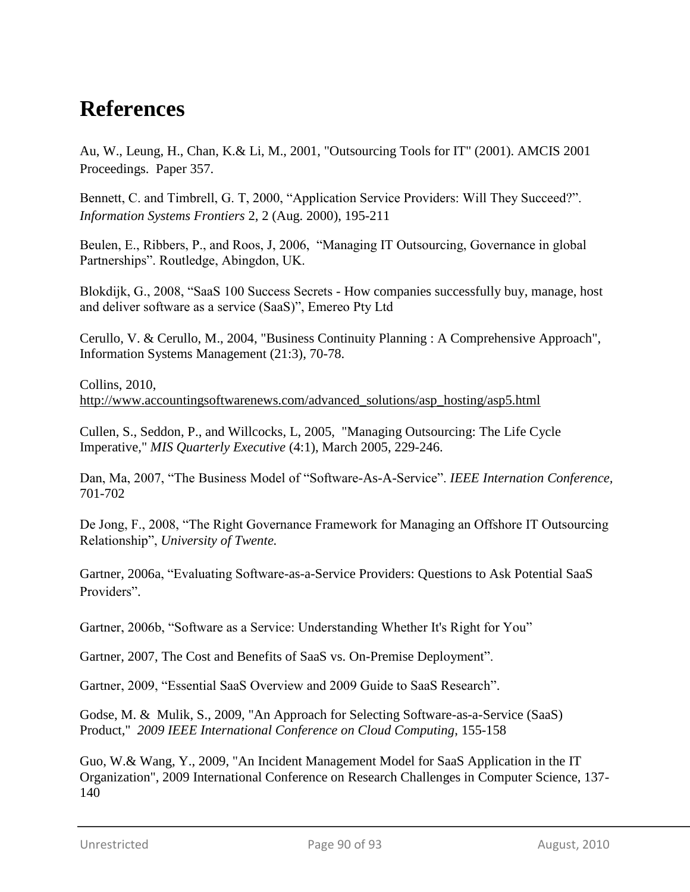# References

Au, W., Leung, H., Chan, K.& Li, M., 2001, "Outsourcing Tools for IT" (2001). AMCIS 2001 Proceedings. Paper 357.

Bennett, C. and Timbrell, G. T, 2000, "Application Service Providers: Will They Succeed?". *Information Systems Frontiers* 2, 2 (Aug. 2000), 195-211

Beulen, E., Ribbers, P., and Roos, J, 2006, "Managing IT Outsourcing, Governance in global Partnerships". Routledge, Abingdon, UK.

Blokdijk, G., 2008, "SaaS 100 Success Secrets - How companies successfully buy, manage, host and deliver software as a service (SaaS)", Emereo Pty Ltd

Cerullo, V. & Cerullo, M., 2004, "Business Continuity Planning : A Comprehensive Approach", Information Systems Management (21:3), 70-78.

Collins, 2010, http://www.accountingsoftwarenews.com/advanced_solutions/asp_hosting/asp5.html

Cullen, S., Seddon, P., and Willcocks, L, 2005, "Managing Outsourcing: The Life Cycle Imperative," *MIS Quarterly Executive* (4:1), March 2005, 229-246.

Dan, Ma, 2007, "The Business Model of "Software-As-A-Service". *IEEE Internation Conference,* 701-702

De Jong, F., 2008, "The Right Governance Framework for Managing an Offshore IT Outsourcing Relationship", *University of Twente.*

Gartner, 2006a, "Evaluating Software-as-a-Service Providers: Questions to Ask Potential SaaS Providers".

Gartner, 2006b, "Software as a Service: Understanding Whether It's Right for You"

Gartner, 2007, The Cost and Benefits of SaaS vs. On-Premise Deployment".

Gartner, 2009, "Essential SaaS Overview and 2009 Guide to SaaS Research".

Godse, M. & Mulik, S., 2009, "An Approach for Selecting Software-as-a-Service (SaaS) Product," *2009 IEEE International Conference on Cloud Computing*, 155-158

Guo, W.& Wang, Y., 2009, "An Incident Management Model for SaaS Application in the IT Organization", 2009 International Conference on Research Challenges in Computer Science, 137-140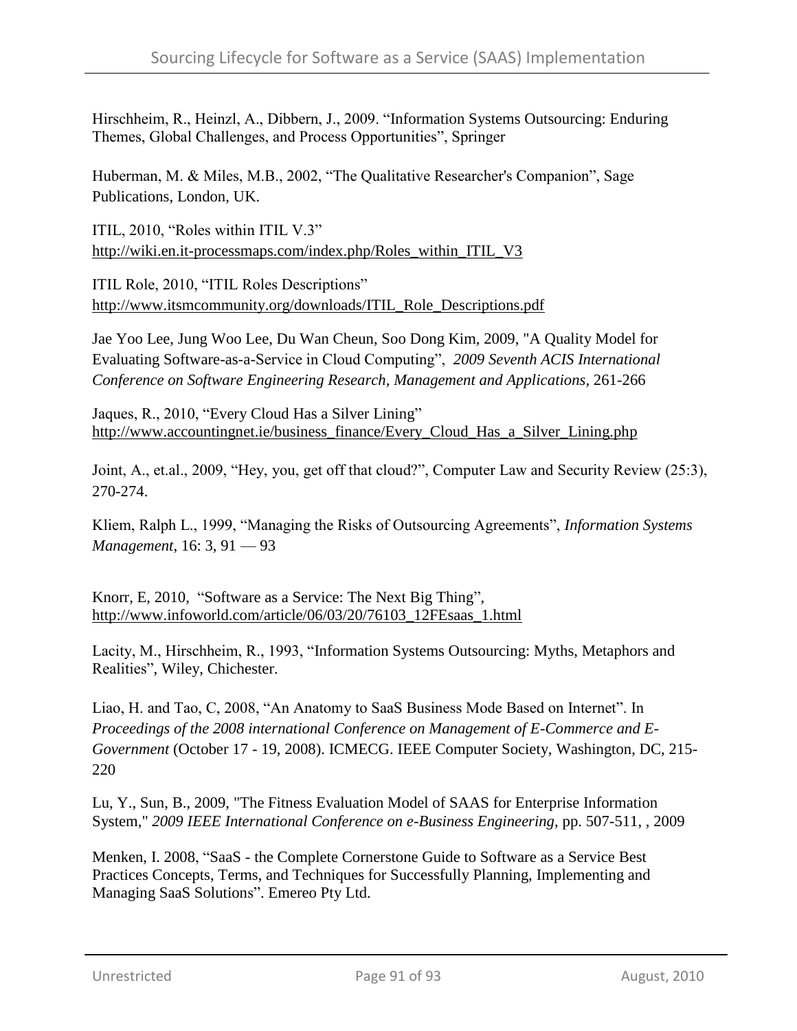Hirschheim, R., Heinzl, A., Dibbern, J., 2009. "Information Systems Outsourcing: Enduring Themes, Global Challenges, and Process Opportunities", Springer

Huberman, M. & Miles, M.B., 2002, "The Qualitative Researcher's Companion", Sage Publications, London, UK.

ITIL, 2010, "Roles within ITIL V.3" http://wiki.en.it-processmaps.com/index.php/Roles_within_ITIL_V3

ITIL Role, 2010, "ITIL Roles Descriptions" http://www.itsmcommunity.org/downloads/ITIL_Role_Descriptions.pdf

Jae Yoo Lee, Jung Woo Lee, Du Wan Cheun, Soo Dong Kim, 2009, "A Quality Model for Evaluating Software-as-a-Service in Cloud Computing", *2009 Seventh ACIS International Conference on Software Engineering Research, Management and Applications,* 261-266

Jaques, R., 2010, "Every Cloud Has a Silver Lining" http://www.accountingnet.ie/business_finance/Every_Cloud_Has_a_Silver_Lining.php

Joint, A., et.al., 2009, "Hey, you, get off that cloud?", Computer Law and Security Review (25:3), 270-274.

Kliem, Ralph L., 1999, "Managing the Risks of Outsourcing Agreements", *Information Systems Management*, 16: 3, 91 — 93

Knorr, E, 2010, "Software as a Service: The Next Big Thing", http://www.infoworld.com/article/06/03/20/76103_12FEsaas_1.html

Lacity, M., Hirschheim, R., 1993, "Information Systems Outsourcing: Myths, Metaphors and Realities", Wiley, Chichester.

Liao, H. and Tao, C, 2008, "An Anatomy to SaaS Business Mode Based on Internet". In *Proceedings of the 2008 international Conference on Management of E-Commerce and E-Government* (October 17 - 19, 2008). ICMECG. IEEE Computer Society, Washington, DC, 215-220

Lu, Y., Sun, B., 2009, "The Fitness Evaluation Model of SAAS for Enterprise Information System," *2009 IEEE International Conference on e-Business Engineering*, pp. 507-511, , 2009

Menken, I. 2008, "SaaS - the Complete Cornerstone Guide to Software as a Service Best Practices Concepts, Terms, and Techniques for Successfully Planning, Implementing and Managing SaaS Solutions". Emereo Pty Ltd.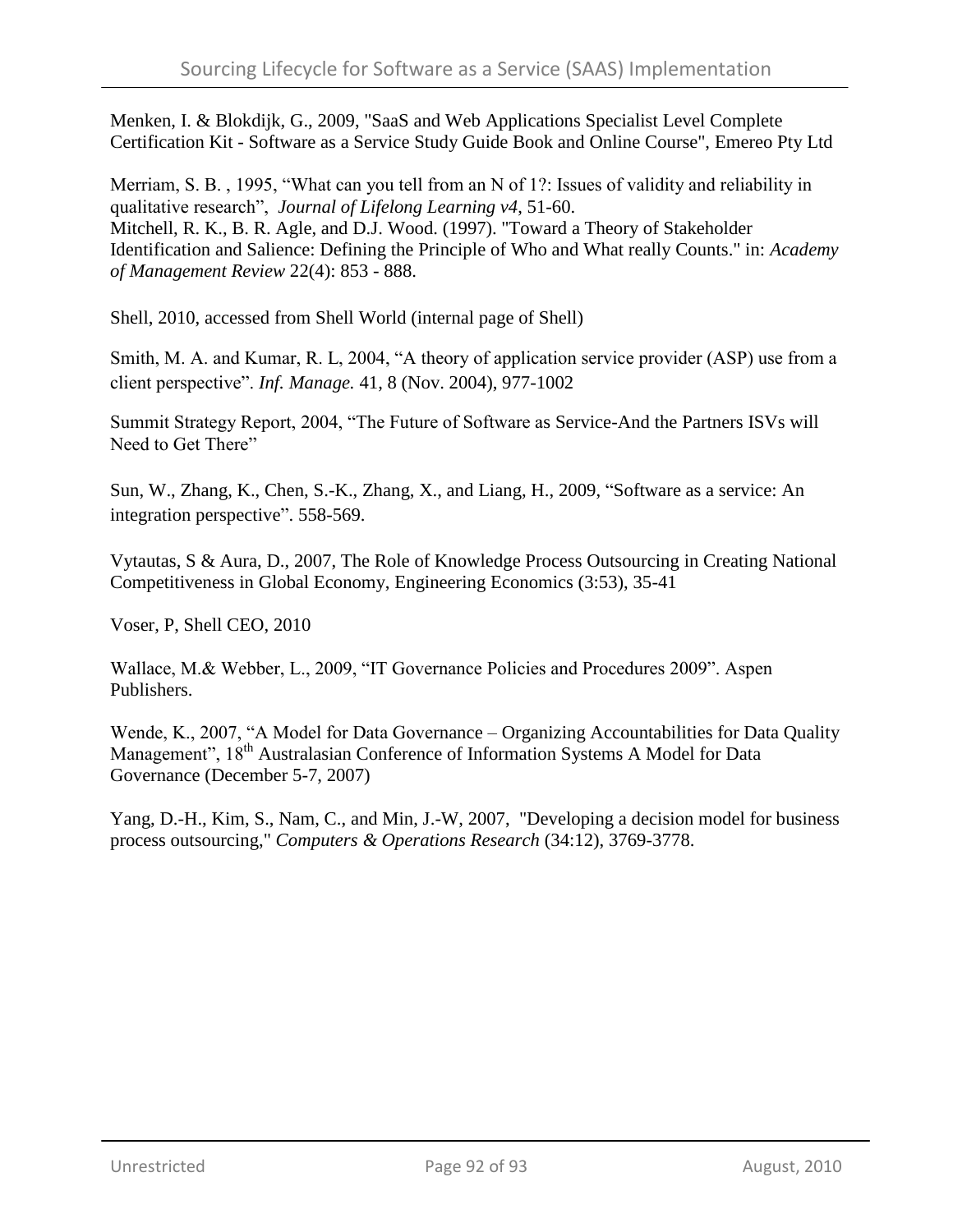Menken, I. & Blokdijk, G., 2009, "SaaS and Web Applications Specialist Level Complete Certification Kit - Software as a Service Study Guide Book and Online Course", Emereo Pty Ltd

Merriam, S. B. , 1995, "What can you tell from an N of 1?: Issues of validity and reliability in qualitative research", *Journal of Lifelong Learning v4*, 51-60.
Mitchell, R. K., B. R. Agle, and D.J. Wood. (1997). "Toward a Theory of Stakeholder Identification and Salience: Defining the Principle of Who and What really Counts." in: *Academy of Management Review* 22(4): 853 - 888.

Shell, 2010, accessed from Shell World (internal page of Shell)

Smith, M. A. and Kumar, R. L, 2004, "A theory of application service provider (ASP) use from a client perspective". *Inf. Manage.* 41, 8 (Nov. 2004), 977-1002

Summit Strategy Report, 2004, "The Future of Software as Service-And the Partners ISVs will Need to Get There"

Sun, W., Zhang, K., Chen, S.-K., Zhang, X., and Liang, H., 2009, "Software as a service: An integration perspective". 558-569.

Vytautas, S & Aura, D., 2007, The Role of Knowledge Process Outsourcing in Creating National Competitiveness in Global Economy, Engineering Economics (3:53), 35-41

Voser, P, Shell CEO, 2010

Wallace, M.& Webber, L., 2009, "IT Governance Policies and Procedures 2009". Aspen Publishers.

Wende, K., 2007, "A Model for Data Governance – Organizing Accountabilities for Data Quality Management", 18th Australasian Conference of Information Systems A Model for Data Governance (December 5-7, 2007)

Yang, D.-H., Kim, S., Nam, C., and Min, J.-W, 2007, "Developing a decision model for business process outsourcing," *Computers & Operations Research* (34:12), 3769-3778.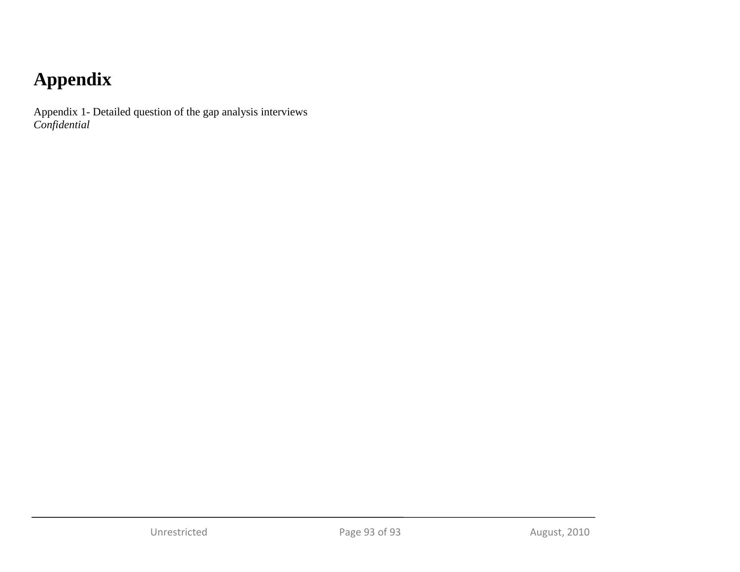# Appendix

Appendix 1- Detailed question of the gap analysis interviews
*Confidential*